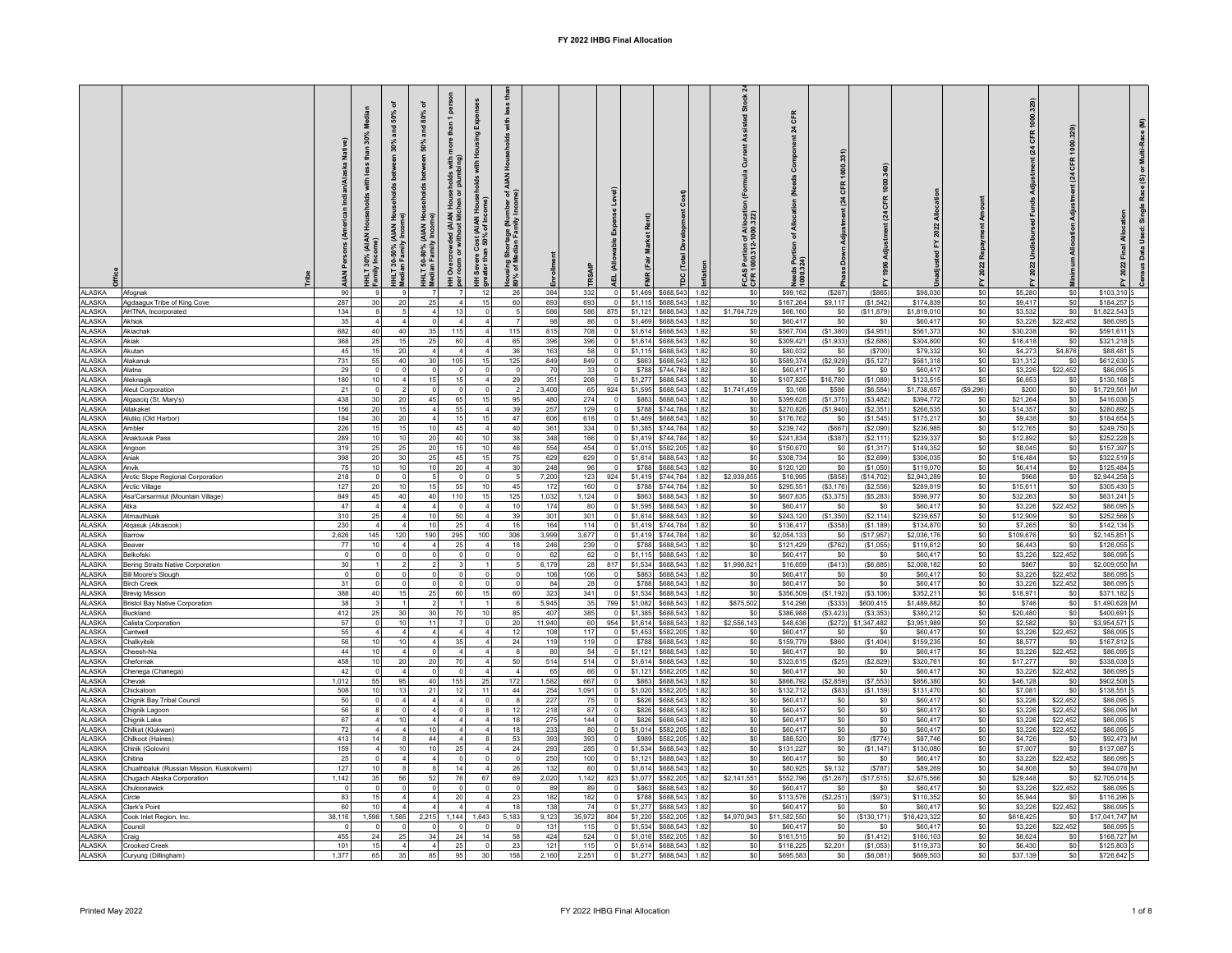# FY 2022 IHBG Final Allocation

| Office | Tribe | AIAN Persons (American Indian/Alaska Native) | HHLT 30% (AIAN Households with less than 30% Median Family Income) | HHLT 30-50% (AIAN Households between 30% and 50% of Median Family Income) | HHLT 50-80% (AIAN Households between 50% and 80% of Median Family Income) | HH Overcrowded (AIAN Households with more than 1 person per room or without kitchen or plumbing) | HH Severe Cost (AIAN Households with Housing Expenses greater than 50% of Income) | Housing Shortage (Number of AIAN Households with less than 80% of Median Family Income) | Enrollment | TRSAIP | AEL (Allowable Expense Level) | FMR (Fair Market Rent) | TDC (Total Development Cost) | Inflation | FCAS Portion of Allocation (Formula Current Assisted Stock 24 CFR 1000.312-1000.322) | Needs Portion of Allocation (Needs Component 24 CFR 1000.324) | Phase Down Adjustment (24 CFR 1000.331) | FY 1996 Adjustment (24 CFR 1000.340) | Unadjusted FY 2022 Allocation | FY 2022 Repayment Amount | FY 2022 Undisbursed Funds Adjustment (24 CFR 1000.329) | Minimum Allocation Adjustment (24 CFR 1000.329) | FY 2022 Final Allocation | Census Data Used: Single Race (S) or Multi-Race (M) |
|---|---|---|---|---|---|---|---|---|---|---|---|---|---|---|---|---|---|---|---|---|---|---|---|---|
| ALASKA | Afognak | 90 | 9 | 9 | 7 | 7 | 12 | 26 | 384 | 332 | 0 | $1,469 | $688,543 | 1.82 | $0 | $99,162 | ($267) | ($865) | $98,030 | $0 | $5,280 | $0 | $103,310 | S |
| ALASKA | Agdaagux Tribe of King Cove | 287 | 30 | 20 | 25 | 4 | 15 | 60 | 693 | 693 | 0 | $1,115 | $688,543 | 1.82 | $0 | $167,264 | $9,117 | ($1,542) | $174,839 | $0 | $9,417 | $0 | $184,257 | S |
| ALASKA | AHTNA, Incorporated | 134 | 8 | 5 | 4 | 13 | 0 | 5 | 586 | 586 | 875 | $1,121 | $688,543 | 1.82 | $1,764,729 | $66,160 | $0 | ($11,879) | $1,819,010 | $0 | $3,532 | $0 | $1,822,543 | S |
| ALASKA | Akhiok | 35 | 4 | 4 | 0 | 4 | 4 | 7 | 98 | 86 | 0 | $1,469 | $688,543 | 1.82 | $0 | $60,417 | $0 | $0 | $60,417 | $0 | $3,226 | $22,452 | $86,095 | S |
| ALASKA | Akiachak | 682 | 40 | 40 | 35 | 115 | 4 | 115 | 815 | 708 | 0 | $1,614 | $688,543 | 1.82 | $0 | $567,704 | ($1,380) | ($4,951) | $561,373 | $0 | $30,238 | $0 | $591,611 | S |
| ALASKA | Akiak | 368 | 25 | 15 | 25 | 60 | 4 | 65 | 396 | 396 | 0 | $1,614 | $688,543 | 1.82 | $0 | $309,421 | ($1,933) | ($2,688) | $304,800 | $0 | $16,418 | $0 | $321,218 | S |
| ALASKA | Akutan | 45 | 15 | 20 | 4 | 4 | 4 | 36 | 163 | 58 | 0 | $1,115 | $688,543 | 1.82 | $0 | $80,032 | $0 | ($700) | $79,332 | $0 | $4,273 | $4,876 | $88,481 | S |
| ALASKA | Alakanuk | 731 | 55 | 40 | 30 | 105 | 15 | 125 | 849 | 849 | 0 | $863 | $688,543 | 1.82 | $0 | $589,374 | ($2,929) | ($5,127) | $581,318 | $0 | $31,312 | $0 | $612,630 | S |
| ALASKA | Alatna | 29 | 0 | 0 | 0 | 0 | 0 | 0 | 70 | 33 | 0 | $788 | $744,784 | 1.82 | $0 | $60,417 | $0 | $0 | $60,417 | $0 | $3,226 | $22,452 | $86,095 | S |
| ALASKA | Aleknagik | 180 | 10 | 4 | 15 | 15 | 4 | 29 | 351 | 208 | 0 | $1,277 | $688,543 | 1.82 | $0 | $107,825 | $16,780 | ($1,089) | $123,515 | $0 | $6,653 | $0 | $130,168 | S |
| ALASKA | Aleut Corporation | 21 | 0 | 0 | 2 | 0 | 0 | 2 | 3,400 | 65 | 924 | $1,595 | $688,543 | 1.82 | $1,741,459 | $3,166 | $586 | ($6,554) | $1,738,657 | ($9,296) | $200 | $0 | $1,729,561 | M |
| ALASKA | Algaaciq (St. Mary's) | 438 | 30 | 20 | 45 | 65 | 15 | 95 | 480 | 274 | 0 | $863 | $688,543 | 1.82 | $0 | $399,628 | ($1,375) | ($3,482) | $394,772 | $0 | $21,264 | $0 | $416,036 | S |
| ALASKA | Allakaket | 156 | 20 | 15 | 4 | 55 | 4 | 39 | 257 | 129 | 0 | $788 | $744,784 | 1.82 | $0 | $270,826 | ($1,940) | ($2,351) | $266,535 | $0 | $14,357 | $0 | $280,892 | S |
| ALASKA | Alutiiq (Old Harbor) | 184 | 30 | 20 | 4 | 15 | 15 | 47 | 606 | 618 | 0 | $1,469 | $688,543 | 1.82 | $0 | $176,762 | $0 | ($1,545) | $175,217 | $0 | $9,438 | $0 | $184,654 | S |
| ALASKA | Ambler | 226 | 15 | 15 | 10 | 45 | 4 | 40 | 361 | 334 | 0 | $1,385 | $744,784 | 1.82 | $0 | $239,742 | ($667) | ($2,090) | $236,985 | $0 | $12,765 | $0 | $249,750 | S |
| ALASKA | Anaktuvuk Pass | 289 | 10 | 10 | 20 | 40 | 10 | 38 | 348 | 166 | 0 | $1,419 | $744,784 | 1.82 | $0 | $241,834 | ($387) | ($2,111) | $239,337 | $0 | $12,892 | $0 | $252,228 | S |
| ALASKA | Angoon | 319 | 25 | 25 | 20 | 15 | 10 | 48 | 554 | 454 | 0 | $1,015 | $582,205 | 1.82 | $0 | $150,670 | $0 | ($1,317) | $149,352 | $0 | $8,045 | $0 | $157,397 | S |
| ALASKA | Aniak | 398 | 20 | 30 | 25 | 45 | 15 | 75 | 629 | 629 | 0 | $1,614 | $688,543 | 1.82 | $0 | $308,734 | $0 | ($2,699) | $306,035 | $0 | $16,484 | $0 | $322,519 | S |
| ALASKA | Anvik | 75 | 10 | 10 | 10 | 20 | 4 | 30 | 248 | 96 | 0 | $788 | $688,543 | 1.82 | $0 | $120,120 | $0 | ($1,050) | $119,070 | $0 | $6,414 | $0 | $125,484 | S |
| ALASKA | Arctic Slope Regional Corporation | 218 | 0 | 0 | 5 | 0 | 0 | 5 | 7,200 | 123 | 924 | $1,419 | $744,784 | 1.82 | $2,939,855 | $18,995 | ($858) | ($14,702) | $2,943,289 | $0 | $968 | $0 | $2,944,258 | S |
| ALASKA | Arctic Village | 127 | 20 | 10 | 15 | 55 | 10 | 45 | 172 | 160 | 0 | $788 | $744,784 | 1.82 | $0 | $295,551 | ($3,176) | ($2,556) | $289,819 | $0 | $15,611 | $0 | $305,430 | S |
| ALASKA | Asa'Carsarmiut (Mountain Village) | 849 | 45 | 40 | 40 | 110 | 15 | 125 | 1,032 | 1,124 | 0 | $863 | $688,543 | 1.82 | $0 | $607,635 | ($3,375) | ($5,283) | $598,977 | $0 | $32,263 | $0 | $631,241 | S |
| ALASKA | Atka | 47 | 4 | 4 | 4 | 0 | 4 | 10 | 174 | 80 | 0 | $1,595 | $688,543 | 1.82 | $0 | $60,417 | $0 | $0 | $60,417 | $0 | $3,226 | $22,452 | $86,095 | S |
| ALASKA | Atmauthluak | 310 | 25 | 4 | 10 | 50 | 4 | 39 | 301 | 301 | 0 | $1,614 | $688,543 | 1.82 | $0 | $243,120 | ($1,350) | ($2,114) | $239,657 | $0 | $12,909 | $0 | $252,566 | S |
| ALASKA | Atqasuk (Atkasook) | 230 | 4 | 4 | 10 | 25 | 4 | 16 | 164 | 114 | 0 | $1,419 | $744,784 | 1.82 | $0 | $136,417 | ($358) | ($1,189) | $134,870 | $0 | $7,265 | $0 | $142,134 | S |
| ALASKA | Barrow | 2,626 | 145 | 120 | 190 | 295 | 100 | 306 | 3,999 | 3,677 | 0 | $1,419 | $744,784 | 1.82 | $0 | $2,054,133 | $0 | ($17,957) | $2,036,176 | $0 | $109,676 | $0 | $2,145,851 | S |
| ALASKA | Beaver | 77 | 10 | 4 | 4 | 25 | 4 | 18 | 246 | 239 | 0 | $788 | $688,543 | 1.82 | $0 | $121,429 | ($762) | ($1,055) | $119,612 | $0 | $6,443 | $0 | $126,055 | S |
| ALASKA | Belkofski | 0 | 0 | 0 | 0 | 0 | 0 | 0 | 62 | 62 | 0 | $1,115 | $688,543 | 1.82 | $0 | $60,417 | $0 | $0 | $60,417 | $0 | $3,226 | $22,452 | $86,095 | S |
| ALASKA | Bering Straits Native Corporation | 30 | 1 | 2 | 2 | 3 | 1 | 5 | 6,179 | 28 | 817 | $1,534 | $688,543 | 1.82 | $1,998,821 | $16,659 | ($413) | ($6,885) | $2,008,182 | $0 | $867 | $0 | $2,009,050 | M |
| ALASKA | Bill Moore's Slough | 0 | 0 | 0 | 0 | 0 | 0 | 0 | 106 | 106 | 0 | $863 | $688,543 | 1.82 | $0 | $60,417 | $0 | $0 | $60,417 | $0 | $3,226 | $22,452 | $86,095 | S |
| ALASKA | Birch Creek | 31 | 0 | 0 | 0 | 0 | 0 | 0 | 84 | 28 | 0 | $788 | $688,543 | 1.82 | $0 | $60,417 | $0 | $0 | $60,417 | $0 | $3,226 | $22,452 | $86,095 | S |
| ALASKA | Brevig Mission | 388 | 40 | 15 | 25 | 60 | 15 | 60 | 323 | 341 | 0 | $1,534 | $688,543 | 1.82 | $0 | $356,509 | ($1,192) | ($3,106) | $352,211 | $0 | $18,971 | $0 | $371,182 | S |
| ALASKA | Bristol Bay Native Corporation | 38 | 3 | 1 | 2 | 1 | 1 | 6 | 5,945 | 35 | 799 | $1,082 | $688,543 | 1.82 | $875,502 | $14,298 | ($333) | $600,415 | $1,489,882 | $0 | $746 | $0 | $1,490,628 | M |
| ALASKA | Buckland | 412 | 25 | 30 | 30 | 70 | 10 | 85 | 407 | 385 | 0 | $1,385 | $688,543 | 1.82 | $0 | $386,988 | ($3,423) | ($3,353) | $380,212 | $0 | $20,480 | $0 | $400,691 | S |
| ALASKA | Calista Corporation | 57 | 0 | 10 | 11 | 7 | 0 | 20 | 11,940 | 60 | 954 | $1,614 | $688,543 | 1.82 | $2,556,143 | $48,636 | ($272) | $1,347,482 | $3,951,989 | $0 | $2,582 | $0 | $3,954,571 | S |
| ALASKA | Cantwell | 55 | 4 | 4 | 4 | 4 | 4 | 12 | 108 | 117 | 0 | $1,453 | $582,205 | 1.82 | $0 | $60,417 | $0 | $0 | $60,417 | $0 | $3,226 | $22,452 | $86,095 | S |
| ALASKA | Chalkyitsik | 56 | 10 | 10 | 4 | 35 | 4 | 24 | 119 | 119 | 0 | $788 | $688,543 | 1.82 | $0 | $159,779 | $860 | ($1,404) | $159,235 | $0 | $8,577 | $0 | $167,812 | S |
| ALASKA | Cheesh-Na | 44 | 10 | 4 | 0 | 4 | 4 | 8 | 80 | 54 | 0 | $1,121 | $688,543 | 1.82 | $0 | $60,417 | $0 | $0 | $60,417 | $0 | $3,226 | $22,452 | $86,095 | S |
| ALASKA | Chefornak | 458 | 10 | 20 | 20 | 70 | 4 | 50 | 514 | 514 | 0 | $1,614 | $688,543 | 1.82 | $0 | $323,615 | ($25) | ($2,829) | $320,761 | $0 | $17,277 | $0 | $338,038 | S |
| ALASKA | Chenega (Chanega) | 42 | 0 | 4 | 0 | 0 | 4 | 4 | 65 | 66 | 0 | $1,121 | $582,205 | 1.82 | $0 | $60,417 | $0 | $0 | $60,417 | $0 | $3,226 | $22,452 | $86,095 | S |
| ALASKA | Chevak | 1,012 | 55 | 95 | 40 | 155 | 25 | 172 | 1,582 | 667 | 0 | $863 | $688,543 | 1.82 | $0 | $866,792 | ($2,859) | ($7,553) | $856,380 | $0 | $46,128 | $0 | $902,508 | S |
| ALASKA | Chickaloon | 508 | 10 | 13 | 21 | 12 | 11 | 44 | 254 | 1,091 | 0 | $1,020 | $582,205 | 1.82 | $0 | $132,712 | ($83) | ($1,159) | $131,470 | $0 | $7,081 | $0 | $138,551 | S |
| ALASKA | Chignik Bay Tribal Council | 50 | 0 | 4 | 4 | 4 | 0 | 8 | 227 | 75 | 0 | $826 | $688,543 | 1.82 | $0 | $60,417 | $0 | $0 | $60,417 | $0 | $3,226 | $22,452 | $86,095 | S |
| ALASKA | Chignik Lagoon | 56 | 8 | 0 | 4 | 0 | 8 | 12 | 218 | 87 | 0 | $826 | $688,543 | 1.82 | $0 | $60,417 | $0 | $0 | $60,417 | $0 | $3,226 | $22,452 | $86,095 | M |
| ALASKA | Chignik Lake | 67 | 4 | 10 | 4 | 4 | 4 | 18 | 275 | 144 | 0 | $826 | $688,543 | 1.82 | $0 | $60,417 | $0 | $0 | $60,417 | $0 | $3,226 | $22,452 | $86,095 | S |
| ALASKA | Chilkat (Klukwan) | 72 | 4 | 4 | 10 | 4 | 4 | 18 | 233 | 80 | 0 | $1,014 | $582,205 | 1.82 | $0 | $60,417 | $0 | $0 | $60,417 | $0 | $3,226 | $22,452 | $86,095 | S |
| ALASKA | Chilkoot (Haines) | 413 | 14 | 8 | 44 | 4 | 8 | 53 | 393 | 393 | 0 | $989 | $582,205 | 1.82 | $0 | $88,520 | $0 | ($774) | $87,746 | $0 | $4,726 | $0 | $92,473 | M |
| ALASKA | Chinik (Golovin) | 159 | 4 | 10 | 10 | 25 | 4 | 24 | 293 | 285 | 0 | $1,534 | $688,543 | 1.82 | $0 | $131,227 | $0 | ($1,147) | $130,080 | $0 | $7,007 | $0 | $137,087 | S |
| ALASKA | Chitina | 25 | 0 | 4 | 4 | 0 | 0 | 0 | 250 | 100 | 0 | $1,121 | $688,543 | 1.82 | $0 | $60,417 | $0 | $0 | $60,417 | $0 | $3,226 | $22,452 | $86,095 | S |
| ALASKA | Chuathbaluk (Russian Mission, Kuskokwim) | 127 | 10 | 8 | 8 | 14 | 4 | 26 | 132 | 80 | 0 | $1,614 | $688,543 | 1.82 | $0 | $80,925 | $9,132 | ($787) | $89,269 | $0 | $4,808 | $0 | $94,078 | M |
| ALASKA | Chugach Alaska Corporation | 1,142 | 35 | 56 | 52 | 76 | 67 | 69 | 2,020 | 1,142 | 823 | $1,077 | $582,205 | 1.82 | $2,141,551 | $552,796 | ($1,267) | ($17,515) | $2,675,566 | $0 | $29,448 | $0 | $2,705,014 | S |
| ALASKA | Chuloonawick | 0 | 0 | 0 | 0 | 0 | 0 | 0 | 89 | 89 | 0 | $863 | $688,543 | 1.82 | $0 | $60,417 | $0 | $0 | $60,417 | $0 | $3,226 | $22,452 | $86,095 | S |
| ALASKA | Circle | 83 | 15 | 4 | 4 | 20 | 4 | 23 | 182 | 182 | 0 | $788 | $688,543 | 1.82 | $0 | $113,576 | ($2,251) | ($973) | $110,352 | $0 | $5,944 | $0 | $116,296 | S |
| ALASKA | Clark's Point | 60 | 10 | 4 | 4 | 4 | 4 | 18 | 138 | 74 | 0 | $1,277 | $688,543 | 1.82 | $0 | $60,417 | $0 | $0 | $60,417 | $0 | $3,226 | $22,452 | $86,095 | S |
| ALASKA | Cook Inlet Region, Inc. | 38,116 | 1,598 | 1,585 | 2,215 | 1,144 | 1,643 | 5,183 | 9,123 | 35,972 | 804 | $1,220 | $582,205 | 1.82 | $4,970,943 | $11,582,550 | $0 | ($130,171) | $16,423,322 | $0 | $618,425 | $0 | $17,041,747 | M |
| ALASKA | Council | 0 | 0 | 0 | 0 | 0 | 0 | 0 | 131 | 115 | 0 | $1,534 | $688,543 | 1.82 | $0 | $60,417 | $0 | $0 | $60,417 | $0 | $3,226 | $22,452 | $86,095 | S |
| ALASKA | Craig | 455 | 24 | 25 | 34 | 24 | 14 | 58 | 424 | 524 | 0 | $1,016 | $582,205 | 1.82 | $0 | $161,515 | $0 | ($1,412) | $160,103 | $0 | $8,624 | $0 | $168,727 | M |
| ALASKA | Crooked Creek | 101 | 15 | 4 | 4 | 25 | 0 | 23 | 121 | 115 | 0 | $1,614 | $688,543 | 1.82 | $0 | $118,225 | $2,201 | ($1,053) | $119,373 | $0 | $6,430 | $0 | $125,803 | S |
| ALASKA | Curyung (Dillingham) | 1,377 | 65 | 35 | 85 | 95 | 30 | 158 | 2,160 | 2,251 | 0 | $1,277 | $688,543 | 1.82 | $0 | $695,583 | $0 | ($6,081) | $689,503 | $0 | $37,139 | $0 | $726,642 | S |

Printed May 2022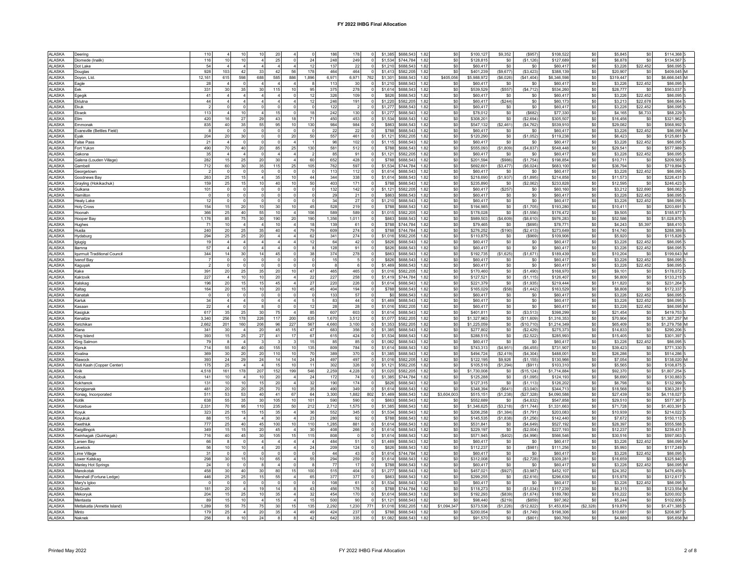# FY 2022 IHBG Final Allocation

| | | | | | | | | | | | | | | | | | | | | | | | | |
|---|---|---|---|---|---|---|---|---|---|---|---|---|---|---|---|---|---|---|---|---|---|---|---|---|
| ALASKA | Deering | 110 | 4 | 10 | 10 | 20 | 4 | 0 | 186 | 178 | 0 | $1,385 | $688,543 | 1.82 | $0 | $100,127 | $9,352 | ($957) | $108,522 | $0 | $5,845 | $0 | $114,368 | S |
| ALASKA | Diomede (Inalik) | 116 | 10 | 10 | 4 | 25 | 0 | 24 | 248 | 249 | 0 | $1,534 | $744,784 | 1.82 | $0 | $128,815 | $0 | ($1,126) | $127,689 | $0 | $6,878 | $0 | $134,567 | S |
| ALASKA | Dot Lake | 54 | 4 | 4 | 4 | 4 | 4 | 12 | 137 | 22 | 0 | $1,210 | $688,543 | 1.82 | $0 | $60,417 | $0 | $0 | $60,417 | $0 | $3,226 | $22,452 | $86,095 | S |
| ALASKA | Douglas | 928 | 103 | 42 | 33 | 42 | 56 | 178 | 464 | 464 | 0 | $1,413 | $582,205 | 1.82 | $0 | $401,239 | ($9,677) | ($3,423) | $388,139 | $0 | $20,907 | $0 | $409,045 | M |
| ALASKA | Doyon, Ltd. | 12,161 | 615 | 598 | 688 | 585 | 886 | 1,896 | 6,971 | 6,971 | 762 | $1,301 | $688,543 | 1.82 | $405,056 | $5,988,972 | ($6,026) | ($41,404) | $6,346,598 | $0 | $319,447 | $0 | $6,666,045 | M |
| ALASKA | Eagle | 28 | 4 | 0 | 4 | 4 | 4 | 8 | 113 | 30 | 0 | $1,210 | $688,543 | 1.82 | $0 | $60,417 | $0 | $0 | $60,417 | $0 | $3,226 | $22,452 | $86,095 | S |
| ALASKA | Eek | 331 | 30 | 35 | 30 | 115 | 10 | 95 | 375 | 278 | 0 | $1,614 | $688,543 | 1.82 | $0 | $539,529 | ($557) | ($4,712) | $534,260 | $0 | $28,777 | $0 | $563,037 | S |
| ALASKA | Egegik | 41 | 4 | 4 | 4 | 4 | 0 | 12 | 326 | 109 | 0 | $826 | $688,543 | 1.82 | $0 | $60,417 | $0 | $0 | $60,417 | $0 | $3,226 | $22,452 | $86,095 | S |
| ALASKA | Eklutna | 44 | 4 | 4 | 4 | 4 | 4 | 12 | 246 | 191 | 0 | $1,220 | $582,205 | 1.82 | $0 | $60,417 | ($244) | $0 | $60,173 | $0 | $3,213 | $22,678 | $86,064 | S |
| ALASKA | Ekuk | 2 | 0 | 0 | 0 | 0 | 0 | 0 | 122 | 2 | 0 | $1,277 | $688,543 | 1.82 | $0 | $60,417 | $0 | $0 | $60,417 | $0 | $3,226 | $22,452 | $86,095 | S |
| ALASKA | Ekwok | 113 | 4 | 10 | 4 | 15 | 0 | 18 | 242 | 130 | 0 | $1,277 | $688,543 | 1.82 | $0 | $78,012 | $0 | ($682) | $77,330 | $0 | $4,165 | $6,733 | $88,229 | S |
| ALASKA | Elim | 420 | 16 | 27 | 29 | 43 | 18 | 71 | 450 | 453 | 0 | $1,534 | $688,543 | 1.82 | $0 | $308,201 | $0 | ($2,694) | $305,507 | $0 | $16,456 | $0 | $321,962 | S |
| ALASKA | Emmonak | 835 | 40 | 35 | 55 | 95 | 10 | 130 | 984 | 984 | 0 | $863 | $688,543 | 1.82 | $0 | $547,132 | ($2,461) | ($4,762) | $539,910 | $0 | $29,082 | $0 | $568,992 | S |
| ALASKA | Evansville (Bettles Field) | 8 | 0 | 0 | 0 | 0 | 0 | 0 | 22 | 22 | 0 | $788 | $688,543 | 1.82 | $0 | $60,417 | $0 | $0 | $60,417 | $0 | $3,226 | $22,452 | $86,095 | M |
| ALASKA | Eyak | 204 | 20 | 30 | 0 | 0 | 20 | 50 | 557 | 461 | 0 | $1,121 | $582,205 | 1.82 | $0 | $120,290 | $0 | ($1,052) | $119,238 | $0 | $6,423 | $0 | $125,661 | S |
| ALASKA | False Pass | 21 | 4 | 0 | 0 | 0 | 4 | 1 | 96 | 102 | 0 | $1,115 | $688,543 | 1.82 | $0 | $60,417 | $0 | $0 | $60,417 | $0 | $3,226 | $22,452 | $86,095 | S |
| ALASKA | Fort Yukon | 490 | 70 | 40 | 20 | 85 | 25 | 130 | 581 | 512 | 0 | $788 | $688,543 | 1.82 | $0 | $555,093 | ($1,809) | ($4,837) | $548,448 | $0 | $29,541 | $0 | $577,989 | S |
| ALASKA | Gakona | 35 | 4 | 4 | 0 | 4 | 4 | 2 | 85 | 91 | 0 | $1,121 | $582,205 | 1.82 | $0 | $60,417 | $0 | $0 | $60,417 | $0 | $3,226 | $22,452 | $86,095 | S |
| ALASKA | Galena (Louden Village) | 282 | 15 | 25 | 20 | 30 | 4 | 60 | 652 | 428 | 0 | $788 | $688,543 | 1.82 | $0 | $201,594 | ($986) | ($1,754) | $198,854 | $0 | $10,711 | $0 | $209,565 | S |
| ALASKA | Gambell | 712 | 60 | 30 | 35 | 115 | 25 | 105 | 762 | 597 | 0 | $1,534 | $744,784 | 1.82 | $0 | $692,601 | ($3,477) | ($6,024) | $683,100 | $0 | $36,794 | $0 | $719,894 | S |
| ALASKA | Georgetown | 2 | 0 | 0 | 0 | 0 | 0 | 0 | 113 | 112 | 0 | $1,614 | $688,543 | 1.82 | $0 | $60,417 | $0 | $0 | $60,417 | $0 | $3,226 | $22,452 | $86,095 | S |
| ALASKA | Goodnews Bay | 263 | 25 | 15 | 4 | 35 | 10 | 44 | 344 | 338 | 0 | $1,614 | $688,543 | 1.82 | $0 | $218,690 | ($1,937) | ($1,895) | $214,858 | $0 | $11,573 | $0 | $226,431 | S |
| ALASKA | Grayling (Holikachuk) | 159 | 25 | 15 | 10 | 40 | 10 | 50 | 403 | 171 | 0 | $788 | $688,543 | 1.82 | $0 | $235,890 | $0 | ($2,062) | $233,828 | $0 | $12,595 | $0 | $246,423 | S |
| ALASKA | Gulkana | 101 | 0 | 0 | 0 | 0 | 0 | 0 | 132 | 142 | 0 | $1,121 | $582,205 | 1.82 | $0 | $60,417 | ($257) | $0 | $60,160 | $0 | $3,212 | $22,690 | $86,062 | S |
| ALASKA | Hamilton | 0 | 0 | 0 | 0 | 0 | 0 | 0 | 29 | 21 | 0 | $863 | $688,543 | 1.82 | $0 | $60,417 | $0 | $0 | $60,417 | $0 | $3,226 | $22,452 | $86,095 | S |
| ALASKA | Healy Lake | 12 | 0 | 0 | 0 | 0 | 0 | 0 | 34 | 27 | 0 | $1,210 | $688,543 | 1.82 | $0 | $60,417 | $0 | $0 | $60,417 | $0 | $3,226 | $22,452 | $86,095 | S |
| ALASKA | Holy Cross | 154 | 15 | 20 | 10 | 30 | 10 | 45 | 528 | 219 | 0 | $788 | $688,543 | 1.82 | $0 | $194,985 | $0 | ($1,705) | $193,280 | $0 | $10,411 | $0 | $203,691 | S |
| ALASKA | Hoonah | 366 | 25 | 40 | 55 | 10 | 4 | 106 | 589 | 589 | 0 | $1,015 | $582,205 | 1.82 | $0 | $178,028 | $0 | ($1,556) | $176,472 | $0 | $9,505 | $0 | $185,977 | S |
| ALASKA | Hooper Bay | 1,176 | 85 | 75 | 30 | 190 | 20 | 190 | 1,356 | 1,011 | 0 | $863 | $688,543 | 1.82 | $0 | $989,503 | ($4,609) | ($8,610) | $976,283 | $0 | $52,586 | $0 | $1,028,870 | S |
| ALASKA | Hughes | 71 | 10 | 4 | 4 | 10 | 4 | 18 | 139 | 61 | 0 | $788 | $744,784 | 1.82 | $0 | $79,465 | $0 | ($695) | $78,771 | $0 | $4,243 | $5,397 | $88,410 | S |
| ALASKA | Huslia | 240 | 20 | 25 | 35 | 40 | 4 | 79 | 609 | 274 | 0 | $788 | $744,784 | 1.82 | $0 | $276,252 | ($190) | ($2,413) | $273,649 | $0 | $14,740 | $0 | $288,389 | S |
| ALASKA | Hydaburg | 294 | 25 | 25 | 20 | 4 | 4 | 62 | 341 | 274 | 0 | $1,016 | $582,205 | 1.82 | $0 | $110,875 | $0 | ($969) | $109,906 | $0 | $5,920 | $0 | $115,826 | S |
| ALASKA | Igiugig | 19 | 4 | 4 | 4 | 4 | 4 | 12 | 64 | 42 | 0 | $826 | $688,543 | 1.82 | $0 | $60,417 | $0 | $0 | $60,417 | $0 | $3,226 | $22,452 | $86,095 | S |
| ALASKA | Iliamna | 57 | 4 | 0 | 4 | 4 | 0 | 8 | 128 | 91 | 0 | $826 | $688,543 | 1.82 | $0 | $60,417 | $0 | $0 | $60,417 | $0 | $3,226 | $22,452 | $86,095 | S |
| ALASKA | Iqurmuit Traditional Council | 344 | 14 | 30 | 14 | 45 | 0 | 38 | 374 | 278 | 0 | $863 | $688,543 | 1.82 | $0 | $192,735 | ($1,625) | ($1,671) | $189,439 | $0 | $10,204 | $0 | $199,643 | M |
| ALASKA | Ivanof Bay | 7 | 0 | 0 | 0 | 0 | 0 | 0 | 15 | 5 | 0 | $826 | $688,543 | 1.82 | $0 | $60,417 | $0 | $0 | $60,417 | $0 | $3,226 | $22,452 | $86,095 | S |
| ALASKA | Kaguyak | 2 | 0 | 0 | 0 | 0 | 0 | 0 | 8 | 6 | 0 | $1,469 | $688,543 | 1.82 | $0 | $60,417 | $0 | $0 | $60,417 | $0 | $3,226 | $22,452 | $86,095 | S |
| ALASKA | Kake | 391 | 20 | 25 | 35 | 20 | 10 | 47 | 465 | 465 | 0 | $1,016 | $582,205 | 1.82 | $0 | $170,460 | $0 | ($1,490) | $168,970 | $0 | $9,101 | $0 | $178,072 | S |
| ALASKA | Kaktovik | 227 | 4 | 10 | 10 | 20 | 4 | 22 | 227 | 258 | 0 | $1,419 | $744,784 | 1.82 | $0 | $127,521 | $0 | ($1,115) | $126,407 | $0 | $6,809 | $0 | $133,215 | S |
| ALASKA | Kalskag | 196 | 20 | 15 | 15 | 45 | 4 | 27 | 220 | 226 | 0 | $1,614 | $688,543 | 1.82 | $0 | $221,379 | $0 | ($1,935) | $219,444 | $0 | $11,820 | $0 | $231,264 | S |
| ALASKA | Kaltag | 164 | 20 | 15 | 10 | 20 | 10 | 45 | 404 | 194 | 0 | $788 | $688,543 | 1.82 | $0 | $165,029 | ($58) | ($1,442) | $163,529 | $0 | $8,808 | $0 | $172,337 | S |
| ALASKA | Kanatak | 0 | 0 | 0 | 0 | 0 | 0 | 0 | 133 | 57 | 0 | $0 | $688,543 | 1.82 | $0 | $60,417 | $0 | $0 | $60,417 | $0 | $3,226 | $22,452 | $86,095 | S |
| ALASKA | Karluk | 34 | 4 | 4 | 0 | 4 | 4 | 5 | 83 | 44 | 0 | $1,469 | $688,543 | 1.82 | $0 | $60,417 | $0 | $0 | $60,417 | $0 | $3,226 | $22,452 | $86,095 | S |
| ALASKA | Kasaan | 22 | 4 | 0 | 8 | 0 | 0 | 12 | 28 | 28 | 0 | $1,016 | $582,205 | 1.82 | $0 | $60,417 | $0 | $0 | $60,417 | $0 | $3,226 | $22,452 | $86,095 | M |
| ALASKA | Kasigluk | 617 | 35 | 25 | 30 | 75 | 4 | 85 | 607 | 603 | 0 | $1,614 | $688,543 | 1.82 | $0 | $401,811 | $0 | ($3,513) | $398,299 | $0 | $21,454 | $0 | $419,753 | S |
| ALASKA | Kenaitze | 3,340 | 256 | 178 | 226 | 117 | 200 | 635 | 1,670 | 3,512 | 0 | $1,077 | $582,205 | 1.82 | $0 | $1,327,963 | $0 | ($11,609) | $1,316,353 | $0 | $70,904 | $0 | $1,387,257 | M |
| ALASKA | Ketchikan | 2,662 | 201 | 160 | 206 | 96 | 227 | 567 | 4,660 | 3,100 | 0 | $1,353 | $582,205 | 1.82 | $0 | $1,225,059 | $0 | ($10,710) | $1,214,349 | $0 | $65,409 | $0 | $1,279,758 | M |
| ALASKA | Kiana | 341 | 30 | 4 | 20 | 45 | 15 | 47 | 683 | 356 | 0 | $1,385 | $688,543 | 1.82 | $0 | $277,802 | $0 | ($2,429) | $275,373 | $0 | $14,833 | $0 | $290,206 | S |
| ALASKA | King Island | 393 | 15 | 25 | 27 | 41 | 17 | 67 | 615 | 424 | 0 | $1,534 | $688,543 | 1.82 | $0 | $288,515 | $0 | ($2,522) | $285,993 | $0 | $15,405 | $0 | $301,397 | S |
| ALASKA | King Salmon | 79 | 8 | 4 | 3 | 3 | 3 | 15 | 85 | 85 | 0 | $1,082 | $688,543 | 1.82 | $0 | $60,417 | $0 | $0 | $60,417 | $0 | $3,226 | $22,452 | $86,095 | S |
| ALASKA | Kipnuk | 714 | 55 | 40 | 40 | 155 | 10 | 135 | 809 | 784 | 0 | $1,614 | $688,543 | 1.82 | $0 | $743,313 | ($4,951) | ($6,455) | $731,907 | $0 | $39,423 | $0 | $771,330 | S |
| ALASKA | Kivalina | 369 | 30 | 20 | 20 | 110 | 10 | 70 | 389 | 370 | 0 | $1,385 | $688,543 | 1.82 | $0 | $494,724 | ($2,419) | ($4,304) | $488,001 | $0 | $26,286 | $0 | $514,286 | S |
| ALASKA | Klawock | 393 | 24 | 29 | 24 | 14 | 14 | 24 | 497 | 497 | 0 | $1,016 | $582,205 | 1.82 | $0 | $122,195 | $9,926 | ($1,155) | $130,966 | $0 | $7,054 | $0 | $138,020 | M |
| ALASKA | Kluti Kaah (Copper Center) | 175 | 25 | 4 | 4 | 15 | 10 | 11 | 302 | 326 | 0 | $1,121 | $582,205 | 1.82 | $0 | $105,516 | ($1,294) | ($911) | $103,310 | $0 | $5,565 | $0 | $108,875 | S |
| ALASKA | Knik | 4,518 | 161 | 178 | 207 | 152 | 199 | 546 | 2,259 | 4,228 | 0 | $1,020 | $582,205 | 1.82 | $0 | $1,730,008 | $0 | ($15,124) | $1,714,884 | $0 | $92,370 | $0 | $1,807,254 | S |
| ALASKA | Kobuk | 141 | 10 | 4 | 10 | 20 | 4 | 24 | 172 | 74 | 0 | $1,385 | $744,784 | 1.82 | $0 | $125,288 | $0 | ($1,095) | $124,193 | $0 | $6,690 | $0 | $130,883 | S |
| ALASKA | Kokhanok | 131 | 10 | 10 | 15 | 20 | 4 | 32 | 190 | 174 | 0 | $826 | $688,543 | 1.82 | $0 | $127,315 | $0 | ($1,113) | $126,202 | $0 | $6,798 | $0 | $132,999 | S |
| ALASKA | Kongiganak | 481 | 20 | 20 | 25 | 70 | 10 | 35 | 490 | 349 | 0 | $1,614 | $688,543 | 1.82 | $0 | $348,394 | ($641) | ($3,040) | $344,713 | $0 | $18,568 | $0 | $363,281 | S |
| ALASKA | Koniag, Incorporated | 511 | 53 | 53 | 40 | 41 | 67 | 64 | 3,300 | 1,882 | 802 | $1,469 | $688,543 | 1.82 | $3,604,003 | $515,151 | ($1,238) | ($27,328) | $4,090,588 | $0 | $27,439 | $0 | $4,118,027 | S |
| ALASKA | Kotlik | 638 | 55 | 35 | 30 | 105 | 10 | 101 | 590 | 590 | 0 | $863 | $688,543 | 1.82 | $0 | $552,689 | $0 | ($4,832) | $547,858 | $0 | $29,510 | $0 | $577,367 | S |
| ALASKA | Kotzebue | 2,331 | 70 | 95 | 110 | 235 | 50 | 212 | 2,712 | 1,575 | 0 | $1,385 | $688,543 | 1.82 | $0 | $1,346,625 | ($3,218) | ($11,744) | $1,331,663 | $0 | $71,728 | $0 | $1,403,391 | S |
| ALASKA | Koyuk | 323 | 25 | 15 | 15 | 35 | 4 | 36 | 552 | 345 | 0 | $1,534 | $688,543 | 1.82 | $0 | $206,258 | ($1,384) | ($1,791) | $203,083 | $0 | $10,939 | $0 | $214,022 | S |
| ALASKA | Koyukuk | 88 | 15 | 4 | 4 | 30 | 4 | 23 | 280 | 92 | 0 | $788 | $688,543 | 1.82 | $0 | $145,535 | ($1,838) | ($1,256) | $142,440 | $0 | $7,672 | $0 | $150,113 | S |
| ALASKA | Kwethluk | 777 | 25 | 40 | 45 | 100 | 10 | 110 | 1,285 | 881 | 0 | $1,614 | $688,543 | 1.82 | $0 | $531,841 | $0 | ($4,649) | $527,192 | $0 | $28,397 | $0 | $555,588 | S |
| ALASKA | Kwigillingok | 349 | 15 | 15 | 20 | 45 | 4 | 30 | 408 | 266 | 0 | $1,614 | $688,543 | 1.82 | $0 | $229,197 | $0 | ($2,004) | $227,193 | $0 | $12,237 | $0 | $239,431 | S |
| ALASKA | Kwinhagak (Quinhagak) | 716 | 40 | 45 | 30 | 105 | 15 | 115 | 808 | 0 | 0 | $1,614 | $688,543 | 1.82 | $0 | $571,945 | ($402) | ($4,996) | $566,546 | $0 | $30,516 | $0 | $597,063 | S |
| ALASKA | Larsen Bay | 66 | 8 | 0 | 4 | 4 | 4 | 4 | 484 | 51 | 0 | $1,469 | $688,543 | 1.82 | $0 | $60,417 | $0 | $0 | $60,417 | $0 | $3,226 | $22,452 | $86,095 | M |
| ALASKA | Levelock | 56 | 10 | 10 | 4 | 20 | 4 | 24 | 209 | 124 | 0 | $826 | $688,543 | 1.82 | $0 | $112,237 | $0 | ($981) | $111,256 | $0 | $5,993 | $0 | $117,249 | S |
| ALASKA | Lime Village | 31 | 0 | 0 | 0 | 0 | 0 | 0 | 44 | 43 | 0 | $1,614 | $744,784 | 1.82 | $0 | $60,417 | $0 | $0 | $60,417 | $0 | $3,226 | $22,452 | $86,095 | S |
| ALASKA | Lower Kalskag | 298 | 30 | 15 | 10 | 65 | 4 | 55 | 294 | 259 | 0 | $1,614 | $688,543 | 1.82 | $0 | $312,008 | $0 | ($2,728) | $309,281 | $0 | $16,659 | $0 | $325,940 | S |
| ALASKA | Manley Hot Springs | 24 | 0 | 0 | 8 | 4 | 0 | 8 | 77 | 17 | 0 | $788 | $688,543 | 1.82 | $0 | $60,417 | $0 | $0 | $60,417 | $0 | $3,226 | $22,452 | $86,095 | M |
| ALASKA | Manokotak | 458 | 30 | 40 | 30 | 80 | 15 | 100 | 515 | 404 | 0 | $1,277 | $688,543 | 1.82 | $0 | $457,021 | ($927) | ($3,987) | $452,107 | $0 | $24,352 | $0 | $476,459 | S |
| ALASKA | Marshall (Fortuna Ledge) | 446 | 25 | 25 | 15 | 55 | 4 | 65 | 377 | 377 | 0 | $863 | $688,543 | 1.82 | $0 | $299,255 | $0 | ($2,616) | $296,639 | $0 | $15,978 | $0 | $312,617 | S |
| ALASKA | Mary's Igloo | 0 | 0 | 0 | 0 | 0 | 0 | 0 | 108 | 61 | 0 | $1,534 | $688,543 | 1.82 | $0 | $60,417 | $0 | $0 | $60,417 | $0 | $3,226 | $22,452 | $86,095 | S |
| ALASKA | McGrath | 181 | 20 | 4 | 19 | 14 | 8 | 43 | 456 | 176 | 0 | $788 | $744,784 | 1.82 | $0 | $118,273 | $0 | ($1,034) | $117,239 | $0 | $6,315 | $0 | $123,554 | M |
| ALASKA | Mekoryuk | 204 | 15 | 25 | 10 | 35 | 4 | 32 | 454 | 170 | 0 | $1,614 | $688,543 | 1.82 | $0 | $192,293 | ($839) | ($1,674) | $189,780 | $0 | $10,222 | $0 | $200,002 | S |
| ALASKA | Mentasta | 89 | 15 | 10 | 4 | 15 | 4 | 15 | 500 | 90 | 0 | $1,121 | $688,543 | 1.82 | $0 | $98,440 | ($219) | ($859) | $97,362 | $0 | $5,244 | $0 | $102,606 | S |
| ALASKA | Metlakatla (Annette Island) | 1,289 | 55 | 75 | 75 | 30 | 15 | 135 | 2,292 | 1,230 | 771 | $1,016 | $582,205 | 1.82 | $1,094,347 | $373,536 | ($1,226) | ($12,822) | $1,453,834 | ($2,328) | $19,879 | $0 | $1,471,385 | S |
| ALASKA | Minto | 179 | 25 | 4 | 20 | 35 | 4 | 49 | 424 | 237 | 0 | $788 | $688,543 | 1.82 | $0 | $200,054 | $0 | ($1,749) | $198,306 | $0 | $10,681 | $0 | $208,987 | S |
| ALASKA | Naknek | 256 | 8 | 10 | 24 | 8 | 8 | 42 | 642 | 335 | 0 | $1,082 | $688,543 | 1.82 | $0 | $91,570 | $0 | ($801) | $90,769 | $0 | $4,889 | $0 | $95,658 | M |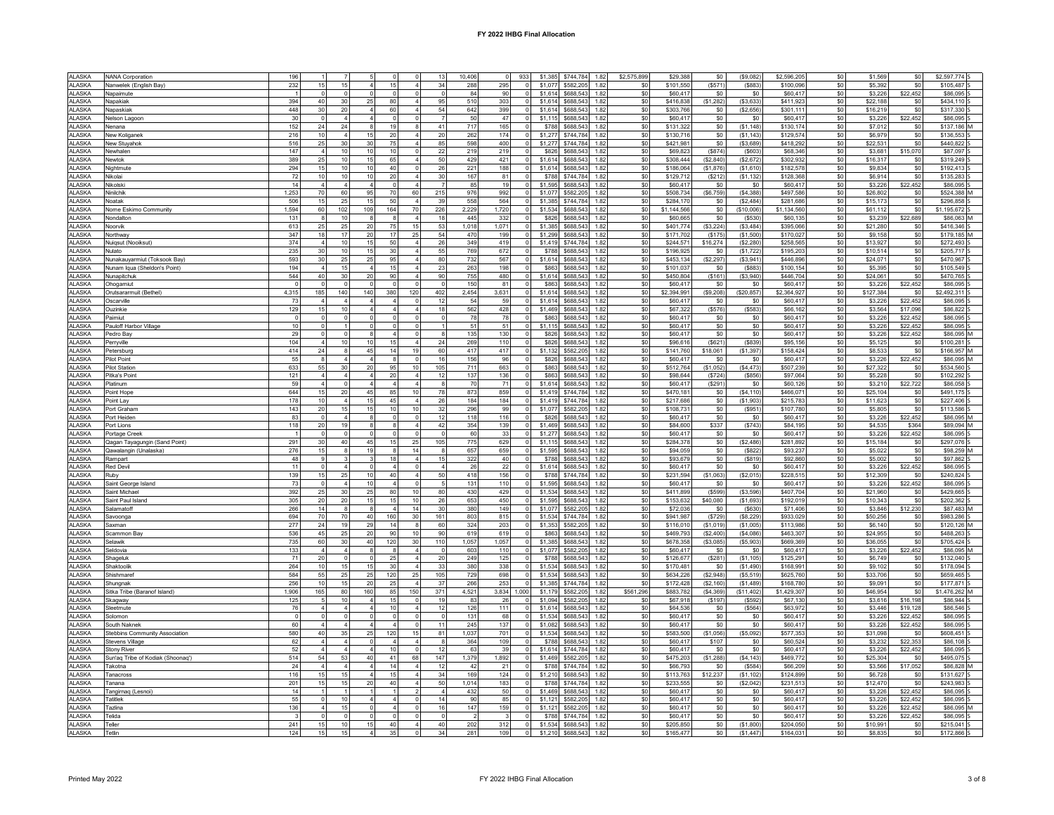| | | | | | | | | | | | | | | | | | | | | | | | | |
|---|---|---|---|---|---|---|---|---|---|---|---|---|---|---|---|---|---|---|---|---|---|---|---|---|
| ALASKA | NANA Corporation | 196 | 1 | 7 | 5 | 0 | 0 | 13 | 10,406 | 0 | 933 | $1,385 | $744,784 | 1.82 | $2,575,899 | $29,388 | $0 | ($9,082) | $2,596,205 | $0 | $1,569 | $0 | $2,597,774 | S |
| ALASKA | Nanwelek (English Bay) | 232 | 15 | 15 | 4 | 15 | 4 | 34 | 288 | 295 | 0 | $1,077 | $582,205 | 1.82 | $0 | $101,550 | ($571) | ($883) | $100,096 | $0 | $5,392 | $0 | $105,487 | S |
| ALASKA | Napaimute | 1 | 0 | 0 | 0 | 0 | 0 | 0 | 84 | 90 | 0 | $1,614 | $688,543 | 1.82 | $0 | $60,417 | $0 | $0 | $60,417 | $0 | $3,226 | $22,452 | $86,095 | S |
| ALASKA | Napakiak | 394 | 40 | 30 | 25 | 80 | 4 | 95 | 510 | 303 | 0 | $1,614 | $688,543 | 1.82 | $0 | $416,838 | ($1,282) | ($3,633) | $411,923 | $0 | $22,188 | $0 | $434,110 | S |
| ALASKA | Napaskiak | 448 | 30 | 20 | 4 | 60 | 4 | 54 | 642 | 399 | 0 | $1,614 | $688,543 | 1.82 | $0 | $303,766 | $0 | ($2,656) | $301,111 | $0 | $16,219 | $0 | $317,330 | S |
| ALASKA | Nelson Lagoon | 30 | 0 | 4 | 4 | 0 | 0 | 7 | 50 | 47 | 0 | $1,115 | $688,543 | 1.82 | $0 | $60,417 | $0 | $0 | $60,417 | $0 | $3,226 | $22,452 | $86,095 | S |
| ALASKA | Nenana | 152 | 24 | 24 | 8 | 19 | 8 | 41 | 717 | 165 | 0 | $788 | $688,543 | 1.82 | $0 | $131,322 | $0 | ($1,148) | $130,174 | $0 | $7,012 | $0 | $137,186 | M |
| ALASKA | New Koliganek | 216 | 10 | 4 | 15 | 20 | 4 | 20 | 262 | 174 | 0 | $1,277 | $744,784 | 1.82 | $0 | $130,716 | $0 | ($1,143) | $129,574 | $0 | $6,979 | $0 | $136,553 | S |
| ALASKA | New Stuyahok | 516 | 25 | 30 | 30 | 75 | 4 | 85 | 598 | 400 | 0 | $1,277 | $744,784 | 1.82 | $0 | $421,981 | $0 | ($3,689) | $418,292 | $0 | $22,531 | $0 | $440,822 | S |
| ALASKA | Newhalen | 147 | 4 | 10 | 10 | 10 | 0 | 22 | 219 | 219 | 0 | $826 | $688,543 | 1.82 | $0 | $69,823 | ($874) | ($603) | $68,346 | $0 | $3,681 | $15,070 | $87,097 | S |
| ALASKA | Newtok | 389 | 25 | 10 | 15 | 65 | 4 | 50 | 429 | 421 | 0 | $1,614 | $688,543 | 1.82 | $0 | $308,444 | ($2,840) | ($2,672) | $302,932 | $0 | $16,317 | $0 | $319,249 | S |
| ALASKA | Nightmute | 294 | 15 | 10 | 10 | 40 | 0 | 26 | 221 | 188 | 0 | $1,614 | $688,543 | 1.82 | $0 | $186,064 | ($1,876) | ($1,610) | $182,578 | $0 | $9,834 | $0 | $192,413 | S |
| ALASKA | Nikolai | 72 | 10 | 10 | 10 | 20 | 4 | 30 | 167 | 81 | 0 | $788 | $744,784 | 1.82 | $0 | $129,712 | ($212) | ($1,132) | $128,368 | $0 | $6,914 | $0 | $135,283 | S |
| ALASKA | Nikolski | 14 | 4 | 4 | 4 | 0 | 4 | 7 | 85 | 19 | 0 | $1,595 | $688,543 | 1.82 | $0 | $60,417 | $0 | $0 | $60,417 | $0 | $3,226 | $22,452 | $86,095 | S |
| ALASKA | Ninilchik | 1,253 | 70 | 60 | 95 | 70 | 60 | 215 | 976 | 992 | 0 | $1,077 | $582,205 | 1.82 | $0 | $508,734 | ($6,759) | ($4,388) | $497,586 | $0 | $26,802 | $0 | $524,388 | M |
| ALASKA | Noatak | 506 | 15 | 25 | 15 | 50 | 4 | 39 | 558 | 564 | 0 | $1,385 | $744,784 | 1.82 | $0 | $284,170 | $0 | ($2,484) | $281,686 | $0 | $15,173 | $0 | $296,858 | S |
| ALASKA | Nome Eskimo Community | 1,594 | 60 | 102 | 109 | 164 | 70 | 226 | 2,229 | 1,720 | 0 | $1,534 | $688,543 | 1.82 | $0 | $1,144,566 | $0 | ($10,006) | $1,134,560 | $0 | $61,112 | $0 | $1,195,672 | S |
| ALASKA | Nondalton | 131 | 8 | 10 | 8 | 8 | 4 | 18 | 445 | 332 | 0 | $826 | $688,543 | 1.82 | $0 | $60,665 | $0 | ($530) | $60,135 | $0 | $3,239 | $22,689 | $86,063 | M |
| ALASKA | Noorvik | 613 | 25 | 25 | 20 | 75 | 15 | 53 | 1,018 | 1,071 | 0 | $1,385 | $688,543 | 1.82 | $0 | $401,774 | ($3,224) | ($3,484) | $395,066 | $0 | $21,280 | $0 | $416,346 | S |
| ALASKA | Northway | 347 | 18 | 17 | 20 | 17 | 25 | 54 | 470 | 199 | 0 | $1,299 | $688,543 | 1.82 | $0 | $171,702 | ($175) | ($1,500) | $170,027 | $0 | $9,158 | $0 | $179,185 | M |
| ALASKA | Nuiqsut (Nooiksut) | 374 | 4 | 10 | 15 | 50 | 4 | 26 | 349 | 419 | 0 | $1,419 | $744,784 | 1.82 | $0 | $244,571 | $16,274 | ($2,280) | $258,565 | $0 | $13,927 | $0 | $272,493 | S |
| ALASKA | Nulato | 235 | 30 | 10 | 15 | 30 | 4 | 55 | 769 | 672 | 0 | $788 | $688,543 | 1.82 | $0 | $196,925 | $0 | ($1,722) | $195,203 | $0 | $10,514 | $0 | $205,717 | S |
| ALASKA | Nunakauyarmiut (Toksook Bay) | 593 | 30 | 25 | 25 | 95 | 4 | 80 | 732 | 567 | 0 | $1,614 | $688,543 | 1.82 | $0 | $453,134 | ($2,297) | ($3,941) | $446,896 | $0 | $24,071 | $0 | $470,967 | S |
| ALASKA | Nunam Iqua (Sheldon's Point) | 194 | 4 | 15 | 4 | 15 | 4 | 23 | 263 | 198 | 0 | $863 | $688,543 | 1.82 | $0 | $101,037 | $0 | ($883) | $100,154 | $0 | $5,395 | $0 | $105,549 | S |
| ALASKA | Nunapitchuk | 544 | 40 | 30 | 20 | 90 | 4 | 90 | 755 | 480 | 0 | $1,614 | $688,543 | 1.82 | $0 | $450,804 | ($161) | ($3,940) | $446,704 | $0 | $24,061 | $0 | $470,765 | S |
| ALASKA | Ohogamiut | 0 | 0 | 0 | 0 | 0 | 0 | 0 | 150 | 81 | 0 | $863 | $688,543 | 1.82 | $0 | $60,417 | $0 | $0 | $60,417 | $0 | $3,226 | $22,452 | $86,095 | S |
| ALASKA | Orutsararmuit (Bethel) | 4,315 | 185 | 140 | 140 | 380 | 120 | 402 | 2,454 | 3,631 | 0 | $1,614 | $688,543 | 1.82 | $0 | $2,394,991 | ($9,208) | ($20,857) | $2,364,927 | $0 | $127,384 | $0 | $2,492,311 | S |
| ALASKA | Oscarville | 73 | 4 | 4 | 4 | 4 | 0 | 12 | 54 | 59 | 0 | $1,614 | $688,543 | 1.82 | $0 | $60,417 | $0 | $0 | $60,417 | $0 | $3,226 | $22,452 | $86,095 | S |
| ALASKA | Ouzinkie | 129 | 15 | 10 | 4 | 4 | 4 | 18 | 562 | 428 | 0 | $1,469 | $688,543 | 1.82 | $0 | $67,322 | ($576) | ($583) | $66,162 | $0 | $3,564 | $17,096 | $86,822 | S |
| ALASKA | Paimiut | 0 | 0 | 0 | 0 | 0 | 0 | 0 | 78 | 78 | 0 | $863 | $688,543 | 1.82 | $0 | $60,417 | $0 | $0 | $60,417 | $0 | $3,226 | $22,452 | $86,095 | S |
| ALASKA | Pauloff Harbor Village | 10 | 0 | 1 | 0 | 0 | 0 | 1 | 51 | 51 | 0 | $1,115 | $688,543 | 1.82 | $0 | $60,417 | $0 | $0 | $60,417 | $0 | $3,226 | $22,452 | $86,095 | S |
| ALASKA | Pedro Bay | 29 | 0 | 0 | 8 | 4 | 0 | 8 | 135 | 130 | 0 | $826 | $688,543 | 1.82 | $0 | $60,417 | $0 | $0 | $60,417 | $0 | $3,226 | $22,452 | $86,095 | M |
| ALASKA | Perryville | 104 | 4 | 10 | 10 | 15 | 4 | 24 | 269 | 110 | 0 | $826 | $688,543 | 1.82 | $0 | $96,616 | ($621) | ($839) | $95,156 | $0 | $5,125 | $0 | $100,281 | S |
| ALASKA | Petersburg | 414 | 24 | 8 | 45 | 14 | 19 | 60 | 417 | 417 | 0 | $1,132 | $582,205 | 1.82 | $0 | $141,760 | $18,061 | ($1,397) | $158,424 | $0 | $8,533 | $0 | $166,957 | M |
| ALASKA | Pilot Point | 55 | 8 | 4 | 4 | 8 | 0 | 16 | 156 | 96 | 0 | $826 | $688,543 | 1.82 | $0 | $60,417 | $0 | $0 | $60,417 | $0 | $3,226 | $22,452 | $86,095 | M |
| ALASKA | Pilot Station | 633 | 55 | 30 | 20 | 95 | 10 | 105 | 711 | 663 | 0 | $863 | $688,543 | 1.82 | $0 | $512,764 | ($1,052) | ($4,473) | $507,239 | $0 | $27,322 | $0 | $534,560 | S |
| ALASKA | Pitka's Point | 121 | 4 | 4 | 4 | 20 | 4 | 12 | 137 | 136 | 0 | $863 | $688,543 | 1.82 | $0 | $98,644 | ($724) | ($856) | $97,064 | $0 | $5,228 | $0 | $102,292 | S |
| ALASKA | Platinum | 59 | 4 | 0 | 4 | 4 | 4 | 8 | 70 | 71 | 0 | $1,614 | $688,543 | 1.82 | $0 | $60,417 | ($291) | $0 | $60,126 | $0 | $3,210 | $22,722 | $86,058 | S |
| ALASKA | Point Hope | 644 | 15 | 20 | 45 | 85 | 10 | 78 | 873 | 859 | 0 | $1,419 | $744,784 | 1.82 | $0 | $470,181 | $0 | ($4,110) | $466,071 | $0 | $25,104 | $0 | $491,175 | S |
| ALASKA | Point Lay | 178 | 10 | 4 | 15 | 45 | 4 | 26 | 184 | 184 | 0 | $1,419 | $744,784 | 1.82 | $0 | $217,686 | $0 | ($1,903) | $215,783 | $0 | $11,623 | $0 | $227,406 | S |
| ALASKA | Port Graham | 143 | 20 | 15 | 15 | 10 | 10 | 32 | 296 | 99 | 0 | $1,077 | $582,205 | 1.82 | $0 | $108,731 | $0 | ($951) | $107,780 | $0 | $5,805 | $0 | $113,586 | S |
| ALASKA | Port Heiden | 83 | 0 | 4 | 8 | 0 | 0 | 12 | 118 | 116 | 0 | $826 | $688,543 | 1.82 | $0 | $60,417 | $0 | $0 | $60,417 | $0 | $3,226 | $22,452 | $86,095 | M |
| ALASKA | Port Lions | 118 | 20 | 19 | 8 | 8 | 4 | 42 | 354 | 139 | 0 | $1,469 | $688,543 | 1.82 | $0 | $84,600 | $337 | ($743) | $84,195 | $0 | $4,535 | $364 | $89,094 | M |
| ALASKA | Portage Creek | 1 | 0 | 0 | 0 | 0 | 0 | 0 | 60 | 33 | 0 | $1,277 | $688,543 | 1.82 | $0 | $60,417 | $0 | $0 | $60,417 | $0 | $3,226 | $22,452 | $86,095 | S |
| ALASKA | Qagan Tayagungin (Sand Point) | 291 | 30 | 40 | 45 | 15 | 25 | 105 | 775 | 629 | 0 | $1,115 | $688,543 | 1.82 | $0 | $284,378 | $0 | ($2,486) | $281,892 | $0 | $15,184 | $0 | $297,076 | S |
| ALASKA | Qawalangin (Unalaska) | 276 | 15 | 8 | 19 | 8 | 14 | 8 | 657 | 659 | 0 | $1,595 | $688,543 | 1.82 | $0 | $94,059 | $0 | ($822) | $93,237 | $0 | $5,022 | $0 | $98,259 | M |
| ALASKA | Rampart | 48 | 9 | 3 | 3 | 18 | 4 | 15 | 322 | 40 | 0 | $788 | $688,543 | 1.82 | $0 | $93,679 | $0 | ($819) | $92,860 | $0 | $5,002 | $0 | $97,862 | S |
| ALASKA | Red Devil | 11 | 0 | 4 | 0 | 4 | 0 | 4 | 26 | 22 | 0 | $1,614 | $688,543 | 1.82 | $0 | $60,417 | $0 | $0 | $60,417 | $0 | $3,226 | $22,452 | $86,095 | S |
| ALASKA | Ruby | 139 | 15 | 25 | 10 | 40 | 4 | 50 | 418 | 156 | 0 | $788 | $744,784 | 1.82 | $0 | $231,594 | ($1,063) | ($2,015) | $228,515 | $0 | $12,309 | $0 | $240,824 | S |
| ALASKA | Saint George Island | 73 | 0 | 4 | 10 | 4 | 0 | 5 | 131 | 110 | 0 | $1,595 | $688,543 | 1.82 | $0 | $60,417 | $0 | $0 | $60,417 | $0 | $3,226 | $22,452 | $86,095 | S |
| ALASKA | Saint Michael | 392 | 25 | 30 | 25 | 80 | 10 | 80 | 430 | 429 | 0 | $1,534 | $688,543 | 1.82 | $0 | $411,899 | ($599) | ($3,596) | $407,704 | $0 | $21,960 | $0 | $429,665 | S |
| ALASKA | Saint Paul Island | 305 | 20 | 20 | 15 | 15 | 10 | 26 | 653 | 450 | 0 | $1,595 | $688,543 | 1.82 | $0 | $153,632 | $40,080 | ($1,693) | $192,019 | $0 | $10,343 | $0 | $202,362 | S |
| ALASKA | Salamatoff | 266 | 14 | 8 | 8 | 4 | 14 | 30 | 380 | 149 | 0 | $1,077 | $582,205 | 1.82 | $0 | $72,036 | $0 | ($630) | $71,406 | $0 | $3,846 | $12,230 | $87,483 | M |
| ALASKA | Savoonga | 694 | 70 | 70 | 40 | 160 | 30 | 161 | 803 | 815 | 0 | $1,534 | $744,784 | 1.82 | $0 | $941,987 | ($729) | ($8,229) | $933,029 | $0 | $50,256 | $0 | $983,286 | S |
| ALASKA | Saxman | 277 | 24 | 19 | 29 | 14 | 8 | 60 | 324 | 203 | 0 | $1,353 | $582,205 | 1.82 | $0 | $116,010 | ($1,019) | ($1,005) | $113,986 | $0 | $6,140 | $0 | $120,126 | M |
| ALASKA | Scammon Bay | 536 | 45 | 25 | 20 | 90 | 10 | 90 | 619 | 619 | 0 | $863 | $688,543 | 1.82 | $0 | $469,793 | ($2,400) | ($4,086) | $463,307 | $0 | $24,955 | $0 | $488,263 | S |
| ALASKA | Selawik | 735 | 60 | 30 | 40 | 120 | 30 | 110 | 1,057 | 1,057 | 0 | $1,385 | $688,543 | 1.82 | $0 | $678,358 | ($3,085) | ($5,903) | $669,369 | $0 | $36,055 | $0 | $705,424 | S |
| ALASKA | Seldovia | 133 | 4 | 4 | 8 | 8 | 4 | 0 | 603 | 110 | 0 | $1,077 | $582,205 | 1.82 | $0 | $60,417 | $0 | $0 | $60,417 | $0 | $3,226 | $22,452 | $86,095 | M |
| ALASKA | Shageluk | 71 | 20 | 0 | 0 | 25 | 4 | 20 | 249 | 125 | 0 | $788 | $688,543 | 1.82 | $0 | $126,677 | ($281) | ($1,105) | $125,291 | $0 | $6,749 | $0 | $132,040 | S |
| ALASKA | Shaktoolik | 264 | 10 | 15 | 15 | 30 | 4 | 33 | 380 | 338 | 0 | $1,534 | $688,543 | 1.82 | $0 | $170,481 | $0 | ($1,490) | $168,991 | $0 | $9,102 | $0 | $178,094 | S |
| ALASKA | Shishmaref | 584 | 55 | 25 | 25 | 120 | 25 | 105 | 729 | 698 | 0 | $1,534 | $688,543 | 1.82 | $0 | $634,226 | ($2,948) | ($5,519) | $625,760 | $0 | $33,706 | $0 | $659,465 | S |
| ALASKA | Shungnak | 256 | 10 | 15 | 20 | 25 | 4 | 37 | 266 | 253 | 0 | $1,385 | $744,784 | 1.82 | $0 | $172,428 | ($2,160) | ($1,489) | $168,780 | $0 | $9,091 | $0 | $177,871 | S |
| ALASKA | Sitka Tribe (Baranof Island) | 1,906 | 165 | 80 | 160 | 85 | 150 | 371 | 4,521 | 3,834 | 1,000 | $1,179 | $582,205 | 1.82 | $561,296 | $883,782 | ($4,369) | ($11,402) | $1,429,307 | $0 | $46,954 | $0 | $1,476,262 | M |
| ALASKA | Skagway | 125 | 5 | 10 | 4 | 15 | 0 | 19 | 83 | 26 | 0 | $1,094 | $582,205 | 1.82 | $0 | $67,918 | ($197) | ($592) | $67,130 | $0 | $3,616 | $16,198 | $86,944 | S |
| ALASKA | Sleetmute | 76 | 4 | 4 | 4 | 10 | 4 | 12 | 126 | 111 | 0 | $1,614 | $688,543 | 1.82 | $0 | $64,536 | $0 | ($564) | $63,972 | $0 | $3,446 | $19,128 | $86,546 | S |
| ALASKA | Solomon | 0 | 0 | 0 | 0 | 0 | 0 | 0 | 131 | 68 | 0 | $1,534 | $688,543 | 1.82 | $0 | $60,417 | $0 | $0 | $60,417 | $0 | $3,226 | $22,452 | $86,095 | S |
| ALASKA | South Naknek | 60 | 4 | 4 | 4 | 4 | 0 | 11 | 245 | 137 | 0 | $1,082 | $688,543 | 1.82 | $0 | $60,417 | $0 | $0 | $60,417 | $0 | $3,226 | $22,452 | $86,095 | S |
| ALASKA | Stebbins Community Association | 580 | 40 | 35 | 25 | 120 | 15 | 81 | 1,037 | 701 | 0 | $1,534 | $688,543 | 1.82 | $0 | $583,500 | ($1,056) | ($5,092) | $577,353 | $0 | $31,098 | $0 | $608,451 | S |
| ALASKA | Stevens Village | 62 | 4 | 4 | 0 | 4 | 4 | 8 | 364 | 109 | 0 | $788 | $688,543 | 1.82 | $0 | $60,417 | $107 | $0 | $60,524 | $0 | $3,232 | $22,353 | $86,108 | S |
| ALASKA | Stony River | 52 | 4 | 4 | 4 | 10 | 0 | 12 | 63 | 39 | 0 | $1,614 | $744,784 | 1.82 | $0 | $60,417 | $0 | $0 | $60,417 | $0 | $3,226 | $22,452 | $86,095 | S |
| ALASKA | Sun'aq Tribe of Kodiak (Shoonaq') | 514 | 54 | 53 | 40 | 41 | 68 | 147 | 1,379 | 1,892 | 0 | $1,469 | $582,205 | 1.82 | $0 | $475,203 | ($1,288) | ($4,143) | $469,772 | $0 | $25,304 | $0 | $495,075 | S |
| ALASKA | Takotna | 24 | 4 | 4 | 4 | 14 | 4 | 12 | 42 | 21 | 0 | $788 | $744,784 | 1.82 | $0 | $66,793 | $0 | ($584) | $66,209 | $0 | $3,566 | $17,052 | $86,828 | M |
| ALASKA | Tanacross | 116 | 15 | 15 | 4 | 15 | 4 | 34 | 169 | 124 | 0 | $1,210 | $688,543 | 1.82 | $0 | $113,763 | $12,237 | ($1,102) | $124,899 | $0 | $6,728 | $0 | $131,627 | S |
| ALASKA | Tanana | 201 | 15 | 15 | 20 | 40 | 4 | 50 | 1,014 | 183 | 0 | $788 | $744,784 | 1.82 | $0 | $233,555 | $0 | ($2,042) | $231,513 | $0 | $12,470 | $0 | $243,983 | S |
| ALASKA | Tangirnaq (Lesnoi) | 14 | 1 | 1 | 1 | 1 | 2 | 4 | 432 | 50 | 0 | $1,469 | $688,543 | 1.82 | $0 | $60,417 | $0 | $0 | $60,417 | $0 | $3,226 | $22,452 | $86,095 | S |
| ALASKA | Tatitlek | 55 | 0 | 10 | 4 | 4 | 0 | 14 | 90 | 85 | 0 | $1,121 | $582,205 | 1.82 | $0 | $60,417 | $0 | $0 | $60,417 | $0 | $3,226 | $22,452 | $86,095 | S |
| ALASKA | Tazlina | 136 | 4 | 15 | 0 | 4 | 0 | 16 | 147 | 159 | 0 | $1,121 | $688,543 | 1.82 | $0 | $60,417 | $0 | $0 | $60,417 | $0 | $3,226 | $22,452 | $86,095 | M |
| ALASKA | Telida | 3 | 0 | 0 | 0 | 0 | 0 | 0 | 2 | 3 | 0 | $788 | $744,784 | 1.82 | $0 | $60,417 | $0 | $0 | $60,417 | $0 | $3,226 | $22,452 | $86,095 | S |
| ALASKA | Teller | 241 | 15 | 10 | 15 | 40 | 4 | 40 | 202 | 312 | 0 | $1,534 | $688,543 | 1.82 | $0 | $205,850 | $0 | ($1,800) | $204,050 | $0 | $10,991 | $0 | $215,041 | S |
| ALASKA | Tetlin | 124 | 15 | 15 | 4 | 35 | 0 | 34 | 281 | 109 | 0 | $1,210 | $688,543 | 1.82 | $0 | $165,477 | $0 | ($1,447) | $164,031 | $0 | $8,835 | $0 | $172,866 | S |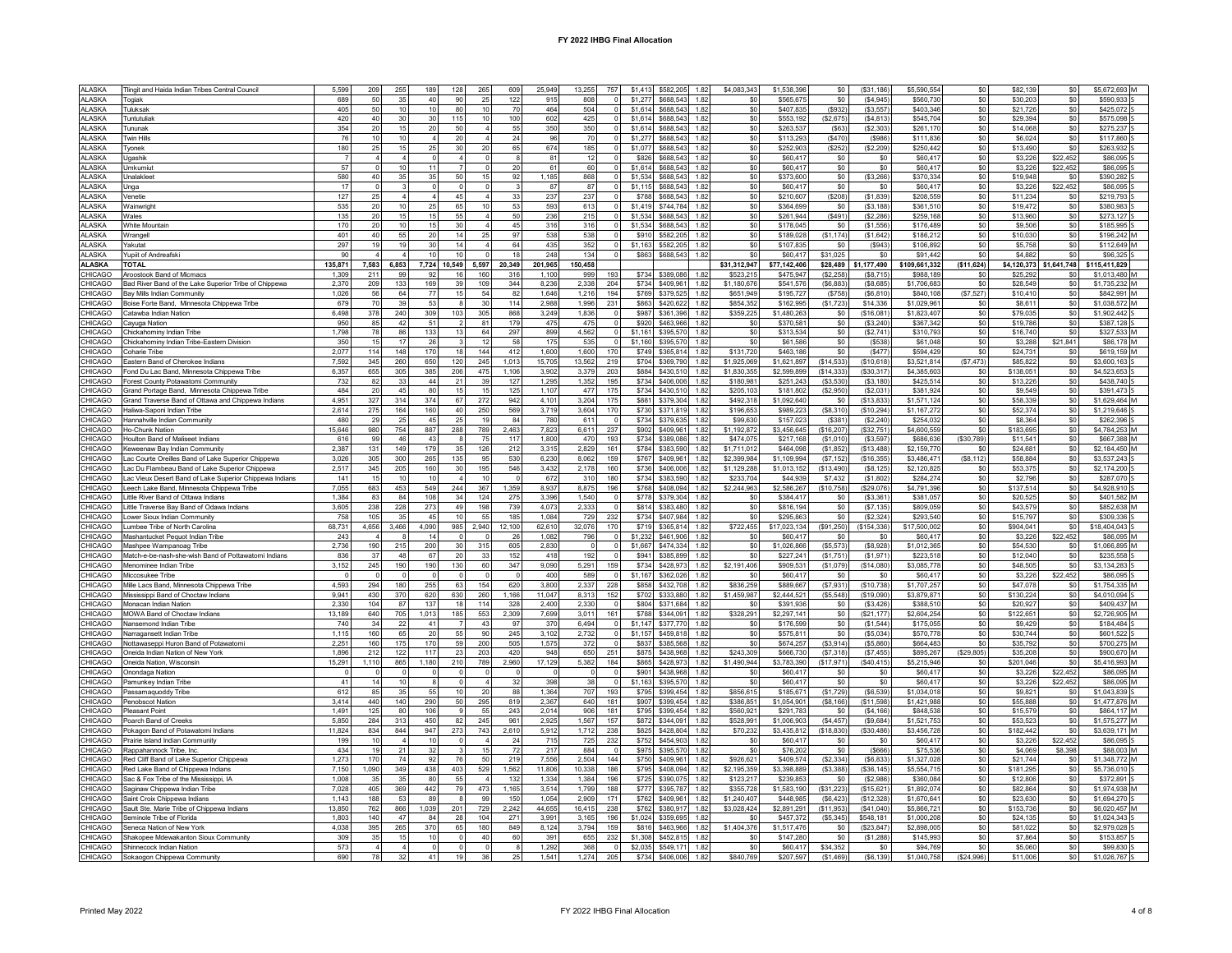# FY 2022 IHBG Final Allocation

| | | | | | | | | | | | | | | | | | | | | | | | | | | |
|---|---|---|---|---|---|---|---|---|---|---|---|---|---|---|---|---|---|---|---|---|---|---|---|---|---|---|
| ALASKA | Tlingit and Haida Indian Tribes Central Council | 5,599 | 209 | 255 | 189 | 128 | 265 | 609 | 25,949 | 13,255 | 757 | $1,413 | $582,205 | 1.82 | $4,083,343 | $1,538,396 | $0 | ($31,186) | $5,590,554 | $0 | $82,139 | $0 | $5,672,693 | M |
| ALASKA | Togiak | 689 | 50 | 35 | 40 | 90 | 25 | 122 | 915 | 808 | 0 | $1,277 | $688,543 | 1.82 | $0 | $565,675 | $0 | ($4,945) | $560,730 | $0 | $30,203 | $0 | $590,933 | S |
| ALASKA | Tuluksak | 405 | 50 | 10 | 10 | 80 | 10 | 70 | 464 | 504 | 0 | $1,614 | $688,543 | 1.82 | $0 | $407,835 | ($932) | ($3,557) | $403,346 | $0 | $21,726 | $0 | $425,072 | S |
| ALASKA | Tuntutuliak | 420 | 40 | 30 | 30 | 115 | 10 | 100 | 602 | 425 | 0 | $1,614 | $688,543 | 1.82 | $0 | $553,192 | ($2,675) | ($4,813) | $545,704 | $0 | $29,394 | $0 | $575,098 | S |
| ALASKA | Tununak | 354 | 20 | 15 | 20 | 50 | 4 | 55 | 350 | 350 | 0 | $1,614 | $688,543 | 1.82 | $0 | $263,537 | ($63) | ($2,303) | $261,170 | $0 | $14,068 | $0 | $275,237 | S |
| ALASKA | Twin Hills | 76 | 10 | 10 | 4 | 20 | 4 | 24 | 96 | 70 | 0 | $1,277 | $688,543 | 1.82 | $0 | $113,293 | ($470) | ($986) | $111,836 | $0 | $6,024 | $0 | $117,860 | S |
| ALASKA | Tyonek | 180 | 25 | 15 | 25 | 30 | 20 | 65 | 674 | 185 | 0 | $1,077 | $688,543 | 1.82 | $0 | $252,903 | ($252) | ($2,209) | $250,442 | $0 | $13,490 | $0 | $263,932 | S |
| ALASKA | Ugashik | 7 | 4 | 4 | 0 | 4 | 0 | 8 | 81 | 12 | 0 | $826 | $688,543 | 1.82 | $0 | $60,417 | $0 | $0 | $60,417 | $0 | $3,226 | $22,452 | $86,095 | S |
| ALASKA | Umkumiut | 57 | 0 | 10 | 11 | 7 | 0 | 20 | 61 | 60 | 0 | $1,614 | $688,543 | 1.82 | $0 | $60,417 | $0 | $0 | $60,417 | $0 | $3,226 | $22,452 | $86,095 | S |
| ALASKA | Unalakleet | 580 | 40 | 35 | 35 | 50 | 15 | 92 | 1,185 | 868 | 0 | $1,534 | $688,543 | 1.82 | $0 | $373,600 | $0 | ($3,266) | $370,334 | $0 | $19,948 | $0 | $390,282 | S |
| ALASKA | Unga | 17 | 0 | 3 | 0 | 0 | 0 | 3 | 87 | 87 | 0 | $1,115 | $688,543 | 1.82 | $0 | $60,417 | $0 | $0 | $60,417 | $0 | $3,226 | $22,452 | $86,095 | S |
| ALASKA | Venetie | 127 | 25 | 4 | 4 | 45 | 4 | 33 | 237 | 237 | 0 | $788 | $688,543 | 1.82 | $0 | $210,607 | ($208) | ($1,839) | $208,559 | $0 | $11,234 | $0 | $219,793 | S |
| ALASKA | Wainwright | 535 | 20 | 10 | 25 | 65 | 10 | 53 | 593 | 613 | 0 | $1,419 | $744,784 | 1.82 | $0 | $364,699 | $0 | ($3,188) | $361,510 | $0 | $19,472 | $0 | $380,983 | S |
| ALASKA | Wales | 135 | 20 | 15 | 15 | 55 | 4 | 50 | 236 | 215 | 0 | $1,534 | $688,543 | 1.82 | $0 | $261,944 | ($491) | ($2,286) | $259,168 | $0 | $13,960 | $0 | $273,127 | S |
| ALASKA | White Mountain | 170 | 20 | 10 | 15 | 30 | 4 | 45 | 316 | 316 | 0 | $1,534 | $688,543 | 1.82 | $0 | $178,045 | $0 | ($1,556) | $176,489 | $0 | $9,506 | $0 | $185,995 | S |
| ALASKA | Wrangell | 401 | 40 | 55 | 20 | 14 | 25 | 97 | 538 | 538 | 0 | $910 | $582,205 | 1.82 | $0 | $189,028 | ($1,174) | ($1,642) | $186,212 | $0 | $10,030 | $0 | $196,242 | M |
| ALASKA | Yakutat | 297 | 19 | 19 | 30 | 14 | 4 | 64 | 435 | 352 | 0 | $1,163 | $582,205 | 1.82 | $0 | $107,835 | $0 | ($943) | $106,892 | $0 | $5,758 | $0 | $112,649 | M |
| ALASKA | Yupiit of Andreafski | 90 | 4 | 4 | 10 | 10 | 0 | 18 | 248 | 134 | 0 | $863 | $688,543 | 1.82 | $0 | $60,417 | $31,025 | $0 | $91,442 | $0 | $4,882 | $0 | $96,325 | S |
| **ALASKA** | **TOTAL** | **135,871** | **7,583** | **6,853** | **7,724** | **10,549** | **5,597** | **20,349** | **201,965** | **150,458** | | | | | **$31,312,947** | **$77,142,406** | **$28,489** | **$1,177,490** | **$109,661,332** | **($11,624)** | **$4,120,373** | **$1,641,748** | **$115,411,829** | |
| CHICAGO | Aroostook Band of Micmacs | 1,309 | 211 | 99 | 92 | 16 | 160 | 316 | 1,100 | 999 | 193 | $734 | $389,086 | 1.82 | $523,215 | $475,947 | ($2,258) | ($8,715) | $988,189 | $0 | $25,292 | $0 | $1,013,480 | M |
| CHICAGO | Bad River Band of the Lake Superior Tribe of Chippewa | 2,370 | 209 | 133 | 169 | 39 | 109 | 344 | 8,236 | 2,338 | 204 | $734 | $409,961 | 1.82 | $1,180,676 | $541,576 | ($6,883) | ($8,685) | $1,706,683 | $0 | $28,549 | $0 | $1,735,232 | M |
| CHICAGO | Bay Mills Indian Community | 1,026 | 56 | 64 | 77 | 15 | 54 | 82 | 1,646 | 1,216 | 194 | $769 | $379,525 | 1.82 | $651,949 | $195,727 | ($758) | ($6,810) | $840,108 | ($7,527) | $10,410 | $0 | $842,991 | M |
| CHICAGO | Boise Forte Band, Minnesota Chippewa Tribe | 679 | 70 | 39 | 53 | 8 | 30 | 114 | 2,988 | 1,996 | 231 | $863 | $420,622 | 1.82 | $854,352 | $162,995 | ($1,723) | $14,336 | $1,029,961 | $0 | $8,611 | $0 | $1,038,572 | M |
| CHICAGO | Catawba Indian Nation | 6,498 | 378 | 240 | 309 | 103 | 305 | 868 | 3,249 | 1,836 | 0 | $987 | $361,396 | 1.82 | $359,225 | $1,480,263 | $0 | ($16,081) | $1,823,407 | $0 | $79,035 | $0 | $1,902,442 | S |
| CHICAGO | Cayuga Nation | 950 | 85 | 42 | 51 | 2 | 81 | 179 | 475 | 475 | 0 | $920 | $463,966 | 1.82 | $0 | $370,581 | $0 | ($3,240) | $367,342 | $0 | $19,786 | $0 | $387,128 | S |
| CHICAGO | Chickahominy Indian Tribe | 1,798 | 78 | 86 | 133 | 13 | 64 | 297 | 899 | 4,562 | 0 | $1,161 | $395,570 | 1.82 | $0 | $313,534 | $0 | ($2,741) | $310,793 | $0 | $16,740 | $0 | $327,533 | M |
| CHICAGO | Chickahominy Indian Tribe-Eastern Division | 350 | 15 | 17 | 26 | 3 | 12 | 58 | 175 | 535 | 0 | $1,160 | $395,570 | 1.82 | $0 | $61,586 | $0 | ($538) | $61,048 | $0 | $3,288 | $21,841 | $86,178 | M |
| CHICAGO | Coharie Tribe | 2,077 | 114 | 148 | 170 | 18 | 144 | 412 | 1,600 | 1,600 | 170 | $749 | $365,814 | 1.82 | $131,720 | $463,186 | $0 | ($477) | $594,429 | $0 | $24,731 | $0 | $619,159 | M |
| CHICAGO | Eastern Band of Cherokee Indians | 7,592 | 345 | 260 | 650 | 120 | 245 | 1,013 | 15,705 | 13,562 | 219 | $704 | $369,790 | 1.82 | $1,925,069 | $1,621,897 | ($14,533) | ($10,618) | $3,521,814 | ($7,473) | $85,822 | $0 | $3,600,163 | S |
| CHICAGO | Fond Du Lac Band, Minnesota Chippewa Tribe | 6,357 | 655 | 305 | 385 | 206 | 475 | 1,106 | 3,902 | 3,379 | 203 | $884 | $430,510 | 1.82 | $1,830,355 | $2,599,899 | ($14,333) | ($30,317) | $4,385,603 | $0 | $138,051 | $0 | $4,523,653 | S |
| CHICAGO | Forest County Potawatomi Community | 732 | 82 | 33 | 44 | 21 | 39 | 127 | 1,295 | 1,352 | 195 | $734 | $406,006 | 1.82 | $180,981 | $251,243 | ($3,530) | ($3,180) | $425,514 | $0 | $13,226 | $0 | $438,740 | S |
| CHICAGO | Grand Portage Band, Minnesota Chippewa Tribe | 484 | 20 | 45 | 80 | 15 | 15 | 125 | 1,107 | 477 | 175 | $734 | $430,510 | 1.82 | $205,103 | $181,802 | ($2,950) | ($2,031) | $381,924 | $0 | $9,549 | $0 | $391,473 | S |
| CHICAGO | Grand Traverse Band of Ottawa and Chippewa Indians | 4,951 | 327 | 314 | 374 | 67 | 272 | 942 | 4,101 | 3,204 | 175 | $881 | $379,304 | 1.82 | $492,318 | $1,092,640 | $0 | ($13,833) | $1,571,124 | $0 | $58,339 | $0 | $1,629,464 | M |
| CHICAGO | Haliwa-Saponi Indian Tribe | 2,614 | 275 | 164 | 160 | 40 | 250 | 569 | 3,719 | 3,604 | 170 | $730 | $371,819 | 1.82 | $196,653 | $989,223 | ($8,310) | ($10,294) | $1,167,272 | $0 | $52,374 | $0 | $1,219,646 | S |
| CHICAGO | Hannahville Indian Community | 480 | 29 | 25 | 45 | 25 | 19 | 84 | 780 | 611 | 0 | $734 | $379,635 | 1.82 | $99,630 | $157,023 | ($381) | ($2,240) | $254,032 | $0 | $8,364 | $0 | $262,396 | S |
| CHICAGO | Ho-Chunk Nation | 15,646 | 980 | 754 | 887 | 288 | 789 | 2,463 | 7,823 | 6,611 | 237 | $902 | $409,961 | 1.82 | $1,192,872 | $3,456,645 | ($16,207) | ($32,751) | $4,600,559 | $0 | $183,695 | $0 | $4,784,253 | M |
| CHICAGO | Houlton Band of Maliseet Indians | 616 | 99 | 46 | 43 | 8 | 75 | 117 | 1,800 | 470 | 193 | $734 | $389,086 | 1.82 | $474,075 | $217,168 | ($1,010) | ($3,597) | $686,636 | ($30,789) | $11,541 | $0 | $667,388 | M |
| CHICAGO | Keweenaw Bay Indian Community | 2,387 | 131 | 149 | 179 | 35 | 126 | 212 | 3,315 | 2,829 | 161 | $784 | $383,590 | 1.82 | $1,711,012 | $464,098 | ($1,852) | ($13,488) | $2,159,770 | $0 | $24,681 | $0 | $2,184,450 | M |
| CHICAGO | Lac Courte Oreilles Band of Lake Superior Chippewa | 3,026 | 305 | 300 | 265 | 135 | 95 | 530 | 6,230 | 8,062 | 159 | $767 | $409,961 | 1.82 | $2,399,984 | $1,109,994 | ($7,152) | ($16,355) | $3,486,471 | ($8,112) | $58,884 | $0 | $3,537,243 | S |
| CHICAGO | Lac Du Flambeau Band of Lake Superior Chippewa | 2,517 | 345 | 205 | 160 | 30 | 195 | 546 | 3,432 | 2,178 | 160 | $736 | $406,006 | 1.82 | $1,129,288 | $1,013,152 | ($13,490) | ($8,125) | $2,120,825 | $0 | $53,375 | $0 | $2,174,200 | S |
| CHICAGO | Lac Vieux Desert Band of Lake Superior Chippewa Indians | 141 | 15 | 10 | 10 | 4 | 10 | 0 | 672 | 310 | 180 | $734 | $383,590 | 1.82 | $233,704 | $44,939 | $7,432 | ($1,802) | $284,274 | $0 | $2,796 | $0 | $287,070 | S |
| CHICAGO | Leech Lake Band, Minnesota Chippewa Tribe | 7,055 | 683 | 453 | 549 | 244 | 367 | 1,359 | 8,937 | 8,875 | 196 | $768 | $408,094 | 1.82 | $2,244,963 | $2,586,267 | ($10,758) | ($29,076) | $4,791,396 | $0 | $137,514 | $0 | $4,928,910 | S |
| CHICAGO | Little River Band of Ottawa Indians | 1,384 | 83 | 84 | 108 | 34 | 124 | 275 | 3,396 | 1,540 | 0 | $778 | $379,304 | 1.82 | $0 | $384,417 | $0 | ($3,361) | $381,057 | $0 | $20,525 | $0 | $401,582 | M |
| CHICAGO | Little Traverse Bay Band of Odawa Indians | 3,605 | 238 | 228 | 273 | 49 | 198 | 739 | 4,073 | 2,333 | 0 | $814 | $383,480 | 1.82 | $0 | $816,194 | $0 | ($7,135) | $809,059 | $0 | $43,579 | $0 | $852,638 | M |
| CHICAGO | Lower Sioux Indian Community | 758 | 105 | 35 | 45 | 10 | 55 | 185 | 1,084 | 729 | 232 | $734 | $407,984 | 1.82 | $0 | $295,863 | $0 | ($2,324) | $293,540 | $0 | $15,797 | $0 | $309,336 | S |
| CHICAGO | Lumbee Tribe of North Carolina | 68,731 | 4,656 | 3,466 | 4,090 | 985 | 2,940 | 12,100 | 62,610 | 32,076 | 170 | $719 | $365,814 | 1.82 | $722,455 | $17,023,134 | ($91,250) | ($154,336) | $17,500,002 | $0 | $904,041 | $0 | $18,404,043 | S |
| CHICAGO | Mashantucket Pequot Indian Tribe | 243 | 4 | 8 | 14 | 0 | 0 | 26 | 1,082 | 796 | 0 | $1,232 | $461,906 | 1.82 | $0 | $60,417 | $0 | $0 | $60,417 | $0 | $3,226 | $22,452 | $86,095 | M |
| CHICAGO | Mashpee Wampanoag Tribe | 2,736 | 190 | 215 | 200 | 30 | 315 | 605 | 2,830 | 0 | 0 | $1,667 | $474,334 | 1.82 | $0 | $1,026,866 | ($5,573) | ($8,928) | $1,012,365 | $0 | $54,530 | $0 | $1,066,895 | M |
| CHICAGO | Match-e-be-nash-she-wish Band of Pottawatomi Indians | 836 | 37 | 48 | 67 | 20 | 33 | 152 | 418 | 192 | 0 | $941 | $385,899 | 1.82 | $0 | $227,241 | ($1,751) | ($1,971) | $223,518 | $0 | $12,040 | $0 | $235,558 | S |
| CHICAGO | Menominee Indian Tribe | 3,152 | 245 | 190 | 190 | 130 | 60 | 347 | 9,090 | 5,291 | 159 | $734 | $428,973 | 1.82 | $2,191,406 | $909,531 | ($1,079) | ($14,080) | $3,085,778 | $0 | $48,505 | $0 | $3,134,283 | S |
| CHICAGO | Miccosukee Tribe | 0 | 0 | 0 | 0 | 0 | 0 | 0 | 400 | 589 | 0 | $1,167 | $362,026 | 1.82 | $0 | $60,417 | $0 | $0 | $60,417 | $0 | $3,226 | $22,452 | $86,095 | S |
| CHICAGO | Mille Lacs Band, Minnesota Chippewa Tribe | 4,593 | 294 | 180 | 255 | 63 | 154 | 620 | 3,800 | 2,337 | 228 | $858 | $432,708 | 1.82 | $836,259 | $889,667 | ($7,931) | ($10,738) | $1,707,257 | $0 | $47,078 | $0 | $1,754,335 | M |
| CHICAGO | Mississippi Band of Choctaw Indians | 9,941 | 430 | 370 | 620 | 630 | 260 | 1,166 | 11,047 | 8,313 | 152 | $702 | $333,880 | 1.82 | $1,459,987 | $2,444,521 | ($5,548) | ($19,090) | $3,879,871 | $0 | $130,224 | $0 | $4,010,094 | S |
| CHICAGO | Monacan Indian Nation | 2,330 | 104 | 87 | 137 | 18 | 114 | 328 | 2,400 | 2,330 | 0 | $804 | $371,684 | 1.82 | $0 | $391,936 | $0 | ($3,426) | $388,510 | $0 | $20,927 | $0 | $409,437 | M |
| CHICAGO | MOWA Band of Choctaw Indians | 13,189 | 640 | 705 | 1,013 | 185 | 553 | 2,309 | 7,699 | 3,011 | 161 | $788 | $344,091 | 1.82 | $328,291 | $2,297,141 | $0 | ($21,177) | $2,604,254 | $0 | $122,651 | $0 | $2,726,905 | M |
| CHICAGO | Nansemond Indian Tribe | 740 | 34 | 22 | 41 | 7 | 43 | 97 | 370 | 6,494 | 0 | $1,147 | $377,770 | 1.82 | $0 | $176,599 | $0 | ($1,544) | $175,055 | $0 | $9,429 | $0 | $184,484 | S |
| CHICAGO | Narragansett Indian Tribe | 1,115 | 160 | 65 | 20 | 55 | 90 | 245 | 3,102 | 2,732 | 0 | $1,157 | $459,818 | 1.82 | $0 | $575,811 | $0 | ($5,034) | $570,778 | $0 | $30,744 | $0 | $601,522 | S |
| CHICAGO | Nottawaseppi Huron Band of Potawatomi | 2,251 | 160 | 175 | 170 | 59 | 200 | 505 | 1,575 | 372 | 0 | $837 | $385,568 | 1.82 | $0 | $674,257 | ($3,914) | ($5,860) | $664,483 | $0 | $35,792 | $0 | $700,275 | M |
| CHICAGO | Oneida Indian Nation of New York | 1,896 | 212 | 122 | 117 | 23 | 203 | 420 | 948 | 650 | 251 | $875 | $438,968 | 1.82 | $243,309 | $666,730 | ($7,318) | ($7,455) | $895,267 | ($29,805) | $35,208 | $0 | $900,670 | M |
| CHICAGO | Oneida Nation, Wisconsin | 15,291 | 1,110 | 865 | 1,180 | 210 | 789 | 2,960 | 17,129 | 5,382 | 184 | $865 | $428,973 | 1.82 | $1,490,944 | $3,783,390 | ($17,971) | ($40,415) | $5,215,946 | $0 | $201,046 | $0 | $5,416,993 | M |
| CHICAGO | Onondaga Nation | 0 | 0 | 0 | 0 | 0 | 0 | 0 | 0 | 0 | 0 | $901 | $438,968 | 1.82 | $0 | $60,417 | $0 | $0 | $60,417 | $0 | $3,226 | $22,452 | $86,095 | M |
| CHICAGO | Pamunkey Indian Tribe | 41 | 14 | 10 | 8 | 0 | 4 | 32 | 398 | 38 | 0 | $1,163 | $395,570 | 1.82 | $0 | $60,417 | $0 | $0 | $60,417 | $0 | $3,226 | $22,452 | $86,095 | M |
| CHICAGO | Passamaquoddy Tribe | 612 | 85 | 35 | 55 | 10 | 20 | 88 | 1,364 | 707 | 193 | $795 | $399,454 | 1.82 | $856,615 | $185,671 | ($1,729) | ($6,539) | $1,034,018 | $0 | $9,821 | $0 | $1,043,839 | S |
| CHICAGO | Penobscot Nation | 3,414 | 440 | 140 | 290 | 50 | 295 | 819 | 2,367 | 640 | 181 | $907 | $399,454 | 1.82 | $386,851 | $1,054,901 | ($8,166) | ($11,596) | $1,421,988 | $0 | $55,888 | $0 | $1,477,876 | M |
| CHICAGO | Pleasant Point | 1,491 | 125 | 80 | 106 | 9 | 55 | 243 | 2,014 | 906 | 181 | $795 | $399,454 | 1.82 | $560,921 | $291,783 | $0 | ($4,166) | $848,538 | $0 | $15,579 | $0 | $864,117 | M |
| CHICAGO | Poarch Band of Creeks | 4,816 | 284 | 313 | 450 | 82 | 245 | 961 | 2,925 | 1,567 | 157 | $872 | $344,091 | 1.82 | $528,991 | $1,006,903 | ($4,457) | ($9,684) | $1,521,753 | $0 | $53,523 | $0 | $1,575,277 | M |
| CHICAGO | Pokagon Band of Potawatomi Indians | 11,824 | 834 | 844 | 947 | 273 | 743 | 2,610 | 5,912 | 1,712 | 238 | $825 | $428,804 | 1.82 | $70,232 | $3,435,812 | ($18,830) | ($30,486) | $3,456,728 | $0 | $182,442 | $0 | $3,639,171 | M |
| CHICAGO | Prairie Island Indian Community | 199 | 10 | 4 | 10 | 0 | 0 | 24 | 715 | 725 | 232 | $752 | $454,903 | 1.82 | $0 | $60,417 | $0 | $0 | $60,417 | $0 | $3,226 | $22,452 | $86,095 | S |
| CHICAGO | Rappahannock Tribe, Inc. | 434 | 19 | 21 | 32 | 3 | 15 | 72 | 217 | 884 | 0 | $975 | $395,570 | 1.82 | $0 | $76,202 | $0 | ($666) | $75,536 | $0 | $4,069 | $8,398 | $88,003 | M |
| CHICAGO | Red Cliff Band of Lake Superior Chippewa | 1,273 | 170 | 74 | 92 | 76 | 50 | 219 | 7,556 | 2,504 | 144 | $750 | $409,961 | 1.82 | $926,621 | $409,574 | ($2,334) | ($6,833) | $1,327,028 | $0 | $21,744 | $0 | $1,348,772 | M |
| CHICAGO | Red Lake Band of Chippewa Indians | 7,150 | 1,090 | 349 | 438 | 403 | 529 | 1,562 | 11,806 | 10,338 | 186 | $795 | $408,094 | 1.82 | $2,195,359 | $3,398,889 | ($3,388) | ($36,145) | $5,554,715 | $0 | $181,295 | $0 | $5,736,010 | S |
| CHICAGO | Sac & Fox Tribe of the Mississippi, IA | 1,008 | 35 | 35 | 80 | 55 | 4 | 132 | 1,334 | 1,384 | 196 | $725 | $390,075 | 1.82 | $123,217 | $239,853 | $0 | ($2,986) | $360,084 | $0 | $12,806 | $0 | $372,891 | S |
| CHICAGO | Saginaw Chippewa Indian Tribe | 7,028 | 405 | 369 | 442 | 79 | 473 | 1,165 | 3,514 | 1,799 | 188 | $777 | $395,787 | 1.82 | $355,728 | $1,583,190 | ($31,223) | ($15,621) | $1,892,074 | $0 | $82,864 | $0 | $1,974,938 | M |
| CHICAGO | Saint Croix Chippewa Indians | 1,143 | 188 | 53 | 89 | 8 | 99 | 150 | 1,054 | 2,909 | 171 | $762 | $409,961 | 1.82 | $1,240,407 | $448,985 | ($6,423) | ($12,328) | $1,670,641 | $0 | $23,630 | $0 | $1,694,270 | S |
| CHICAGO | Sault Ste. Marie Tribe of Chippewa Indians | 13,850 | 762 | 866 | 1,039 | 201 | 729 | 2,242 | 44,655 | 16,415 | 238 | $762 | $380,917 | 1.82 | $3,028,424 | $2,891,291 | ($11,953) | ($41,040) | $5,866,721 | $0 | $153,736 | $0 | $6,020,457 | M |
| CHICAGO | Seminole Tribe of Florida | 1,803 | 140 | 47 | 84 | 28 | 104 | 271 | 3,991 | 3,165 | 196 | $1,024 | $359,695 | 1.82 | $0 | $457,372 | ($5,345) | $548,181 | $1,000,208 | $0 | $24,135 | $0 | $1,024,343 | S |
| CHICAGO | Seneca Nation of New York | 4,038 | 395 | 265 | 370 | 65 | 180 | 849 | 8,124 | 3,794 | 159 | $816 | $463,966 | 1.82 | $1,404,376 | $1,517,476 | $0 | ($23,847) | $2,898,005 | $0 | $81,022 | $0 | $2,979,028 | M |
| CHICAGO | Shakopee Mdewakanton Sioux Community | 309 | 35 | 15 | 10 | 0 | 40 | 60 | 391 | 655 | 232 | $1,308 | $452,815 | 1.82 | $0 | $147,280 | $0 | ($1,288) | $145,993 | $0 | $7,864 | $0 | $153,857 | S |
| CHICAGO | Shinnecock Indian Nation | 573 | 4 | 4 | 0 | 0 | 0 | 8 | 1,292 | 368 | 0 | $2,035 | $549,171 | 1.82 | $0 | $60,417 | $34,352 | $0 | $94,769 | $0 | $5,060 | $0 | $99,830 | S |
| CHICAGO | Sokaogon Chippewa Community | 690 | 78 | 32 | 41 | 19 | 36 | 25 | 1,541 | 1,274 | 205 | $734 | $406,006 | 1.82 | $840,769 | $207,597 | ($1,469) | ($6,139) | $1,040,758 | ($24,996) | $11,006 | $0 | $1,026,767 | S |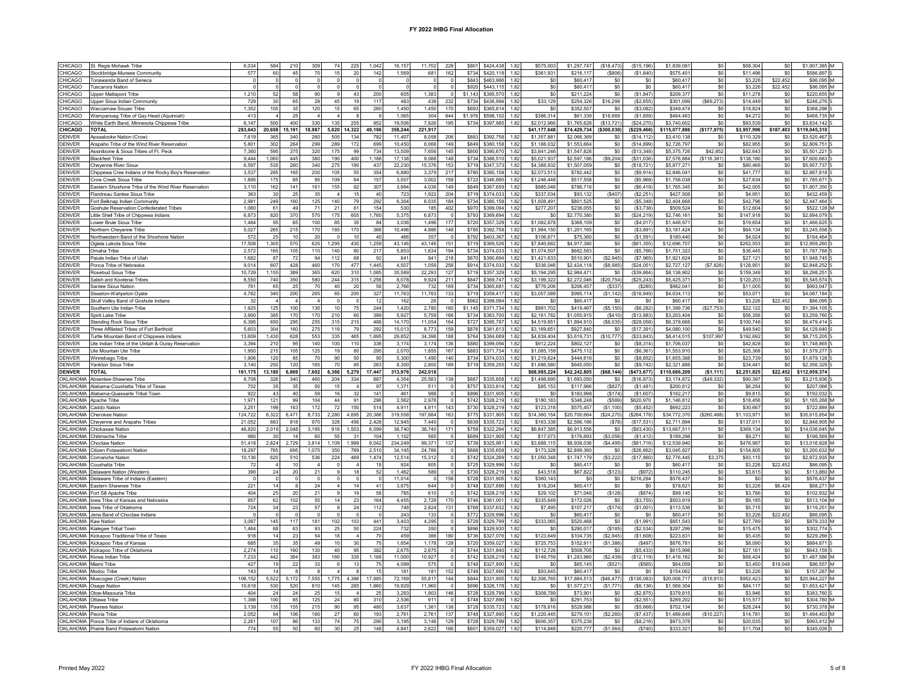# FY 2022 IHBG Final Allocation

| | | | | | | | | | | | | | | | | | | | | | | | | | | | |
|---|---|---|---|---|---|---|---|---|---|---|---|---|---|---|---|---|---|---|---|---|---|---|---|---|---|---|---|
| CHICAGO | St. Regis Mohawk Tribe | 6,034 | 584 | 210 | 309 | 74 | 225 | 1,042 | 16,157 | 11,702 | 228 | $801 | $424,438 | 1.82 | $575,003 | $1,297,747 | ($18,473) | ($15,196) | $1,839,081 | $0 | $68,304 | $0 | $1,907,385 | M |
| CHICAGO | Stockbridge-Munsee Community | 577 | 60 | 45 | 70 | 15 | 20 | 142 | 1,569 | 681 | 162 | $734 | $420,118 | 1.82 | $361,931 | $216,117 | ($806) | ($1,840) | $575,401 | $0 | $11,496 | $0 | $586,897 | S |
| CHICAGO | Tonawanda Band of Seneca | 0 | 0 | 0 | 0 | 0 | 0 | 0 | 0 | 0 | 0 | $843 | $463,966 | 1.82 | $0 | $60,417 | $0 | $0 | $60,417 | $0 | $3,226 | $22,452 | $86,095 | M |
| CHICAGO | Tuscarora Nation | 0 | 0 | 0 | 0 | 0 | 0 | 0 | 0 | 0 | 0 | $920 | $443,115 | 1.82 | $0 | $60,417 | $0 | $0 | $60,417 | $0 | $3,226 | $22,452 | $86,095 | M |
| CHICAGO | Upper Mattaponi Tribe | 1,210 | 52 | 58 | 90 | 9 | 43 | 200 | 605 | 1,383 | 0 | $1,143 | $395,570 | 1.82 | $0 | $211,224 | $0 | ($1,847) | $209,377 | $0 | $11,278 | $0 | $220,655 | M |
| CHICAGO | Upper Sioux Indian Community | 729 | 30 | 65 | 29 | 45 | 19 | 117 | 483 | 439 | 232 | $734 | $436,994 | 1.82 | $33,129 | $254,326 | $16,299 | ($2,655) | $301,099 | ($69,273) | $14,449 | $0 | $246,276 | S |
| CHICAGO | Waccamaw Siouan Tribe | 1,352 | 105 | 35 | 120 | 15 | 65 | 260 | 1,450 | 1,450 | 170 | $693 | $365,814 | 1.82 | $0 | $352,557 | $0 | ($3,082) | $349,474 | $0 | $18,824 | $0 | $368,298 | S |
| CHICAGO | Wampanoag Tribe of Gay Head (Aquinnah) | 413 | 4 | 25 | 4 | 4 | 8 | 9 | 1,065 | 304 | 644 | $1,976 | $598,102 | 1.82 | $386,314 | $61,339 | $18,669 | ($1,859) | $464,463 | $0 | $4,272 | $0 | $468,735 | M |
| CHICAGO | White Earth Band, Minnesota Chippewa Tribe | 6,147 | 500 | 400 | 330 | 135 | 255 | 952 | 19,506 | 7,926 | 195 | $734 | $397,985 | 1.82 | $2,012,966 | $1,765,628 | ($13,721) | ($24,270) | $3,740,602 | $0 | $93,539 | $0 | $3,834,142 | S |
| **CHICAGO** | **TOTAL** | **283,643** | **20,658** | **15,191** | **18,987** | **5,620** | **14,322** | **49,196** | **358,244** | **221,917** | | | | | **$41,177,648** | **$74,429,734** | **($300,030)** | **($229,466)** | **$115,077,886** | **($177,975)** | **$3,957,996** | **$187,403** | **$119,045,310** | |
| DENVER | Apsaalooke Nation (Crow) | 7,619 | 365 | 340 | 260 | 505 | 134 | 782 | 11,407 | 8,058 | 206 | $883 | $392,758 | 1.82 | $1,357,881 | $2,066,369 | $0 | ($14,112) | $3,410,138 | $0 | $110,329 | $0 | $3,520,467 | S |
| DENVER | Arapaho Tribe of the Wind River Reservation | 5,801 | 302 | 264 | 299 | 289 | 172 | 699 | 10,450 | 6,068 | 149 | $849 | $380,158 | 1.82 | $1,188,032 | $1,553,664 | $0 | ($14,899) | $2,726,797 | $0 | $82,955 | $0 | $2,809,751 | S |
| DENVER | Assiniboine & Sioux Tribes of Ft. Peck | 7,360 | 595 | 375 | 320 | 175 | 99 | 734 | 13,509 | 7,656 | 145 | $800 | $390,670 | 1.82 | $3,841,246 | $1,547,828 | $0 | ($13,348) | $5,375,726 | $42,852 | $82,643 | $0 | $5,501,221 | S |
| DENVER | Blackfeet Tribe | 9,444 | 1,060 | 445 | 380 | 190 | 400 | 1,188 | 17,138 | 9,088 | 148 | $734 | $388,510 | 1.82 | $5,021,937 | $2,597,186 | ($9,204) | ($31,036) | $7,578,884 | ($116,381) | $138,180 | $0 | $7,600,683 | S |
| DENVER | Cheyenne River Sioux | 6,597 | 535 | 260 | 340 | 275 | 190 | 437 | 22,230 | 15,376 | 153 | $719 | $347,373 | 1.82 | $4,388,932 | $1,507,059 | $0 | ($18,721) | $5,877,271 | $0 | $80,466 | $0 | $5,957,737 | S |
| DENVER | Chippewa Cree Indians of the Rocky Boy's Reservation | 3,537 | 285 | 165 | 200 | 105 | 55 | 354 | 6,880 | 3,379 | 217 | $780 | $380,158 | 1.82 | $2,073,513 | $782,442 | $0 | ($9,914) | $2,846,041 | $0 | $41,777 | $0 | $2,887,818 | S |
| DENVER | Crow Creek Sioux Tribe | 1,895 | 175 | 85 | 95 | 109 | 64 | 157 | 3,507 | 3,002 | 158 | $722 | $346,890 | 1.82 | $1,246,448 | $517,558 | $0 | ($5,968) | $1,758,038 | $0 | $27,634 | $0 | $1,785,671 | S |
| DENVER | Eastern Shoshone Tribe of the Wind River Reservation | 3,110 | 162 | 141 | 161 | 155 | 92 | 307 | 3,994 | 4,036 | 149 | $849 | $367,659 | 1.82 | $985,046 | $786,718 | $0 | ($6,419) | $1,765,345 | $0 | $42,005 | $0 | $1,807,350 | S |
| DENVER | Flandreau Santee Sioux Tribe | 363 | 30 | 25 | 35 | 4 | 15 | 40 | 723 | 1,922 | 204 | $719 | $374,033 | 1.82 | $337,034 | $93,132 | ($407) | ($2,251) | $427,508 | $0 | $4,951 | $0 | $432,459 | S |
| DENVER | Fort Belknap Indian Community | 2,981 | 249 | 160 | 125 | 140 | 79 | 292 | 6,304 | 6,035 | 184 | $734 | $380,158 | 1.82 | $1,608,491 | $801,525 | $0 | ($5,348) | $2,404,668 | $0 | $42,796 | $0 | $2,447,464 | S |
| DENVER | Goshute Reservation Confederated Tribes | 1,060 | 61 | 49 | 71 | 21 | 61 | 154 | 530 | 185 | 402 | $970 | $399,094 | 1.82 | $277,207 | $236,055 | $0 | ($3,738) | $509,524 | $0 | $12,604 | $0 | $522,128 | M |
| DENVER | Little Shell Tribe of Chippewa Indians | 6,873 | 820 | 370 | 570 | 175 | 605 | 1,760 | 5,375 | 6,873 | 0 | $793 | $369,694 | 1.82 | $0 | $2,770,380 | $0 | ($24,219) | $2,746,161 | $0 | $147,918 | $0 | $2,894,079 | S |
| DENVER | Lower Brule Sioux Tribe | 1,484 | 95 | 65 | 100 | 85 | 35 | 84 | 3,036 | 1,496 | 177 | $720 | $357,329 | 1.82 | $1,082,878 | $368,109 | $0 | ($4,017) | $1,446,971 | $0 | $19,654 | $0 | $1,466,625 | S |
| DENVER | Northern Cheyenne Tribe | 5,027 | 265 | 215 | 170 | 185 | 170 | 366 | 10,496 | 4,986 | 148 | $785 | $392,758 | 1.82 | $1,984,150 | $1,201,165 | $0 | ($3,891) | $3,181,424 | $0 | $64,134 | $0 | $3,245,558 | S |
| DENVER | Northwestern Band of the Shoshone Nation | 572 | 25 | 10 | 20 | 0 | 10 | 40 | 466 | 357 | 0 | $792 | $403,367 | 1.82 | $106,671 | $75,360 | $0 | ($1,591) | $180,440 | $0 | $4,024 | $0 | $184,464 | S |
| DENVER | Oglala Lakota Sioux Tribe | 17,508 | 1,305 | 570 | 625 | 1,295 | 430 | 1,259 | 43,146 | 43,146 | 151 | $719 | $369,626 | 1.82 | $7,840,682 | $4,917,380 | $0 | ($61,355) | $12,696,707 | $0 | $262,553 | $0 | $12,959,260 | S |
| DENVER | Omaha Tribe | 2,572 | 165 | 105 | 110 | 140 | 80 | 217 | 5,853 | 1,634 | 194 | $734 | $374,033 | 1.82 | $1,074,507 | $682,583 | $0 | ($5,766) | $1,751,323 | $0 | $36,445 | $0 | $1,787,768 | S |
| DENVER | Paiute Indian Tribe of Utah | 1,682 | 87 | 72 | 94 | 112 | 68 | 92 | 841 | 841 | 218 | $870 | $390,694 | 1.82 | $1,421,633 | $510,901 | ($2,945) | ($7,965) | $1,921,624 | $0 | $27,121 | $0 | $1,948,745 | S |
| DENVER | Ponca Tribe of Nebraska | 9,014 | 607 | 428 | 460 | 170 | 477 | 1,445 | 4,507 | 1,059 | 256 | $914 | $374,033 | 1.82 | $336,046 | $2,424,118 | ($8,985) | ($24,051) | $2,727,127 | ($7,826) | $128,951 | $0 | $2,848,252 | S |
| DENVER | Rosebud Sioux Tribe | 10,729 | 1,155 | 389 | 365 | 620 | 310 | 1,085 | 35,589 | 22,293 | 127 | $719 | $357,329 | 1.82 | $5,194,295 | $2,984,471 | $0 | ($39,864) | $8,138,902 | $0 | $159,349 | $0 | $8,298,251 | S |
| DENVER | Salish and Kootenai Tribes | 8,550 | 740 | 350 | 580 | 244 | 315 | 1,256 | 8,078 | 9,924 | 211 | $847 | $369,747 | 1.82 | $3,199,322 | $2,272,046 | ($20,754) | ($25,243) | $5,425,371 | $0 | $120,203 | $0 | $5,545,574 | S |
| DENVER | Santee Sioux Nation | 761 | 65 | 25 | 70 | 40 | 20 | 58 | 2,766 | 732 | 169 | $734 | $365,681 | 1.82 | $776,206 | $206,457 | ($337) | ($285) | $982,041 | $0 | $11,005 | $0 | $993,047 | S |
| DENVER | Sisseton-Wahpeton Oyate | 4,782 | 340 | 200 | 265 | 65 | 200 | 327 | 11,763 | 11,763 | 133 | $719 | $359,417 | 1.82 | $3,057,089 | $995,114 | ($1,142) | ($16,949) | $4,034,113 | $0 | $53,071 | $0 | $4,087,184 | S |
| DENVER | Skull Valley Band of Goshute Indians | 32 | 4 | 4 | 4 | 0 | 0 | 12 | 162 | 26 | 0 | $962 | $399,094 | 1.82 | $0 | $60,417 | $0 | $0 | $60,417 | $0 | $3,226 | $22,452 | $86,095 | S |
| DENVER | Southern Ute Indian Tribe | 1,925 | 125 | 100 | 130 | 10 | 75 | 244 | 1,420 | 2,780 | 160 | $1,145 | $371,734 | 1.82 | $991,702 | $419,467 | ($5,150) | ($6,282) | $1,399,736 | ($27,753) | $22,122 | $0 | $1,394,105 | S |
| DENVER | Spirit Lake Tribe | 3,900 | 385 | 170 | 170 | 210 | 60 | 399 | 5,927 | 5,759 | 166 | $734 | $383,700 | 1.82 | $2,161,782 | $1,055,915 | ($410) | ($13,883) | $3,203,404 | $0 | $56,356 | $0 | $3,259,760 | S |
| DENVER | Standing Rock Sioux Tribe | 6,395 | 650 | 295 | 255 | 315 | 215 | 488 | 14,170 | 11,054 | 164 | $727 | $395,787 | 1.82 | $4,519,851 | $1,894,910 | ($8,035) | ($28,058) | $6,378,668 | $0 | $100,746 | $0 | $6,479,414 | S |
| DENVER | Three Affiliated Tribes of Fort Berthold | 5,603 | 304 | 160 | 275 | 119 | 79 | 292 | 15,013 | 8,773 | 159 | $876 | $361,613 | 1.82 | $3,169,651 | $927,840 | $0 | ($17,391) | $4,080,100 | $0 | $49,540 | $0 | $4,129,640 | S |
| DENVER | Turtle Mountain Band of Chippewa Indians | 13,609 | 1,430 | 628 | 553 | 335 | 465 | 1,895 | 29,852 | 34,398 | 188 | $764 | $384,689 | 1.82 | $4,839,404 | $3,619,731 | ($10,777) | ($33,843) | $8,414,515 | $107,997 | $192,692 | $0 | $8,715,205 | S |
| DENVER | Ute Indian Tribe of the Uintah & Ouray Reservation | 3,394 | 210 | 95 | 140 | 100 | 110 | 336 | 3,174 | 3,174 | 136 | $880 | $399,094 | 1.82 | $912,224 | $802,127 | $0 | ($8,314) | $1,706,037 | $0 | $42,828 | $0 | $1,748,865 | S |
| DENVER | Ute Mountain Ute Tribe | 1,950 | 215 | 105 | 125 | 19 | 60 | 295 | 2,070 | 1,855 | 167 | $883 | $371,734 | 1.82 | $1,085,159 | $475,112 | $0 | ($6,361) | $1,553,910 | $0 | $25,368 | $0 | $1,579,277 | S |
| DENVER | Winnebago Tribe | 1,906 | 120 | 85 | 70 | 90 | 50 | 90 | 5,300 | 1,490 | 140 | $734 | $374,033 | 1.82 | $1,219,624 | $444,616 | $0 | ($8,852) | $1,655,388 | $0 | $23,739 | $0 | $1,679,128 | S |
| DENVER | Yankton Sioux Tribe | 3,140 | 250 | 120 | 165 | 70 | 85 | 263 | 8,300 | 2,800 | 189 | $719 | $359,255 | 1.82 | $1,686,580 | $645,050 | $0 | ($9,742) | $2,321,888 | $0 | $34,441 | $0 | $2,356,329 | S |
| **DENVER** | **TOTAL** | **161,175** | **13,180** | **6,869** | **7,602** | **6,366** | **5,279** | **17,447** | **313,976** | **242,018** | | | | | **$68,985,224** | **$42,242,805** | **($68,144)** | **($473,677)** | **$110,686,209** | **($1,111)** | **$2,251,825** | **$22,452** | **$112,959,374** | |
| OKLAHOMA | Absentee-Shawnee Tribe | 8,708 | 326 | 340 | 460 | 204 | 334 | 887 | 4,354 | 25,583 | 138 | $887 | $335,658 | 1.82 | $1,498,695 | $1,693,050 | $0 | ($16,873) | $3,174,872 | ($49,332) | $90,397 | $0 | $3,215,936 | S |
| OKLAHOMA | Alabama-Coushatta Tribe of Texas | 702 | 35 | 35 | 50 | 15 | 4 | 97 | 1,371 | 511 | 0 | $757 | $333,814 | 1.82 | $85,153 | $117,966 | ($827) | ($1,481) | $200,812 | $0 | $6,254 | $0 | $207,066 | S |
| OKLAHOMA | Alabama-Quassarte Tribal Town | 922 | 43 | 40 | 59 | 16 | 32 | 141 | 461 | 988 | 0 | $896 | $331,905 | 1.82 | $0 | $183,998 | ($174) | ($1,607) | $182,217 | $0 | $9,815 | $0 | $192,032 | S |
| OKLAHOMA | Apache Tribe | 1,971 | 121 | 99 | 104 | 44 | 91 | 296 | 2,562 | 2,978 | 0 | $742 | $328,219 | 1.82 | $180,183 | $346,248 | ($589) | $620,970 | $1,146,812 | $0 | $18,456 | $0 | $1,165,268 | M |
| OKLAHOMA | Caddo Nation | 3,251 | 199 | 163 | 172 | 72 | 150 | 514 | 4,911 | 4,911 | 143 | $730 | $328,219 | 1.82 | $123,318 | $575,457 | ($1,100) | ($5,452) | $692,223 | $0 | $30,667 | $0 | $722,889 | M |
| OKLAHOMA | Cherokee Nation | 124,722 | 6,322 | 6,471 | 8,733 | 2,280 | 4,695 | 20,386 | 319,558 | 197,684 | 163 | $775 | $331,905 | 1.82 | $14,360,154 | $20,700,664 | ($24,270) | ($264,178) | $34,772,370 | ($260,488) | $1,103,971 | $0 | $35,615,854 | M |
| OKLAHOMA | Cheyenne and Arapaho Tribes | 21,052 | 683 | 818 | 970 | 328 | 456 | 2,428 | 12,945 | 7,440 | 0 | $839 | $335,723 | 1.82 | $163,338 | $2,566,166 | ($78) | ($17,531) | $2,711,894 | $0 | $137,011 | $0 | $2,848,905 | M |
| OKLAHOMA | Chickasaw Nation | 46,820 | 2,019 | 2,048 | 3,195 | 916 | 1,503 | 6,599 | 38,740 | 38,740 | 171 | $759 | $322,294 | 1.82 | $6,847,385 | $6,913,556 | $0 | ($93,430) | $13,667,511 | $0 | $369,134 | $0 | $14,036,645 | M |
| OKLAHOMA | Chitimacha Tribe | 980 | 30 | 14 | 60 | 55 | 31 | 104 | 1,102 | 565 | 0 | $889 | $331,905 | 1.82 | $17,073 | $176,693 | ($3,056) | ($1,412) | $189,298 | $0 | $9,271 | $0 | $198,569 | M |
| OKLAHOMA | Choctaw Nation | 51,418 | 2,824 | 2,729 | 3,814 | 1,109 | 1,999 | 9,042 | 234,249 | 99,371 | 137 | $739 | $325,981 | 1.82 | $3,688,115 | $8,938,036 | ($4,495) | ($81,716) | $12,539,940 | $0 | $476,987 | $0 | $13,016,928 | M |
| OKLAHOMA | Citizen Potawatomi Nation | 18,297 | 765 | 695 | 1,075 | 350 | 769 | 2,510 | 34,145 | 24,786 | 0 | $888 | $335,658 | 1.82 | $173,328 | $2,899,360 | $0 | ($26,862) | $3,045,827 | $0 | $154,805 | $0 | $3,200,632 | M |
| OKLAHOMA | Comanche Nation | 10,136 | 620 | 510 | 536 | 224 | 469 | 1,474 | 12,514 | 15,312 | 0 | $742 | $324,269 | 1.82 | $1,050,348 | $1,747,179 | ($3,222) | ($17,860) | $2,776,445 | $3,375 | $93,115 | $0 | $2,872,935 | M |
| OKLAHOMA | Coushatta Tribe | 72 | 4 | 10 | 4 | 0 | 4 | 18 | 924 | 805 | 0 | $725 | $329,996 | 1.82 | $0 | $60,417 | $0 | $0 | $60,417 | $0 | $3,226 | $22,452 | $86,095 | M |
| OKLAHOMA | Delaware Nation (Western) | 390 | 24 | 20 | 21 | 9 | 18 | 52 | 1,462 | 589 | 0 | $730 | $328,219 | 1.82 | $43,518 | $67,822 | ($123) | ($972) | $110,245 | $0 | $3,615 | $0 | $113,860 | M |
| OKLAHOMA | Delaware Tribe of Indians (Eastern) | 0 | 0 | 0 | 0 | 0 | 0 | 0 | 11,014 | 0 | 158 | $728 | $331,905 | 1.82 | $360,143 | $0 | $0 | $216,294 | $576,437 | $0 | $0 | $0 | $576,437 | M |
| OKLAHOMA | Eastern Shawnee Tribe | 221 | 14 | 8 | 24 | 4 | 14 | 41 | 3,675 | 644 | 0 | $748 | $327,890 | 1.82 | $18,204 | $60,417 | $0 | $0 | $78,621 | $0 | $3,226 | $6,424 | $88,271 | M |
| OKLAHOMA | Fort Sill Apache Tribe | 404 | 25 | 20 | 21 | 9 | 19 | 58 | 785 | 610 | 0 | $742 | $328,219 | 1.82 | $29,102 | $71,046 | ($128) | ($874) | $99,145 | $0 | $3,786 | $0 | $102,932 | M |
| OKLAHOMA | Iowa Tribe of Kansas and Nebraska | 857 | 62 | 102 | 55 | 14 | 23 | 164 | 4,455 | 2,729 | 170 | $746 | $361,001 | 1.82 | $335,649 | $172,026 | $0 | ($3,755) | $503,919 | $0 | $9,185 | $0 | $513,104 | M |
| OKLAHOMA | Iowa Tribe of Oklahoma | 724 | 34 | 23 | 57 | 8 | 24 | 112 | 748 | 2,824 | 131 | $768 | $337,632 | 1.82 | $7,495 | $107,217 | ($174) | ($1,001) | $113,536 | $0 | $5,715 | $0 | $119,251 | M |
| OKLAHOMA | Jena Band of Choctaw Indians | 0 | 0 | 0 | 0 | 0 | 0 | 0 | 243 | 133 | 0 | $772 | $329,996 | 1.82 | $0 | $60,417 | $0 | $0 | $60,417 | $0 | $3,226 | $22,452 | $86,095 | S |
| OKLAHOMA | Kaw Nation | 3,087 | 145 | 117 | 181 | 102 | 103 | 441 | 3,403 | 4,295 | 0 | $728 | $329,799 | 1.82 | $333,065 | $520,468 | $0 | ($1,991) | $851,543 | $0 | $27,789 | $0 | $879,333 | M |
| OKLAHOMA | Kialegee Tribal Town | 1,464 | 68 | 63 | 93 | 25 | 50 | 224 | 732 | 350 | 0 | $896 | $329,930 | 1.82 | $0 | $290,017 | ($185) | ($2,534) | $287,299 | $0 | $15,475 | $0 | $302,774 | S |
| OKLAHOMA | Kickapoo Traditional Tribe of Texas | 918 | 14 | 23 | 54 | 18 | 4 | 70 | 459 | 366 | 180 | $736 | $327,076 | 1.82 | $123,649 | $104,735 | ($2,945) | ($1,608) | $223,831 | $0 | $5,435 | $0 | $229,266 | S |
| OKLAHOMA | Kickapoo Tribe of Kansas | 685 | 35 | 35 | 49 | 10 | 30 | 75 | 1,654 | 1,178 | 128 | $720 | $359,027 | 1.82 | $725,753 | $152,911 | ($1,386) | ($497) | $876,781 | $0 | $8,090 | $0 | $884,871 | S |
| OKLAHOMA | Kickapoo Tribe of Oklahoma | 2,274 | 110 | 160 | 130 | 40 | 95 | 382 | 2,675 | 2,675 | 0 | $744 | $331,840 | 1.82 | $112,726 | $506,705 | $0 | ($5,433) | $615,998 | $0 | $27,161 | $0 | $643,159 | S |
| OKLAHOMA | Kiowa Indian Tribe | 7,233 | 442 | 364 | 383 | 160 | 335 | 1,168 | 11,000 | 10,927 | 0 | $742 | $328,219 | 1.82 | $149,759 | $1,283,960 | ($2,439) | ($12,119) | $1,419,162 | $0 | $68,424 | $0 | $1,487,586 | M |
| OKLAHOMA | Miami Tribe | 427 | 19 | 22 | 33 | 6 | 13 | 75 | 4,099 | 575 | 0 | $748 | $327,890 | 1.82 | $0 | $65,145 | ($521) | ($565) | $64,059 | $0 | $3,450 | $19,048 | $86,557 | M |
| OKLAHOMA | Modoc Tribe | 143 | 14 | 8 | 8 | 4 | 8 | 15 | 181 | 181 | 152 | $748 | $327,890 | 1.82 | $93,645 | $60,417 | $0 | $0 | $154,062 | $0 | $3,226 | $0 | $157,287 | M |
| OKLAHOMA | Muscogee (Creek) Nation | 106,152 | 5,522 | 5,172 | 7,555 | 1,775 | 4,386 | 17,885 | 72,169 | 55,817 | 144 | $844 | $331,905 | 1.82 | $2,306,765 | $17,884,513 | ($46,477) | ($136,083) | $20,008,717 | ($16,913) | $952,423 | $0 | $20,944,227 | M |
| OKLAHOMA | Osage Nation | 10,618 | 530 | 520 | 810 | 145 | 285 | 1,860 | 19,929 | 11,960 | 0 | $896 | $326,178 | 1.82 | $0 | $1,577,211 | ($1,771) | ($6,136) | $1,569,304 | $0 | $84,117 | $0 | $1,653,421 | M |
| OKLAHOMA | Otoe-Missouria Tribe | 404 | 24 | 24 | 25 | 15 | 4 | 25 | 3,283 | 1,903 | 146 | $728 | $329,799 | 1.82 | $308,789 | $73,901 | $0 | ($2,875) | $379,615 | $0 | $3,946 | $0 | $383,560 | S |
| OKLAHOMA | Ottawa Tribe | 1,398 | 100 | 85 | 125 | 24 | 80 | 310 | 2,536 | 911 | 0 | $748 | $327,890 | 1.82 | $0 | $291,753 | $0 | ($2,551) | $289,202 | $0 | $15,577 | $0 | $304,780 | M |
| OKLAHOMA | Pawnee Nation | 3,139 | 135 | 155 | 215 | 90 | 95 | 480 | 3,637 | 1,361 | 138 | $728 | $335,723 | 1.82 | $178,816 | $528,986 | $0 | ($5,668) | $702,134 | $0 | $28,244 | $0 | $730,378 | M |
| OKLAHOMA | Peoria Tribe | 2,052 | 94 | 106 | 160 | 27 | 60 | 193 | 2,761 | 2,761 | 137 | $748 | $327,890 | 1.82 | $1,220,445 | $279,101 | ($2,260) | ($7,437) | $1,489,849 | ($10,227) | $14,781 | $0 | $1,494,403 | M |
| OKLAHOMA | Ponca Tribe of Indians of Oklahoma | 2,261 | 107 | 86 | 133 | 74 | 75 | 290 | 3,195 | 3,146 | 129 | $728 | $329,799 | 1.82 | $606,357 | $375,236 | $0 | ($8,216) | $973,378 | $0 | $20,035 | $0 | $993,412 | M |
| OKLAHOMA | Prairie Band Potawatomi Nation | 774 | 55 | 50 | 60 | 30 | 25 | 148 | 4,841 | 2,622 | 166 | $801 | $359,027 | 1.82 | $114,848 | $220,777 | ($1,564) | ($740) | $333,321 | $0 | $11,704 | $0 | $345,026 | S |

Printed May 2022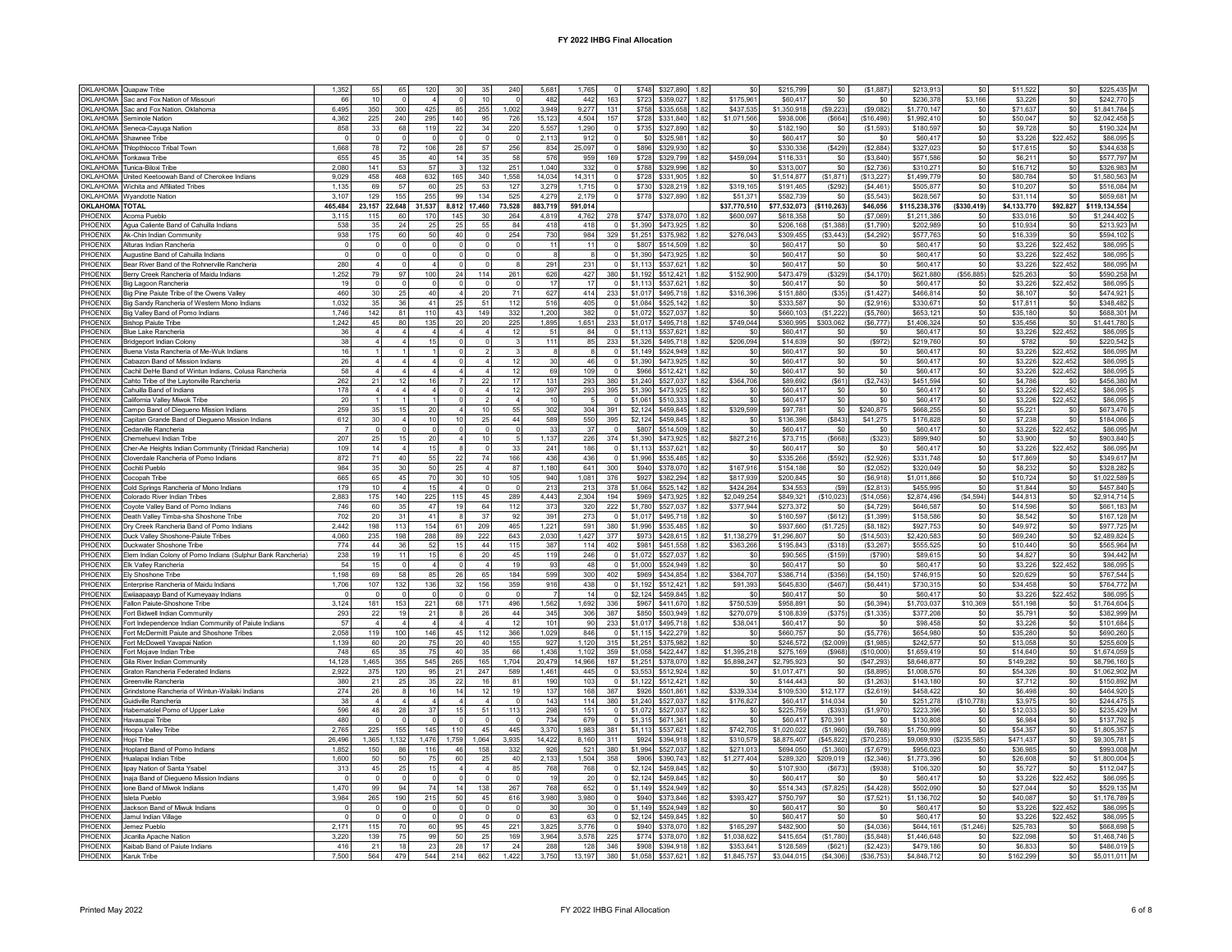| | | | | | | | | | | | | | | | | | | | | | | | | |
|---|---|---|---|---|---|---|---|---|---|---|---|---|---|---|---|---|---|---|---|---|---|---|---|---|
| OKLAHOMA | Quapaw Tribe | 1,352 | 55 | 65 | 120 | 30 | 35 | 240 | 5,681 | 1,765 | 0 | $748 | $327,890 | 1.82 | $0 | $215,799 | $0 | ($1,887) | $213,913 | $0 | $11,522 | $0 | $225,435 | M |
| OKLAHOMA | Sac and Fox Nation of Missouri | 66 | 10 | 0 | 4 | 0 | 10 | 0 | 482 | 442 | 163 | $723 | $359,027 | 1.82 | $175,961 | $60,417 | $0 | $0 | $236,378 | $3,166 | $3,226 | $0 | $242,770 | S |
| OKLAHOMA | Sac and Fox Nation, Oklahoma | 6,495 | 350 | 300 | 425 | 85 | 255 | 1,002 | 3,949 | 9,277 | 131 | $758 | $335,658 | 1.82 | $437,535 | $1,350,918 | ($9,223) | ($9,082) | $1,770,147 | $0 | $71,637 | $0 | $1,841,784 | S |
| OKLAHOMA | Seminole Nation | 4,362 | 225 | 240 | 295 | 140 | 95 | 726 | 15,123 | 4,504 | 157 | $728 | $331,840 | 1.82 | $1,071,566 | $938,006 | ($664) | ($16,498) | $1,992,410 | $0 | $50,047 | $0 | $2,042,458 | S |
| OKLAHOMA | Seneca-Cayuga Nation | 858 | 33 | 68 | 119 | 22 | 34 | 220 | 5,557 | 1,290 | 0 | $735 | $327,890 | 1.82 | $0 | $182,190 | $0 | ($1,593) | $180,597 | $0 | $9,728 | $0 | $190,324 | M |
| OKLAHOMA | Shawnee Tribe | 0 | 0 | 0 | 0 | 0 | 0 | 0 | 2,113 | 912 | 0 | $0 | $325,981 | 1.82 | $0 | $60,417 | $0 | $0 | $60,417 | $0 | $3,226 | $22,452 | $86,095 | S |
| OKLAHOMA | Thlopthlocco Tribal Town | 1,668 | 78 | 72 | 106 | 28 | 57 | 256 | 834 | 25,097 | 0 | $896 | $329,930 | 1.82 | $0 | $330,336 | ($429) | ($2,884) | $327,023 | $0 | $17,615 | $0 | $344,638 | S |
| OKLAHOMA | Tonkawa Tribe | 655 | 45 | 35 | 40 | 14 | 35 | 58 | 576 | 959 | 169 | $728 | $329,799 | 1.82 | $459,094 | $116,331 | $0 | ($3,840) | $571,586 | $0 | $6,211 | $0 | $577,797 | M |
| OKLAHOMA | Tunica-Biloxi Tribe | 2,080 | 141 | 53 | 57 | 3 | 132 | 251 | 1,040 | 332 | 0 | $788 | $329,996 | 1.82 | $0 | $313,007 | $0 | ($2,736) | $310,271 | $0 | $16,712 | $0 | $326,983 | M |
| OKLAHOMA | United Keetoowah Band of Cherokee Indians | 9,029 | 458 | 468 | 632 | 165 | 340 | 1,558 | 14,034 | 14,311 | 0 | $728 | $331,905 | 1.82 | $0 | $1,514,877 | ($1,871) | ($13,227) | $1,499,779 | $0 | $80,784 | $0 | $1,580,563 | M |
| OKLAHOMA | Wichita and Affiliated Tribes | 1,135 | 69 | 57 | 60 | 25 | 53 | 127 | 3,279 | 1,715 | 0 | $730 | $328,219 | 1.82 | $319,165 | $191,465 | ($292) | ($4,461) | $505,877 | $0 | $10,207 | $0 | $516,084 | M |
| OKLAHOMA | Wyandotte Nation | 3,107 | 129 | 155 | 255 | 99 | 134 | 525 | 4,279 | 2,179 | 0 | $778 | $327,890 | 1.82 | $51,371 | $582,739 | $0 | ($5,543) | $628,567 | $0 | $31,114 | $0 | $659,681 | M |
| **OKLAHOMA** | **TOTAL** | **465,484** | **23,157** | **22,648** | **31,537** | **8,812** | **17,460** | **73,528** | **883,719** | **591,014** | | | | | **$37,770,510** | **$77,532,073** | **($110,263)** | **$46,056** | **$115,238,376** | **($330,419)** | **$4,133,770** | **$92,827** | **$119,134,554** | |
| PHOENIX | Acoma Pueblo | 3,115 | 115 | 60 | 170 | 145 | 30 | 264 | 4,819 | 4,762 | 278 | $747 | $378,070 | 1.82 | $600,097 | $618,358 | $0 | ($7,069) | $1,211,386 | $0 | $33,016 | $0 | $1,244,402 | S |
| PHOENIX | Agua Caliente Band of Cahuilla Indians | 538 | 35 | 24 | 25 | 25 | 55 | 84 | 418 | 418 | 0 | $1,390 | $473,925 | 1.82 | $0 | $206,168 | ($1,388) | ($1,790) | $202,989 | $0 | $10,934 | $0 | $213,923 | M |
| PHOENIX | Ak-Chin Indian Community | 938 | 175 | 60 | 50 | 40 | 0 | 254 | 730 | 984 | 329 | $1,251 | $375,982 | 1.82 | $276,043 | $309,455 | ($3,443) | ($4,292) | $577,763 | $0 | $16,339 | $0 | $594,102 | S |
| PHOENIX | Alturas Indian Rancheria | 0 | 0 | 0 | 0 | 0 | 0 | 0 | 11 | 11 | 0 | $807 | $514,509 | 1.82 | $0 | $60,417 | $0 | $0 | $60,417 | $0 | $3,226 | $22,452 | $86,095 | S |
| PHOENIX | Augustine Band of Cahuilla Indians | 0 | 0 | 0 | 0 | 0 | 0 | 0 | 8 | 8 | 0 | $1,390 | $473,925 | 1.82 | $0 | $60,417 | $0 | $0 | $60,417 | $0 | $3,226 | $22,452 | $86,095 | S |
| PHOENIX | Bear River Band of the Rohnerville Rancheria | 280 | 4 | 0 | 4 | 0 | 0 | 8 | 291 | 231 | 0 | $1,113 | $537,621 | 1.82 | $0 | $60,417 | $0 | $0 | $60,417 | $0 | $3,226 | $22,452 | $86,095 | M |
| PHOENIX | Berry Creek Rancheria of Maidu Indians | 1,252 | 79 | 97 | 100 | 24 | 114 | 261 | 626 | 427 | 380 | $1,192 | $512,421 | 1.82 | $152,900 | $473,479 | ($329) | ($4,170) | $621,880 | ($56,885) | $25,263 | $0 | $590,258 | M |
| PHOENIX | Big Lagoon Rancheria | 19 | 0 | 0 | 0 | 0 | 0 | 0 | 17 | 17 | 0 | $1,113 | $537,621 | 1.82 | $0 | $60,417 | $0 | $0 | $60,417 | $0 | $3,226 | $22,452 | $86,095 | S |
| PHOENIX | Big Pine Paiute Tribe of the Owens Valley | 460 | 30 | 25 | 40 | 4 | 20 | 71 | 627 | 414 | 233 | $1,017 | $495,718 | 1.82 | $316,396 | $151,880 | ($35) | ($1,427) | $466,814 | $0 | $8,107 | $0 | $474,921 | S |
| PHOENIX | Big Sandy Rancheria of Western Mono Indians | 1,032 | 35 | 36 | 41 | 25 | 51 | 112 | 516 | 405 | 0 | $1,084 | $525,142 | 1.82 | $0 | $333,587 | $0 | ($2,916) | $330,671 | $0 | $17,811 | $0 | $348,482 | S |
| PHOENIX | Big Valley Band of Pomo Indians | 1,746 | 142 | 81 | 110 | 43 | 149 | 332 | 1,200 | 382 | 0 | $1,072 | $527,037 | 1.82 | $0 | $660,103 | ($1,222) | ($5,760) | $653,121 | $0 | $35,180 | $0 | $688,301 | M |
| PHOENIX | Bishop Paiute Tribe | 1,242 | 45 | 80 | 135 | 20 | 20 | 225 | 1,895 | 1,651 | 233 | $1,017 | $495,718 | 1.82 | $749,044 | $360,995 | $303,062 | ($6,777) | $1,406,324 | $0 | $35,456 | $0 | $1,441,780 | S |
| PHOENIX | Blue Lake Rancheria | 36 | 4 | 4 | 4 | 4 | 4 | 12 | 51 | 84 | 0 | $1,113 | $537,621 | 1.82 | $0 | $60,417 | $0 | $0 | $60,417 | $0 | $3,226 | $22,452 | $86,095 | S |
| PHOENIX | Bridgeport Indian Colony | 38 | 4 | 4 | 15 | 0 | 0 | 3 | 111 | 85 | 233 | $1,326 | $495,718 | 1.82 | $206,094 | $14,639 | $0 | ($972) | $219,760 | $0 | $782 | $0 | $220,542 | S |
| PHOENIX | Buena Vista Rancheria of Me-Wuk Indians | 16 | 1 | 1 | 1 | 0 | 2 | 3 | 8 | 8 | 0 | $1,149 | $524,949 | 1.82 | $0 | $60,417 | $0 | $0 | $60,417 | $0 | $3,226 | $22,452 | $86,095 | S |
| PHOENIX | Cabazon Band of Mission Indians | 26 | 4 | 4 | 4 | 0 | 4 | 12 | 30 | 46 | 0 | $1,390 | $473,925 | 1.82 | $0 | $60,417 | $0 | $0 | $60,417 | $0 | $3,226 | $22,452 | $86,095 | S |
| PHOENIX | Cachil DeHe Band of Wintun Indians, Colusa Rancheria | 58 | 4 | 4 | 4 | 4 | 4 | 12 | 69 | 109 | 0 | $966 | $512,421 | 1.82 | $0 | $60,417 | $0 | $0 | $60,417 | $0 | $3,226 | $22,452 | $86,095 | S |
| PHOENIX | Cahto Tribe of the Laytonville Rancheria | 262 | 21 | 12 | 16 | 7 | 22 | 17 | 131 | 293 | 380 | $1,240 | $527,037 | 1.82 | $364,706 | $89,692 | ($61) | ($2,743) | $451,594 | $0 | $4,786 | $0 | $456,380 | M |
| PHOENIX | Cahuilla Band of Indians | 178 | 4 | 4 | 4 | 0 | 4 | 12 | 397 | 293 | 395 | $1,390 | $473,925 | 1.82 | $0 | $60,417 | $0 | $0 | $60,417 | $0 | $3,226 | $22,452 | $86,095 | S |
| PHOENIX | California Valley Miwok Tribe | 20 | 1 | 1 | 1 | 0 | 2 | 4 | 10 | 5 | 0 | $1,061 | $510,333 | 1.82 | $0 | $60,417 | $0 | $0 | $60,417 | $0 | $3,226 | $22,452 | $86,095 | S |
| PHOENIX | Campo Band of Diegueno Mission Indians | 259 | 35 | 15 | 20 | 4 | 10 | 55 | 302 | 304 | 391 | $2,124 | $459,845 | 1.82 | $329,599 | $97,781 | $0 | $240,875 | $668,255 | $0 | $5,221 | $0 | $673,476 | S |
| PHOENIX | Capitan Grande Band of Diegueno Mission Indians | 612 | 30 | 4 | 10 | 10 | 25 | 44 | 589 | 550 | 395 | $2,124 | $459,845 | 1.82 | $0 | $136,396 | ($843) | $41,275 | $176,828 | $0 | $7,238 | $0 | $184,066 | S |
| PHOENIX | Cedarville Rancheria | 7 | 0 | 0 | 0 | 0 | 0 | 0 | 33 | 37 | 0 | $807 | $514,509 | 1.82 | $0 | $60,417 | $0 | $0 | $60,417 | $0 | $3,226 | $22,452 | $86,095 | M |
| PHOENIX | Chemehuevi Indian Tribe | 207 | 25 | 15 | 20 | 4 | 10 | 5 | 1,137 | 226 | 374 | $1,390 | $473,925 | 1.82 | $827,216 | $73,715 | ($668) | ($323) | $899,940 | $0 | $3,900 | $0 | $903,840 | S |
| PHOENIX | Cher-Ae Heights Indian Community (Trinidad Rancheria) | 109 | 14 | 4 | 15 | 8 | 0 | 33 | 241 | 186 | 0 | $1,113 | $537,621 | 1.82 | $0 | $60,417 | $0 | $0 | $60,417 | $0 | $3,226 | $22,452 | $86,095 | M |
| PHOENIX | Cloverdale Rancheria of Pomo Indians | 872 | 71 | 40 | 55 | 22 | 74 | 166 | 436 | 436 | 0 | $1,996 | $535,485 | 1.82 | $0 | $335,266 | ($592) | ($2,926) | $331,748 | $0 | $17,869 | $0 | $349,617 | M |
| PHOENIX | Cochiti Pueblo | 984 | 35 | 30 | 50 | 25 | 4 | 87 | 1,180 | 641 | 300 | $940 | $378,070 | 1.82 | $167,916 | $154,186 | $0 | ($2,052) | $320,049 | $0 | $8,232 | $0 | $328,282 | S |
| PHOENIX | Cocopah Tribe | 665 | 65 | 45 | 70 | 30 | 10 | 105 | 940 | 1,081 | 376 | $927 | $382,294 | 1.82 | $817,939 | $200,845 | $0 | ($6,918) | $1,011,866 | $0 | $10,724 | $0 | $1,022,589 | S |
| PHOENIX | Cold Springs Rancheria of Mono Indians | 179 | 10 | 4 | 15 | 4 | 0 | 0 | 213 | 213 | 378 | $1,064 | $525,142 | 1.82 | $424,264 | $34,553 | ($9) | ($2,813) | $455,995 | $0 | $1,844 | $0 | $457,840 | S |
| PHOENIX | Colorado River Indian Tribes | 2,883 | 175 | 140 | 225 | 115 | 45 | 289 | 4,443 | 2,304 | 194 | $969 | $473,925 | 1.82 | $2,049,254 | $849,321 | ($10,023) | ($14,056) | $2,874,496 | ($4,594) | $44,813 | $0 | $2,914,714 | S |
| PHOENIX | Coyote Valley Band of Pomo Indians | 746 | 60 | 35 | 47 | 19 | 64 | 112 | 373 | 320 | 322 | $1,780 | $527,037 | 1.82 | $377,944 | $273,372 | $0 | ($4,729) | $646,587 | $0 | $14,596 | $0 | $661,183 | M |
| PHOENIX | Death Valley Timba-sha Shoshone Tribe | 702 | 20 | 31 | 41 | 8 | 37 | 92 | 391 | 273 | 0 | $1,017 | $495,718 | 1.82 | $0 | $160,597 | ($612) | ($1,399) | $158,586 | $0 | $8,542 | $0 | $167,128 | M |
| PHOENIX | Dry Creek Rancheria Band of Pomo Indians | 2,442 | 198 | 113 | 154 | 61 | 209 | 465 | 1,221 | 591 | 380 | $1,996 | $535,485 | 1.82 | $0 | $937,660 | ($1,725) | ($8,182) | $927,753 | $0 | $49,972 | $0 | $977,725 | M |
| PHOENIX | Duck Valley Shoshone-Paiute Tribes | 4,060 | 235 | 198 | 288 | 89 | 222 | 643 | 2,030 | 1,427 | 377 | $973 | $428,615 | 1.82 | $1,138,279 | $1,296,807 | $0 | ($14,503) | $2,420,583 | $0 | $69,240 | $0 | $2,489,824 | S |
| PHOENIX | Duckwater Shoshone Tribe | 774 | 44 | 36 | 52 | 15 | 44 | 115 | 387 | 114 | 402 | $981 | $451,558 | 1.82 | $363,266 | $195,843 | ($318) | ($3,267) | $555,525 | $0 | $10,440 | $0 | $565,964 | M |
| PHOENIX | Elem Indian Colony of Pomo Indians (Sulphur Bank Rancheria) | 238 | 19 | 11 | 15 | 6 | 20 | 45 | 119 | 246 | 0 | $1,072 | $527,037 | 1.82 | $0 | $90,565 | ($159) | ($790) | $89,615 | $0 | $4,827 | $0 | $94,442 | M |
| PHOENIX | Elk Valley Rancheria | 54 | 15 | 0 | 4 | 0 | 4 | 19 | 93 | 48 | 0 | $1,000 | $524,949 | 1.82 | $0 | $60,417 | $0 | $0 | $60,417 | $0 | $3,226 | $22,452 | $86,095 | S |
| PHOENIX | Ely Shoshone Tribe | 1,198 | 69 | 58 | 85 | 26 | 65 | 184 | 599 | 300 | 402 | $969 | $434,854 | 1.82 | $364,707 | $386,714 | ($356) | ($4,150) | $746,915 | $0 | $20,629 | $0 | $767,544 | S |
| PHOENIX | Enterprise Rancheria of Maidu Indians | 1,706 | 107 | 132 | 136 | 32 | 156 | 359 | 916 | 438 | 0 | $1,192 | $512,421 | 1.82 | $91,393 | $645,830 | ($467) | ($6,441) | $730,315 | $0 | $34,458 | $0 | $764,772 | M |
| PHOENIX | Ewiiaapaayp Band of Kumeyaay Indians | 0 | 0 | 0 | 0 | 0 | 0 | 0 | 7 | 14 | 0 | $2,124 | $459,845 | 1.82 | $0 | $60,417 | $0 | $0 | $60,417 | $0 | $3,226 | $22,452 | $86,095 | S |
| PHOENIX | Fallon Paiute-Shoshone Tribe | 3,124 | 181 | 153 | 221 | 68 | 171 | 496 | 1,562 | 1,692 | 336 | $967 | $411,670 | 1.82 | $750,539 | $958,891 | $0 | ($6,394) | $1,703,037 | $10,369 | $51,198 | $0 | $1,764,604 | S |
| PHOENIX | Fort Bidwell Indian Community | 293 | 22 | 19 | 21 | 8 | 26 | 44 | 345 | 306 | 387 | $850 | $503,949 | 1.82 | $270,079 | $108,839 | ($375) | ($1,335) | $377,208 | $0 | $5,791 | $0 | $382,999 | M |
| PHOENIX | Fort Independence Indian Community of Paiute Indians | 57 | 4 | 4 | 4 | 4 | 4 | 12 | 101 | 90 | 233 | $1,017 | $495,718 | 1.82 | $38,041 | $60,417 | $0 | $0 | $98,458 | $0 | $3,226 | $0 | $101,684 | S |
| PHOENIX | Fort McDermitt Paiute and Shoshone Tribes | 2,058 | 119 | 100 | 146 | 45 | 112 | 366 | 1,029 | 846 | 0 | $1,115 | $422,279 | 1.82 | $0 | $660,757 | $0 | ($5,776) | $654,980 | $0 | $35,280 | $0 | $690,260 | S |
| PHOENIX | Fort McDowell Yavapai Nation | 1,139 | 60 | 20 | 75 | 20 | 40 | 155 | 927 | 1,120 | 315 | $1,251 | $375,982 | 1.82 | $0 | $246,572 | ($2,009) | ($1,985) | $242,577 | $0 | $13,058 | $0 | $255,609 | S |
| PHOENIX | Fort Mojave Indian Tribe | 748 | 65 | 35 | 75 | 40 | 35 | 66 | 1,436 | 1,102 | 359 | $1,058 | $422,447 | 1.82 | $1,395,218 | $275,169 | ($968) | ($10,000) | $1,659,419 | $0 | $14,640 | $0 | $1,674,059 | S |
| PHOENIX | Gila River Indian Community | 14,128 | 1,465 | 355 | 545 | 265 | 165 | 1,704 | 20,479 | 14,966 | 187 | $1,251 | $378,070 | 1.82 | $5,898,247 | $2,795,923 | $0 | ($47,293) | $8,646,877 | $0 | $149,282 | $0 | $8,796,160 | S |
| PHOENIX | Graton Rancheria Federated Indians | 2,922 | 375 | 120 | 95 | 21 | 247 | 589 | 1,461 | 445 | 0 | $3,553 | $512,924 | 1.82 | $0 | $1,017,471 | $0 | ($8,895) | $1,008,576 | $0 | $54,326 | $0 | $1,062,902 | M |
| PHOENIX | Greenville Rancheria | 380 | 21 | 25 | 35 | 22 | 16 | 81 | 190 | 103 | 0 | $1,122 | $512,421 | 1.82 | $0 | $144,443 | $0 | ($1,263) | $143,180 | $0 | $7,712 | $0 | $150,892 | M |
| PHOENIX | Grindstone Rancheria of Wintun-Wailaki Indians | 274 | 26 | 8 | 16 | 14 | 12 | 19 | 137 | 168 | 387 | $926 | $501,861 | 1.82 | $339,334 | $109,530 | $12,177 | ($2,619) | $458,422 | $0 | $6,498 | $0 | $464,920 | S |
| PHOENIX | Guidiville Rancheria | 38 | 4 | 4 | 4 | 4 | 4 | 0 | 143 | 114 | 380 | $1,240 | $527,037 | 1.82 | $176,827 | $60,417 | $14,034 | $0 | $251,278 | ($10,778) | $3,975 | $0 | $244,475 | S |
| PHOENIX | Habematolel Pomo of Upper Lake | 596 | 48 | 28 | 37 | 15 | 51 | 113 | 298 | 151 | 0 | $1,072 | $527,037 | 1.82 | $0 | $225,759 | ($393) | ($1,970) | $223,396 | $0 | $12,033 | $0 | $235,429 | M |
| PHOENIX | Havasupai Tribe | 480 | 0 | 0 | 0 | 0 | 0 | 0 | 734 | 679 | 0 | $1,315 | $671,361 | 1.82 | $0 | $60,417 | $70,391 | $0 | $130,808 | $0 | $6,984 | $0 | $137,792 | S |
| PHOENIX | Hoopa Valley Tribe | 2,765 | 225 | 155 | 145 | 110 | 45 | 445 | 3,370 | 1,983 | 381 | $1,113 | $537,621 | 1.82 | $742,705 | $1,020,022 | ($1,960) | ($9,768) | $1,750,999 | $0 | $54,357 | $0 | $1,805,357 | S |
| PHOENIX | Hopi Tribe | 26,496 | 1,365 | 1,132 | 1,476 | 1,759 | 1,064 | 3,935 | 14,422 | 8,160 | 311 | $924 | $394,918 | 1.82 | $310,579 | $8,875,407 | ($45,822) | ($70,235) | $9,069,930 | ($235,585) | $471,437 | $0 | $9,305,781 | S |
| PHOENIX | Hopland Band of Pomo Indians | 1,852 | 150 | 86 | 116 | 46 | 158 | 332 | 926 | 521 | 380 | $1,994 | $527,037 | 1.82 | $271,013 | $694,050 | ($1,360) | ($7,679) | $956,023 | $0 | $36,985 | $0 | $993,008 | M |
| PHOENIX | Hualapai Indian Tribe | 1,600 | 50 | 50 | 75 | 60 | 25 | 40 | 2,133 | 1,504 | 358 | $906 | $390,743 | 1.82 | $1,277,404 | $289,320 | $209,019 | ($2,346) | $1,773,396 | $0 | $26,808 | $0 | $1,800,004 | S |
| PHOENIX | Ipay Nation of Santa Ysabel | 313 | 45 | 25 | 15 | 4 | 4 | 85 | 768 | 768 | 0 | $2,124 | $459,845 | 1.82 | $0 | $107,930 | ($673) | ($938) | $106,320 | $0 | $5,727 | $0 | $112,047 | S |
| PHOENIX | Inaja Band of Diegueno Mission Indians | 0 | 0 | 0 | 0 | 0 | 0 | 0 | 19 | 20 | 0 | $2,124 | $459,845 | 1.82 | $0 | $60,417 | $0 | $0 | $60,417 | $0 | $3,226 | $22,452 | $86,095 | S |
| PHOENIX | Ione Band of Miwok Indians | 1,470 | 99 | 94 | 74 | 14 | 138 | 267 | 768 | 652 | 0 | $1,149 | $524,949 | 1.82 | $0 | $514,343 | ($7,825) | ($4,428) | $502,090 | $0 | $27,044 | $0 | $529,135 | M |
| PHOENIX | Isleta Pueblo | 3,984 | 265 | 190 | 215 | 50 | 45 | 616 | 3,980 | 3,980 | 0 | $940 | $373,846 | 1.82 | $393,427 | $750,797 | $0 | ($7,521) | $1,136,702 | $0 | $40,087 | $0 | $1,176,789 | S |
| PHOENIX | Jackson Band of Miwuk Indians | 0 | 0 | 0 | 0 | 0 | 0 | 0 | 30 | 30 | 0 | $1,149 | $524,949 | 1.82 | $0 | $60,417 | $0 | $0 | $60,417 | $0 | $3,226 | $22,452 | $86,095 | S |
| PHOENIX | Jamul Indian Village | 0 | 0 | 0 | 0 | 0 | 0 | 0 | 63 | 63 | 0 | $2,124 | $459,845 | 1.82 | $0 | $60,417 | $0 | $0 | $60,417 | $0 | $3,226 | $22,452 | $86,095 | S |
| PHOENIX | Jemez Pueblo | 2,171 | 115 | 70 | 60 | 95 | 45 | 221 | 3,825 | 3,776 | 0 | $940 | $378,070 | 1.82 | $165,297 | $482,900 | $0 | ($4,036) | $644,161 | ($1,246) | $25,783 | $0 | $668,698 | S |
| PHOENIX | Jicarilla Apache Nation | 3,220 | 139 | 75 | 99 | 50 | 25 | 169 | 3,964 | 3,578 | 225 | $774 | $378,070 | 1.82 | $1,038,622 | $415,654 | ($1,780) | ($5,848) | $1,446,648 | $0 | $22,098 | $0 | $1,468,746 | S |
| PHOENIX | Kaibab Band of Paiute Indians | 416 | 21 | 18 | 23 | 28 | 17 | 24 | 288 | 128 | 346 | $908 | $394,918 | 1.82 | $353,641 | $128,589 | ($621) | ($2,423) | $479,186 | $0 | $6,833 | $0 | $486,019 | S |
| PHOENIX | Karuk Tribe | 7,500 | 564 | 479 | 544 | 214 | 662 | 1,422 | 3,750 | 13,197 | 380 | $1,058 | $537,621 | 1.82 | $1,845,757 | $3,044,015 | ($4,306) | ($36,753) | $4,848,712 | $0 | $162,299 | $0 | $5,011,011 | M |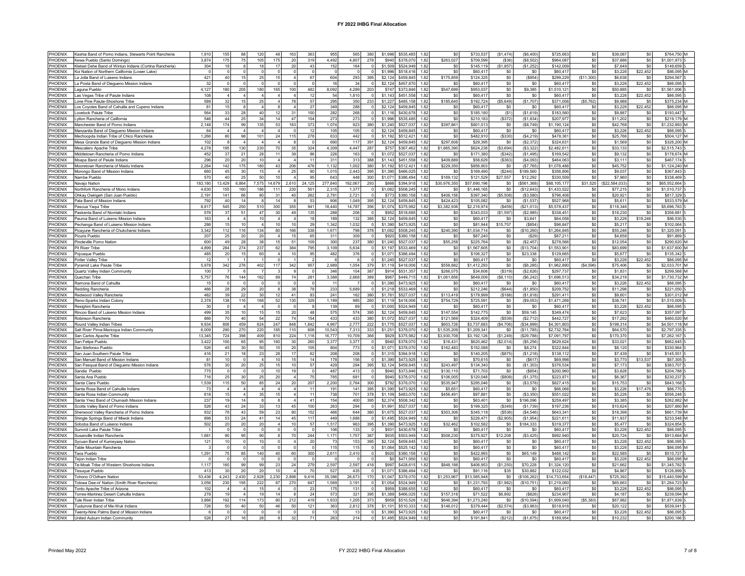# FY 2022 IHBG Final Allocation

| | | | | | | | | | | | | | | | | | | | | | | | | | |
|---|---|---|---|---|---|---|---|---|---|---|---|---|---|---|---|---|---|---|---|---|---|---|---|---|---|
| PHOENIX | Kashia Band of Pomo Indians, Stewarts Point Rancheria | 1,910 | 155 | 88 | 120 | 48 | 163 | 363 | 955 | 565 | 380 | $1,996 | $535,485 | 1.82 | $0 | $733,537 | ($1,474) | ($6,400) | $725,663 | $0 | $39,087 | $0 | $764,750 | M |
| PHOENIX | Kewa Pueblo (Santo Domingo) | 3,874 | 175 | 75 | 105 | 175 | 20 | 319 | 4,492 | 4,807 | 278 | $940 | $378,070 | 1.82 | $263,027 | $709,599 | ($36) | ($8,502) | $964,087 | $0 | $37,886 | $0 | $1,001,973 | S |
| PHOENIX | Kletsel Dehe Band of Wintun Indians (Cortina Rancheria) | 304 | 18 | 8 | 18 | 17 | 20 | 43 | 152 | 164 | 0 | $1,509 | $524,949 | 1.82 | $0 | $145,119 | ($1,857) | ($1,252) | $142,009 | $0 | $7,649 | $0 | $149,659 | S |
| PHOENIX | Koi Nation of Northern California (Lower Lake) | 0 | 0 | 0 | 0 | 0 | 0 | 0 | 0 | 0 | 0 | $1,996 | $518,416 | 1.82 | $0 | $60,417 | $0 | $0 | $60,417 | $0 | $3,226 | $22,452 | $86,095 | M |
| PHOENIX | La Jolla Band of Luiseno Indians | 421 | 40 | 15 | 25 | 15 | 4 | 67 | 604 | 293 | 395 | $2,124 | $459,845 | 1.82 | $175,859 | $124,325 | $0 | ($954) | $299,229 | ($11,300) | $6,638 | $0 | $294,567 | S |
| PHOENIX | La Posta Band of Diegueno Mission Indians | 32 | 0 | 0 | 0 | 0 | 0 | 0 | 16 | 34 | 0 | $2,124 | $457,870 | 1.82 | $0 | $60,417 | $0 | $0 | $60,417 | $0 | $3,226 | $22,452 | $86,095 | S |
| PHOENIX | Laguna Pueblo | 4,127 | 180 | 205 | 180 | 165 | 100 | 482 | 8,092 | 4,289 | 203 | $747 | $373,846 | 1.82 | $547,699 | $953,037 | $0 | $9,385 | $1,510,121 | $0 | $50,885 | $0 | $1,561,006 | S |
| PHOENIX | Las Vegas Tribe of Paiute Indians | 108 | 4 | 4 | 4 | 4 | 4 | 12 | 54 | 1,810 | 0 | $1,143 | $451,558 | 1.82 | $0 | $60,417 | $0 | $0 | $60,417 | $0 | $3,226 | $22,452 | $86,095 | S |
| PHOENIX | Lone Pine Paiute-Shoshone Tribe | 589 | 32 | 15 | 25 | 4 | 78 | 57 | 295 | 350 | 233 | $1,227 | $485,158 | 1.82 | $185,640 | $192,724 | ($5,649) | ($1,707) | $371,008 | ($5,762) | $9,988 | $0 | $375,234 | M |
| PHOENIX | Los Coyotes Band of Cahuilla and Cupeno Indians | 81 | 15 | 8 | 4 | 8 | 4 | 27 | 349 | 288 | 0 | $2,124 | $459,845 | 1.82 | $0 | $60,417 | $0 | $0 | $60,417 | $0 | $3,226 | $22,452 | $86,095 | M |
| PHOENIX | Lovelock Paiute Tribe | 564 | 33 | 28 | 40 | 12 | 31 | 100 | 282 | 268 | 0 | $1,116 | $430,678 | 1.82 | $0 | $185,180 | ($1) | ($1,619) | $183,560 | $0 | $9,887 | $0 | $193,447 | S |
| PHOENIX | Lytton Rancheria of California | 546 | 44 | 25 | 34 | 14 | 47 | 104 | 273 | 273 | 0 | $1,996 | $535,485 | 1.82 | $0 | $210,183 | ($372) | ($1,834) | $207,977 | $0 | $11,202 | $0 | $219,179 | M |
| PHOENIX | Manchester Band of Pomo Indians | 2,148 | 174 | 99 | 135 | 53 | 183 | 373 | 1,074 | 923 | 380 | $1,240 | $527,037 | 1.82 | $397,861 | $801,013 | $0 | ($8,749) | $1,190,124 | $0 | $42,768 | $0 | $1,232,893 | M |
| PHOENIX | Manzanita Band of Diegueno Mission Indians | 64 | 4 | 4 | 4 | 0 | 0 | 12 | 105 | 105 | 0 | $2,124 | $459,845 | 1.82 | $0 | $60,417 | $0 | $0 | $60,417 | $0 | $3,226 | $22,452 | $86,095 | S |
| PHOENIX | Mechoopda Indian Tribe of Chico Rancheria | 1,266 | 80 | 98 | 101 | 24 | 115 | 278 | 633 | 442 | 0 | $1,192 | $512,421 | 1.82 | $0 | $482,910 | ($330) | ($4,219) | $478,361 | $0 | $25,766 | $0 | $504,127 | M |
| PHOENIX | Mesa Grande Band of Diegueno Mission Indians | 102 | 8 | 4 | 4 | 4 | 8 | 0 | 690 | 117 | 391 | $2,124 | $459,845 | 1.82 | $297,608 | $29,395 | $0 | ($2,372) | $324,631 | $0 | $1,569 | $0 | $326,200 | M |
| PHOENIX | Mescalero Apache Tribe | 4,278 | 195 | 130 | 230 | 70 | 35 | 324 | 4,309 | 4,447 | 287 | $757 | $367,462 | 1.82 | $1,865,390 | $624,238 | ($3,694) | ($3,322) | $2,482,611 | $0 | $33,133 | $0 | $2,515,743 | S |
| PHOENIX | Middletown Rancheria of Pomo Indians | 452 | 37 | 21 | 28 | 11 | 39 | 86 | 226 | 163 | 0 | $1,072 | $527,037 | 1.82 | $0 | $171,380 | ($342) | ($1,495) | $169,542 | $0 | $9,132 | $0 | $178,674 | M |
| PHOENIX | Moapa Band of Paiute Indians | 296 | 20 | 20 | 10 | 4 | 4 | 11 | 311 | 313 | 388 | $1,143 | $451,558 | 1.82 | $409,889 | $58,629 | ($363) | ($4,093) | $464,063 | $0 | $3,111 | $0 | $467,174 | S |
| PHOENIX | Mooretown Rancheria of Maidu Indians | 2,264 | 142 | 175 | 180 | 43 | 206 | 476 | 1,132 | 1,002 | 380 | $1,192 | $512,421 | 1.82 | $229,350 | $856,903 | $0 | ($7,765) | $1,078,488 | $0 | $45,752 | $0 | $1,124,240 | M |
| PHOENIX | Morongo Band of Mission Indians | 660 | 45 | 30 | 15 | 4 | 25 | 90 | 1,015 | 2,443 | 395 | $1,390 | $466,025 | 1.82 | $0 | $169,490 | ($244) | $189,560 | $358,806 | $0 | $9,037 | $0 | $367,843 | S |
| PHOENIX | Nambe Pueblo | 570 | 40 | 25 | 50 | 10 | 4 | 95 | 643 | 448 | 300 | $1,071 | $386,494 | 1.82 | $169,132 | $121,529 | $27,557 | $12,292 | $330,509 | $0 | $7,960 | $0 | $338,469 | S |
| PHOENIX | Navajo Nation | 183,180 | 13,429 | 6,864 | 7,575 | 14,679 | 2,610 | 24,125 | 277,840 | 192,067 | 293 | $866 | $394,918 | 1.82 | $30,976,350 | $57,690,196 | $0 | ($561,368) | $88,105,177 | $31,520 | ($22,584,033) | $0 | $65,552,664 | S |
| PHOENIX | Northfork Rancheria of Mono Indians | 4,630 | 155 | 160 | 186 | 111 | 230 | 501 | 2,315 | 1,377 | 0 | $1,082 | $508,245 | 1.82 | $0 | $1,446,165 | $0 | ($12,643) | $1,433,522 | $0 | $77,215 | $0 | $1,510,737 | S |
| PHOENIX | Ohkay Owingeh (San Juan Pueblo) | 2,191 | 141 | 66 | 80 | 31 | 40 | 262 | 2,791 | 2,721 | 0 | $773 | $380,158 | 1.82 | $408,156 | $397,340 | ($5,508) | ($3,580) | $796,408 | $0 | $20,921 | $0 | $817,329 | S |
| PHOENIX | Pala Band of Mission Indians | 792 | 40 | 14 | 8 | 14 | 8 | 53 | 906 | 1,049 | 395 | $2,124 | $459,845 | 1.82 | $424,423 | $105,082 | $0 | ($1,537) | $527,968 | $0 | $5,611 | $0 | $533,579 | M |
| PHOENIX | Pascua Yaqui Tribe | 8,817 | 545 | 250 | 510 | 300 | 355 | 941 | 18,440 | 14,787 | 356 | $1,074 | $375,982 | 1.82 | $3,382,936 | $2,216,974 | ($459) | ($21,013) | $5,578,437 | $0 | $118,346 | $0 | $5,696,783 | S |
| PHOENIX | Paskenta Band of Nomlaki Indians | 576 | 37 | 51 | 47 | 30 | 49 | 135 | 288 | 206 | 0 | $952 | $518,685 | 1.82 | $0 | $343,033 | ($1,597) | ($2,985) | $338,451 | $0 | $18,230 | $0 | $356,681 | S |
| PHOENIX | Pauma Band of Luiseno Mission Indians | 163 | 4 | 4 | 10 | 4 | 4 | 18 | 189 | 132 | 395 | $2,124 | $459,845 | 1.82 | $0 | $60,417 | $0 | $3,641 | $64,058 | $0 | $3,226 | $19,246 | $86,530 | S |
| PHOENIX | Pechanga Band of Luiseno Mission Indians | 286 | 15 | 10 | 4 | 10 | 10 | 29 | 1,342 | 1,032 | 0 | $1,390 | $473,925 | 1.82 | $0 | $81,944 | $15,757 | ($854) | $96,847 | $0 | $5,217 | $0 | $102,064 | S |
| PHOENIX | Picayune Rancheria of Chukchansi Indians | 3,342 | 112 | 116 | 134 | 80 | 166 | 338 | 1,671 | 798 | 378 | $1,082 | $508,245 | 1.82 | $240,390 | $1,034,714 | $0 | ($10,260) | $1,264,845 | $0 | $55,246 | $0 | $1,320,091 | S |
| PHOENIX | Picuris Pueblo | 207 | 25 | 20 | 20 | 4 | 15 | 65 | 311 | 309 | 0 | $920 | $380,158 | 1.82 | $0 | $87,240 | $0 | ($29) | $87,211 | $0 | $4,658 | $0 | $91,869 | S |
| PHOENIX | Pinoleville Pomo Nation | 600 | 49 | 28 | 38 | 15 | 51 | 109 | 300 | 237 | 380 | $1,240 | $527,037 | 1.82 | $55,258 | $225,764 | $0 | ($2,457) | $278,566 | $0 | $12,054 | $0 | $290,620 | M |
| PHOENIX | Pit River Tribe | 4,899 | 284 | 274 | 237 | 62 | 384 | 795 | 3,109 | 5,634 | 0 | $1,197 | $533,469 | 1.82 | $0 | $1,567,605 | $0 | ($13,704) | $1,553,901 | $0 | $83,699 | $0 | $1,637,600 | M |
| PHOENIX | Pojoaque Pueblo | 485 | 20 | 15 | 60 | 4 | 10 | 95 | 482 | 376 | 0 | $1,071 | $386,494 | 1.82 | $0 | $106,327 | $0 | $23,338 | $129,665 | $0 | $5,677 | $0 | $135,342 | S |
| PHOENIX | Potter Valley Tribe | 12 | 1 | 1 | 1 | 0 | 1 | 2 | 6 | 6 | 0 | $1,240 | $527,037 | 1.82 | $0 | $60,417 | $0 | $0 | $60,417 | $0 | $3,226 | $22,452 | $86,095 | M |
| PHOENIX | Pyramid Lake Paiute Tribe | 5,978 | 342 | 276 | 402 | 117 | 342 | 957 | 2,989 | 1,054 | 379 | $1,119 | $418,006 | 1.82 | $558,882 | $1,412,293 | $0 | ($8,285) | $1,962,890 | ($4,596) | $75,406 | $0 | $2,033,701 | M |
| PHOENIX | Quartz Valley Indian Community | 100 | 7 | 6 | 7 | 3 | 9 | 0 | 346 | 104 | 387 | $914 | $531,357 | 1.82 | $266,075 | $34,608 | ($319) | ($2,626) | $297,737 | $0 | $1,831 | $0 | $299,568 | M |
| PHOENIX | Quechan Tribe | 5,757 | 76 | 144 | 162 | 89 | 74 | 281 | 3,388 | 2,668 | 389 | $967 | $449,715 | 1.82 | $1,061,856 | $649,009 | ($8,110) | ($6,242) | $1,696,513 | $0 | $34,219 | $0 | $1,730,732 | M |
| PHOENIX | Ramona Band of Cahuilla | 15 | 0 | 0 | 0 | 0 | 0 | 0 | 11 | 7 | 0 | $1,390 | $473,925 | 1.82 | $0 | $60,417 | $0 | $0 | $60,417 | $0 | $3,226 | $22,452 | $86,095 | S |
| PHOENIX | Redding Rancheria | 466 | 28 | 29 | 20 | 8 | 38 | 78 | 233 | 5,689 | 0 | $1,218 | $533,469 | 1.82 | $0 | $212,246 | ($644) | ($1,850) | $209,752 | $0 | $11,298 | $0 | $221,050 | S |
| PHOENIX | Redwood Valley Rancheria | 482 | 39 | 22 | 30 | 12 | 41 | 83 | 241 | 162 | 380 | $1,781 | $527,037 | 1.82 | $113,419 | $179,999 | ($188) | ($1,818) | $291,411 | $0 | $9,601 | $0 | $301,012 | M |
| PHOENIX | Reno-Sparks Indian Colony | 2,378 | 138 | 116 | 168 | 52 | 130 | 329 | 1,189 | 985 | 260 | $1,119 | $418,006 | 1.82 | $754,729 | $725,591 | $0 | ($9,053) | $1,471,268 | $0 | $38,741 | $0 | $1,510,009 | S |
| PHOENIX | Resighini Rancheria | 30 | 0 | 4 | 4 | 0 | 0 | 8 | 139 | 89 | 0 | $1,000 | $524,949 | 1.82 | $0 | $60,417 | $0 | $0 | $60,417 | $0 | $3,226 | $22,452 | $86,095 | S |
| PHOENIX | Rincon Band of Luiseno Mission Indians | 499 | 35 | 10 | 15 | 15 | 20 | 48 | 575 | 574 | 395 | $2,124 | $459,845 | 1.82 | $147,554 | $142,775 | $0 | $59,145 | $349,474 | $0 | $7,623 | $0 | $357,097 | S |
| PHOENIX | Robinson Rancheria | 866 | 70 | 40 | 54 | 22 | 74 | 154 | 433 | 433 | 380 | $1,072 | $527,037 | 1.82 | $121,569 | $324,409 | ($539) | ($2,712) | $442,727 | $0 | $17,292 | $0 | $460,020 | M |
| PHOENIX | Round Valley Indian Tribes | 9,934 | 806 | 459 | 624 | 247 | 848 | 1,842 | 4,967 | 2,777 | 222 | $1,775 | $527,037 | 1.82 | $603,726 | $3,737,683 | ($4,706) | ($34,899) | $4,301,803 | $0 | $199,314 | $0 | $4,501,118 | M |
| PHOENIX | Salt River Pima-Maricopa Indian Community | 6,009 | 290 | 270 | 220 | 185 | 110 | 608 | 10,543 | 7,313 | 333 | $1,251 | $378,070 | 1.82 | $1,535,209 | $1,209,341 | $0 | ($11,785) | $2,732,764 | $0 | $64,570 | $0 | $2,797,335 | S |
| PHOENIX | San Carlos Apache Tribe | 13,345 | 724 | 398 | 409 | 810 | 224 | 1,116 | 16,777 | 10,709 | 368 | $929 | $375,982 | 1.82 | $3,930,708 | $3,192,126 | ($1,249) | ($29,788) | $7,091,797 | $0 | $170,370 | $0 | $7,262,167 | S |
| PHOENIX | San Felipe Pueblo | 3,422 | 100 | 65 | 95 | 160 | 30 | 260 | 3,377 | 3,377 | 0 | $940 | $378,070 | 1.82 | $16,431 | $620,462 | ($2,014) | ($5,256) | $629,624 | $0 | $33,021 | $0 | $662,645 | S |
| PHOENIX | San Ildefonso Pueblo | 526 | 45 | 30 | 50 | 10 | 20 | 105 | 804 | 773 | 0 | $1,071 | $378,070 | 1.82 | $162,483 | $152,088 | $0 | $8,274 | $322,844 | $0 | $8,120 | $0 | $330,964 | S |
| PHOENIX | San Juan Southern Paiute Tribe | 416 | 21 | 18 | 23 | 28 | 17 | 62 | 208 | 208 | 0 | $1,315 | $394,918 | 1.82 | $0 | $140,205 | ($875) | ($1,218) | $138,112 | $0 | $7,439 | $0 | $145,551 | S |
| PHOENIX | San Manuel Band of Mission Indians | 81 | 10 | 0 | 4 | 10 | 15 | 14 | 178 | 156 | 0 | $1,390 | $473,925 | 1.82 | $0 | $70,615 | $0 | ($617) | $69,998 | $0 | $3,770 | $13,537 | $87,305 | S |
| PHOENIX | San Pasqual Band of Diegueno Mission Indians | 576 | 30 | 20 | 25 | 15 | 10 | 57 | 429 | 294 | 395 | $2,124 | $459,845 | 1.82 | $243,497 | $134,340 | $0 | ($1,303) | $376,534 | $0 | $7,173 | $0 | $383,707 | S |
| PHOENIX | Sandia Pueblo | 775 | 0 | 0 | 0 | 10 | 19 | 0 | 487 | 413 | 0 | $940 | $373,846 | 1.82 | $130,110 | $71,703 | $0 | ($854) | $200,960 | $0 | $3,828 | $0 | $204,788 | S |
| PHOENIX | Santa Ana Pueblo | 716 | 25 | 30 | 25 | 20 | 4 | 75 | 765 | 681 | 0 | $940 | $378,070 | 1.82 | $106,005 | $120,048 | ($808) | ($1,375) | $223,871 | $0 | $6,367 | $0 | $230,237 | S |
| PHOENIX | Santa Clara Pueblo | 1,539 | 115 | 50 | 85 | 24 | 20 | 207 | 2,200 | 2,764 | 300 | $792 | $378,070 | 1.82 | $535,947 | $295,046 | $0 | ($3,578) | $827,415 | $0 | $15,753 | $0 | $843,168 | S |
| PHOENIX | Santa Rosa Band of Cahuilla Indians | 73 | 4 | 4 | 4 | 4 | 4 | 11 | 191 | 141 | 395 | $1,390 | $473,925 | 1.82 | $5,651 | $60,417 | $0 | $0 | $66,068 | $0 | $3,226 | $17,476 | $86,770 | S |
| PHOENIX | Santa Rosa Indian Community | 618 | 15 | 4 | 35 | 15 | 4 | 11 | 738 | 701 | 378 | $1,109 | $483,070 | 1.82 | $456,491 | $97,881 | $0 | ($3,350) | $551,022 | $0 | $5,226 | $0 | $556,248 | S |
| PHOENIX | Santa Ynez Band of Chumash Mission Indians | 237 | 19 | 14 | 8 | 8 | 4 | 41 | 154 | 400 | 395 | $2,374 | $508,342 | 1.82 | $0 | $63,401 | $0 | $196,096 | $259,497 | $0 | $3,385 | $0 | $262,882 | M |
| PHOENIX | Scotts Valley Band of Pomo Indians | 526 | 43 | 24 | 33 | 13 | 45 | 100 | 263 | 294 | 0 | $1,991 | $527,037 | 1.82 | $0 | $199,325 | ($349) | ($1,739) | $197,236 | $0 | $10,624 | $0 | $207,860 | M |
| PHOENIX | Sherwood Valley Rancheria of Pomo Indians | 932 | 76 | 43 | 59 | 23 | 80 | 152 | 466 | 644 | 380 | $1,675 | $527,037 | 1.82 | $303,306 | $345,118 | ($536) | ($4,546) | $643,341 | $0 | $18,398 | $0 | $661,739 | M |
| PHOENIX | Shingle Springs Band of Miwok Indians | 898 | 53 | 24 | 41 | 14 | 45 | 117 | 449 | 1,688 | 0 | $1,495 | $524,949 | 1.82 | $0 | $226,471 | ($2,905) | ($1,954) | $221,611 | $0 | $11,937 | $0 | $233,548 | M |
| PHOENIX | Soboba Band of Luiseno Indians | 502 | 20 | 20 | 20 | 4 | 10 | 57 | 1,517 | 963 | 395 | $1,390 | $473,925 | 1.82 | $32,462 | $102,582 | $0 | $184,333 | $319,377 | $0 | $5,477 | $0 | $324,854 | S |
| PHOENIX | Summit Lake Paiute Tribe | 1 | 0 | 0 | 0 | 0 | 0 | 0 | 106 | 133 | 0 | $931 | $430,678 | 1.82 | $0 | $60,417 | $0 | $0 | $60,417 | $0 | $3,226 | $22,452 | $86,095 | S |
| PHOENIX | Susanville Indian Rancheria | 1,681 | 90 | 95 | 90 | 8 | 70 | 244 | 1,171 | 1,757 | 387 | $935 | $503,949 | 1.82 | $508,230 | $375,927 | $12,208 | ($3,425) | $892,940 | $0 | $20,724 | $0 | $913,664 | M |
| PHOENIX | Sycuan Band of Kumeyaay Nation | 121 | 10 | 0 | 10 | 0 | 4 | 20 | 73 | 153 | 395 | $2,124 | $459,845 | 1.82 | $0 | $60,417 | $0 | $0 | $60,417 | $0 | $3,226 | $22,452 | $86,095 | S |
| PHOENIX | Table Mountain Rancheria | 3 | 0 | 0 | 0 | 0 | 0 | 0 | 115 | 115 | 0 | $1,064 | $525,142 | 1.82 | $0 | $60,417 | $0 | $0 | $60,417 | $0 | $3,226 | $22,452 | $86,095 | M |
| PHOENIX | Taos Pueblo | 1,291 | 75 | 85 | 140 | 40 | 60 | 300 | 2,611 | 2,410 | 0 | $920 | $380,158 | 1.82 | $0 | $422,993 | $0 | $65,149 | $488,142 | $0 | $22,585 | $0 | $510,727 | S |
| PHOENIX | Tejon Indian Tribe | 0 | 0 | 0 | 0 | 0 | 0 | 0 | 0 | 0 | 0 | $0 | $471,950 | 1.82 | $0 | $60,417 | $0 | $0 | $60,417 | $0 | $3,226 | $22,452 | $86,095 | M |
| PHOENIX | Te-Moak Tribe of Western Shoshone Indians | 1,117 | 160 | 99 | 99 | 23 | 24 | 279 | 2,597 | 2,597 | 418 | $997 | $428,615 | 1.82 | $848,188 | $406,953 | ($1,250) | $70,228 | $1,324,120 | $0 | $21,662 | $0 | $1,345,782 | S |
| PHOENIX | Tesuque Pueblo | 413 | 30 | 20 | 20 | 10 | 4 | 70 | 527 | 435 | 0 | $1,071 | $386,494 | 1.82 | $0 | $91,116 | $35 | $30,882 | $122,032 | $0 | $4,867 | $0 | $126,899 | S |
| PHOENIX | Tohono O'Odham Nation | 53,436 | 4,243 | 2,430 | 2,928 | 2,230 | 2,898 | 9,416 | 35,386 | 26,673 | 170 | $1,047 | $378,070 | 1.82 | $1,253,967 | $13,585,948 | $0 | ($106,262) | $14,733,654 | ($18,447) | $725,392 | $0 | $15,440,599 | M |
| PHOENIX | Tolowa Dee-ni' Nation (Smith River Rancheria) | 3,056 | 230 | 195 | 222 | 87 | 270 | 647 | 1,569 | 3,191 | 0 | $1,054 | $524,949 | 1.82 | $0 | $1,231,793 | ($1,982) | ($10,751) | $1,219,060 | $0 | $65,663 | $0 | $1,284,723 | M |
| PHOENIX | Tonto Apache Tribe of Arizona | 102 | 4 | 4 | 15 | 4 | 0 | 23 | 175 | 131 | 0 | $959 | $388,655 | 1.82 | $0 | $60,417 | $0 | $0 | $60,417 | $0 | $3,226 | $22,452 | $86,095 | S |
| PHOENIX | Torres-Martinez Desert Cahuilla Indians | 278 | 19 | 4 | 19 | 14 | 8 | 24 | 573 | 321 | 395 | $1,389 | $466,025 | 1.82 | $157,318 | $71,522 | $6,892 | ($826) | $234,907 | $0 | $4,187 | $0 | $239,094 | M |
| PHOENIX | Tule River Indian Tribe | 3,866 | 192 | 114 | 173 | 80 | 212 | 419 | 1,933 | 1,205 | 373 | $959 | $510,526 | 1.82 | $646,394 | $1,273,240 | $0 | ($10,594) | $1,909,040 | ($5,383) | $67,982 | $0 | $1,971,639 | S |
| PHOENIX | Tuolumne Band of Me-Wuk Indians | 726 | 50 | 40 | 50 | 46 | 50 | 121 | 363 | 2,812 | 378 | $1,101 | $510,333 | 1.82 | $146,012 | $379,444 | ($2,574) | ($3,963) | $518,918 | $0 | $20,122 | $0 | $539,041 | S |
| PHOENIX | Twenty-Nine Palms Band of Mission Indians | 6 | 0 | 0 | 0 | 0 | 0 | 0 | 13 | 13 | 0 | $1,390 | $473,925 | 1.82 | $0 | $60,417 | $0 | $0 | $60,417 | $0 | $3,226 | $22,452 | $86,095 | S |
| PHOENIX | United Auburn Indian Community | 526 | 27 | 16 | 28 | 9 | 32 | 71 | 263 | 214 | 0 | $1,495 | $524,949 | 1.82 | $0 | $191,841 | ($212) | ($1,675) | $189,954 | $0 | $10,232 | $0 | $200,186 | S |

Printed May 2022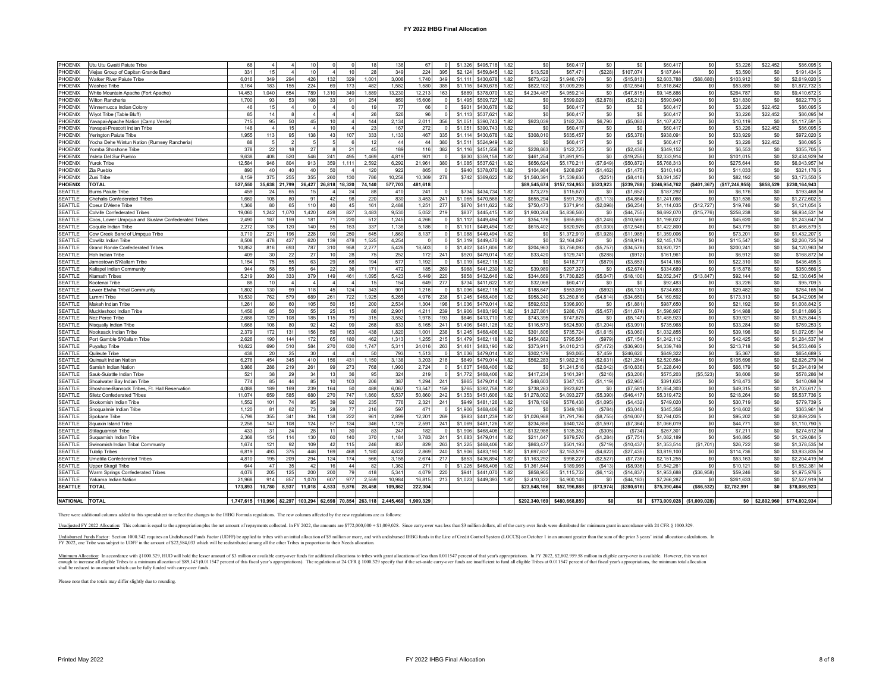# FY 2022 IHBG Final Allocation

| | | | | | | | | | | | | | | | | | | | | | | | | | |
|---|---|---|---|---|---|---|---|---|---|---|---|---|---|---|---|---|---|---|---|---|---|---|---|---|---|
| PHOENIX | Utu Utu Gwaiti Paiute Tribe | 68 | 4 | 4 | 10 | 0 | 0 | 18 | 136 | 67 | 0 | $1,326 | $495,718 | 1.82 | $0 | $60,417 | $0 | $0 | $60,417 | $0 | $3,226 | $22,452 | $86,095 | S |
| PHOENIX | Viejas Group of Capitan Grande Band | 331 | 15 | 4 | 10 | 4 | 10 | 28 | 349 | 224 | 395 | $2,124 | $459,845 | 1.82 | $13,528 | $67,471 | ($228) | $107,074 | $187,844 | $0 | $3,590 | $0 | $191,434 | S |
| PHOENIX | Walker River Paiute Tribe | 6,016 | 349 | 294 | 426 | 132 | 329 | 1,001 | 3,008 | 1,740 | 349 | $1,111 | $430,678 | 1.82 | $673,422 | $1,946,179 | $0 | ($15,813) | $2,603,788 | ($88,680) | $103,912 | $0 | $2,619,020 | S |
| PHOENIX | Washoe Tribe | 3,164 | 183 | 155 | 224 | 69 | 173 | 482 | 1,582 | 1,580 | 385 | $1,115 | $430,678 | 1.82 | $822,102 | $1,009,295 | $0 | ($12,554) | $1,818,842 | $0 | $53,889 | $0 | $1,872,732 | S |
| PHOENIX | White Mountain Apache (Fort Apache) | 14,453 | 1,040 | 654 | 789 | 1,310 | 349 | 1,889 | 13,230 | 12,213 | 163 | $889 | $378,070 | 1.82 | $4,234,487 | $4,959,214 | $0 | ($47,815) | $9,145,886 | $0 | $264,787 | $0 | $9,410,672 | S |
| PHOENIX | Wilton Rancheria | 1,700 | 93 | 53 | 108 | 33 | 91 | 254 | 850 | 15,606 | 0 | $1,495 | $509,727 | 1.82 | $0 | $599,029 | ($2,878) | ($5,212) | $590,940 | $0 | $31,830 | $0 | $622,770 | S |
| PHOENIX | Winnemucca Indian Colony | 46 | 15 | 4 | 0 | 4 | 0 | 19 | 77 | 66 | 0 | $931 | $430,678 | 1.82 | $0 | $60,417 | $0 | $0 | $60,417 | $0 | $3,226 | $22,452 | $86,095 | S |
| PHOENIX | Wiyot Tribe (Table Bluff) | 85 | 14 | 8 | 4 | 4 | 4 | 26 | 526 | 96 | 0 | $1,113 | $537,621 | 1.82 | $0 | $60,417 | $0 | $0 | $60,417 | $0 | $3,226 | $22,452 | $86,095 | M |
| PHOENIX | Yavapai-Apache Nation (Camp Verde) | 715 | 95 | 50 | 45 | 10 | 4 | 144 | 2,134 | 2,011 | 356 | $1,051 | $390,743 | 1.82 | $923,039 | $182,726 | $6,790 | ($5,083) | $1,107,472 | $0 | $10,119 | $0 | $1,117,591 | S |
| PHOENIX | Yavapai-Prescott Indian Tribe | 148 | 4 | 15 | 4 | 10 | 4 | 23 | 167 | 272 | 0 | $1,051 | $390,743 | 1.82 | $0 | $60,417 | $0 | $0 | $60,417 | $0 | $3,226 | $22,452 | $86,095 | S |
| PHOENIX | Yerington Paiute Tribe | 1,955 | 113 | 95 | 138 | 43 | 107 | 333 | 1,133 | 467 | 335 | $1,114 | $430,678 | 1.82 | $308,010 | $635,457 | $0 | ($5,376) | $938,091 | $0 | $33,929 | $0 | $972,020 | S |
| PHOENIX | Yocha Dehe Wintun Nation (Rumsey Rancheria) | 88 | 5 | 2 | 5 | 5 | 6 | 12 | 44 | 44 | 380 | $1,511 | $524,949 | 1.82 | $0 | $60,417 | $0 | $0 | $60,417 | $0 | $3,226 | $22,452 | $86,095 | S |
| PHOENIX | Yomba Shoshone Tribe | 378 | 22 | 18 | 27 | 8 | 21 | 45 | 189 | 116 | 382 | $1,116 | $451,558 | 1.82 | $228,863 | $122,725 | $0 | ($2,436) | $349,152 | $0 | $6,553 | $0 | $355,705 | S |
| PHOENIX | Ysleta Del Sur Pueblo | 9,638 | 408 | 520 | 546 | 241 | 495 | 1,469 | 4,819 | 901 | 0 | $830 | $359,158 | 1.82 | $461,254 | $1,891,915 | $0 | ($19,255) | $2,333,914 | $0 | $101,015 | $0 | $2,434,929 | M |
| PHOENIX | Yurok Tribe | 12,584 | 946 | 804 | 913 | 359 | 1,111 | 2,592 | 6,292 | 21,961 | 380 | $1,085 | $537,621 | 1.82 | $656,624 | $5,170,211 | ($7,649) | ($50,872) | $5,768,313 | $0 | $275,644 | $0 | $6,043,957 | M |
| PHOENIX | Zia Pueblo | 890 | 40 | 40 | 40 | 50 | 4 | 120 | 922 | 865 | 0 | $940 | $378,070 | 1.82 | $104,984 | $208,097 | ($1,462) | ($1,475) | $310,143 | $0 | $11,033 | $0 | $321,176 | S |
| PHOENIX | Zuni Tribe | 8,159 | 375 | 255 | 355 | 260 | 130 | 786 | 10,258 | 10,369 | 278 | $742 | $369,622 | 1.82 | $1,560,391 | $1,539,636 | ($251) | ($8,418) | $3,091,357 | $0 | $82,192 | $0 | $3,173,550 | S |
| PHOENIX | TOTAL | 527,550 | 35,638 | 21,799 | 26,427 | 26,818 | 18,320 | 74,140 | 577,703 | 481,618 | | | | | $89,545,674 | $157,124,953 | $523,923 | ($239,788) | $246,954,762 | ($401,367) | ($17,246,955) | $858,529 | $230,164,943 | |
| SEATTLE | Burns Paiute Tribe | 459 | 24 | 65 | 15 | 4 | 24 | 88 | 410 | 241 | 0 | $734 | $434,734 | 1.82 | $73,275 | $115,670 | $0 | ($1,652) | $187,292 | $0 | $6,176 | $0 | $193,468 | M |
| SEATTLE | Chehalis Confederated Tribes | 1,660 | 108 | 80 | 91 | 42 | 98 | 220 | 830 | 3,453 | 241 | $1,065 | $470,566 | 1.82 | $655,294 | $591,750 | ($1,113) | ($4,864) | $1,241,066 | $0 | $31,536 | $0 | $1,272,602 | S |
| SEATTLE | Coeur D'Alene Tribe | 1,366 | 80 | 65 | 110 | 40 | 45 | 161 | 2,488 | 1,251 | 277 | $870 | $411,622 | 1.82 | $750,473 | $371,914 | ($2,098) | ($6,254) | $1,114,035 | ($12,727) | $19,746 | $0 | $1,121,054 | S |
| SEATTLE | Colville Confederated Tribes | 19,060 | 1,242 | 1,070 | 1,420 | 428 | 827 | 3,483 | 9,530 | 5,052 | 219 | $837 | $445,415 | 1.82 | $1,900,264 | $4,836,560 | $0 | ($44,755) | $6,692,070 | ($15,776) | $258,238 | $0 | $6,934,531 | M |
| SEATTLE | Coos, Lower Umpqua and Siuslaw Confederated Tribes | 2,490 | 187 | 159 | 181 | 71 | 220 | 512 | 1,245 | 4,266 | 0 | $1,112 | $449,494 | 1.82 | $354,176 | $855,665 | ($1,248) | ($10,566) | $1,198,027 | $0 | $45,620 | $0 | $1,243,647 | M |
| SEATTLE | Coquille Indian Tribe | 2,272 | 135 | 120 | 140 | 55 | 153 | 337 | 1,136 | 5,186 | 0 | $1,101 | $449,494 | 1.82 | $615,402 | $820,976 | ($1,030) | ($12,548) | $1,422,800 | $0 | $43,779 | $0 | $1,466,579 | S |
| SEATTLE | Cow Creek Band of Umpqua Tribe | 3,710 | 221 | 196 | 228 | 90 | 250 | 645 | 1,860 | 8,137 | 0 | $1,088 | $449,494 | 1.82 | $0 | $1,372,919 | ($1,928) | ($11,985) | $1,359,006 | $0 | $73,201 | $0 | $1,432,207 | S |
| SEATTLE | Cowlitz Indian Tribe | 8,508 | 478 | 427 | 620 | 139 | 478 | 1,525 | 4,254 | 0 | 0 | $1,319 | $449,470 | 1.82 | $0 | $2,164,097 | $0 | ($18,919) | $2,145,178 | $0 | $115,547 | $0 | $2,260,725 | M |
| SEATTLE | Grand Ronde Confederated Tribes | 10,852 | 816 | 693 | 787 | 310 | 958 | 2,277 | 5,426 | 18,503 | 0 | $1,402 | $451,606 | 1.82 | $204,963 | $3,756,093 | ($5,757) | ($34,578) | $3,920,721 | $0 | $200,241 | $0 | $4,120,963 | M |
| SEATTLE | Hoh Indian Tribe | 409 | 30 | 22 | 27 | 10 | 28 | 75 | 252 | 172 | 241 | $920 | $479,014 | 1.82 | $33,420 | $129,741 | ($288) | ($912) | $161,961 | $0 | $6,912 | $0 | $168,872 | M |
| SEATTLE | Jamestown S'Klallam Tribe | 1,154 | 75 | 55 | 63 | 29 | 68 | 194 | 577 | 1,192 | 0 | $1,019 | $462,118 | 1.82 | $0 | $418,717 | ($879) | ($3,653) | $414,186 | $0 | $22,310 | $0 | $436,495 | S |
| SEATTLE | Kalispel Indian Community | 944 | 58 | 55 | 64 | 22 | 36 | 171 | 472 | 185 | 269 | $988 | $441,239 | 1.82 | $39,989 | $297,373 | $0 | ($2,674) | $334,689 | $0 | $15,878 | $0 | $350,566 | S |
| SEATTLE | Klamath Tribes | 5,219 | 393 | 333 | 379 | 149 | 461 | 1,095 | 5,423 | 5,449 | 220 | $858 | $432,646 | 1.82 | $344,669 | $1,730,825 | ($5,047) | ($18,100) | $2,052,347 | ($13,847) | $92,144 | $0 | $2,130,645 | M |
| SEATTLE | Kootenai Tribe | 68 | 10 | 4 | 4 | 4 | 4 | 15 | 154 | 649 | 277 | $734 | $411,622 | 1.82 | $32,066 | $60,417 | $0 | $0 | $92,483 | $0 | $3,226 | $0 | $95,709 | S |
| SEATTLE | Lower Elwha Tribal Community | 1,802 | 130 | 99 | 118 | 45 | 124 | 343 | 901 | 1,216 | 0 | $1,036 | $462,118 | 1.82 | $188,647 | $553,059 | ($892) | ($6,131) | $734,683 | $0 | $29,482 | $0 | $764,165 | M |
| SEATTLE | Lummi Tribe | 10,530 | 762 | 579 | 689 | 261 | 722 | 1,925 | 5,265 | 4,976 | 238 | $1,245 | $468,406 | 1.82 | $958,240 | $3,250,816 | ($4,814) | ($34,650) | $4,169,592 | $0 | $173,313 | $0 | $4,342,905 | M |
| SEATTLE | Makah Indian Tribe | 1,261 | 80 | 60 | 105 | 50 | 15 | 200 | 2,534 | 1,304 | 198 | $1,036 | $479,014 | 1.82 | $592,632 | $396,900 | $0 | ($1,881) | $987,650 | $0 | $21,192 | $0 | $1,008,842 | S |
| SEATTLE | Muckleshoot Indian Tribe | 1,456 | 85 | 50 | 55 | 25 | 15 | 86 | 2,901 | 4,211 | 239 | $1,906 | $483,190 | 1.82 | $1,327,861 | $286,178 | ($5,457) | ($11,674) | $1,596,907 | $0 | $14,988 | $0 | $1,611,896 | S |
| SEATTLE | Nez Perce Tribe | 2,686 | 129 | 108 | 185 | 115 | 79 | 315 | 3,552 | 1,978 | 193 | $846 | $413,710 | 1.82 | $743,395 | $747,675 | $0 | ($5,147) | $1,485,923 | $0 | $39,921 | $0 | $1,525,844 | S |
| SEATTLE | Nisqually Indian Tribe | 1,666 | 108 | 80 | 92 | 42 | 99 | 268 | 833 | 6,165 | 241 | $1,406 | $481,126 | 1.82 | $116,573 | $624,590 | ($1,204) | ($3,991) | $735,968 | $0 | $33,284 | $0 | $769,253 | S |
| SEATTLE | Nooksack Indian Tribe | 2,379 | 172 | 131 | 156 | 59 | 163 | 438 | 1,820 | 1,001 | 238 | $1,245 | $468,406 | 1.82 | $301,806 | $735,724 | ($1,615) | ($3,060) | $1,032,855 | $0 | $39,196 | $0 | $1,072,051 | M |
| SEATTLE | Port Gamble S'Klallam Tribe | 2,626 | 190 | 144 | 172 | 65 | 180 | 462 | 1,313 | 1,255 | 215 | $1,479 | $462,118 | 1.82 | $454,682 | $795,564 | ($979) | ($7,154) | $1,242,112 | $0 | $42,425 | $0 | $1,284,537 | M |
| SEATTLE | Puyallup Tribe | 10,622 | 690 | 510 | 584 | 270 | 630 | 1,747 | 5,311 | 24,016 | 263 | $1,461 | $483,190 | 1.82 | $373,911 | $4,010,213 | ($7,472) | ($36,903) | $4,339,748 | $0 | $213,718 | $0 | $4,553,466 | S |
| SEATTLE | Quileute Tribe | 438 | 20 | 25 | 30 | 4 | 4 | 50 | 793 | 1,513 | 0 | $1,036 | $479,014 | 1.82 | $302,179 | $93,065 | $7,459 | $246,620 | $649,322 | $0 | $5,367 | $0 | $654,689 | S |
| SEATTLE | Quinault Indian Nation | 6,276 | 454 | 345 | 410 | 156 | 431 | 1,150 | 3,138 | 3,203 | 216 | $849 | $479,014 | 1.82 | $562,283 | $1,982,216 | ($2,631) | ($21,284) | $2,520,584 | $0 | $105,696 | $0 | $2,626,279 | M |
| SEATTLE | Samish Indian Nation | 3,986 | 288 | 219 | 261 | 99 | 273 | 768 | 1,993 | 2,724 | 0 | $1,637 | $468,406 | 1.82 | $0 | $1,241,518 | ($2,042) | ($10,836) | $1,228,640 | $0 | $66,179 | $0 | $1,294,819 | M |
| SEATTLE | Sauk-Suiattle Indian Tribe | 521 | 38 | 29 | 34 | 13 | 36 | 95 | 324 | 219 | 0 | $1,772 | $468,406 | 1.82 | $417,234 | $161,391 | ($216) | ($3,206) | $575,203 | ($5,523) | $8,606 | $0 | $578,286 | M |
| SEATTLE | Shoalwater Bay Indian Tribe | 774 | 85 | 44 | 85 | 10 | 103 | 206 | 387 | 1,294 | 241 | $865 | $479,014 | 1.82 | $48,603 | $347,105 | ($1,119) | ($2,965) | $391,625 | $0 | $18,473 | $0 | $410,098 | M |
| SEATTLE | Shoshone-Bannock Tribes, Ft. Hall Reservation | 4,088 | 189 | 169 | 239 | 164 | 50 | 488 | 6,067 | 13,547 | 159 | $765 | $392,758 | 1.82 | $738,263 | $923,621 | $0 | ($7,581) | $1,654,303 | $0 | $49,315 | $0 | $1,703,617 | S |
| SEATTLE | Siletz Confederated Tribes | 11,074 | 659 | 585 | 680 | 270 | 747 | 1,860 | 5,537 | 50,860 | 242 | $1,353 | $451,606 | 1.82 | $1,278,002 | $4,093,277 | ($5,390) | ($46,417) | $5,319,472 | $0 | $218,264 | $0 | $5,537,736 | S |
| SEATTLE | Skokomish Indian Tribe | 1,552 | 101 | 74 | 85 | 39 | 92 | 235 | 776 | 2,321 | 241 | $949 | $481,126 | 1.82 | $178,109 | $576,438 | ($1,095) | ($4,432) | $749,020 | $0 | $30,719 | $0 | $779,739 | S |
| SEATTLE | Snoqualmie Indian Tribe | 1,120 | 81 | 62 | 73 | 28 | 77 | 216 | 597 | 471 | 0 | $1,906 | $468,406 | 1.82 | $0 | $349,188 | ($784) | ($3,046) | $345,358 | $0 | $18,602 | $0 | $363,961 | M |
| SEATTLE | Spokane Tribe | 5,798 | 355 | 341 | 394 | 138 | 222 | 961 | 2,899 | 12,201 | 269 | $983 | $441,239 | 1.82 | $1,026,988 | $1,791,798 | ($8,755) | ($16,007) | $2,794,025 | $0 | $95,202 | $0 | $2,889,226 | S |
| SEATTLE | Squaxin Island Tribe | 2,258 | 147 | 108 | 124 | 57 | 134 | 346 | 1,129 | 2,591 | 241 | $1,069 | $481,126 | 1.82 | $234,856 | $840,124 | ($1,597) | ($7,364) | $1,066,019 | $0 | $44,771 | $0 | $1,110,790 | S |
| SEATTLE | Stillaguamish Tribe | 433 | 31 | 24 | 28 | 11 | 30 | 83 | 247 | 182 | 0 | $1,906 | $468,406 | 1.82 | $132,988 | $135,352 | ($305) | ($734) | $267,301 | $0 | $7,211 | $0 | $274,512 | M |
| SEATTLE | Suquamish Indian Tribe | 2,368 | 154 | 114 | 130 | 60 | 140 | 370 | 1,184 | 3,783 | 241 | $1,683 | $479,014 | 1.82 | $211,647 | $879,576 | ($1,284) | ($7,751) | $1,082,189 | $0 | $46,895 | $0 | $1,129,084 | S |
| SEATTLE | Swinomish Indian Tribal Community | 1,674 | 121 | 92 | 109 | 42 | 115 | 246 | 837 | 829 | 263 | $1,225 | $468,406 | 1.82 | $863,477 | $501,193 | ($719) | ($10,437) | $1,353,514 | ($1,701) | $26,722 | $0 | $1,378,535 | M |
| SEATTLE | Tulalip Tribes | 6,819 | 493 | 375 | 446 | 169 | 468 | 1,180 | 4,622 | 2,869 | 240 | $1,906 | $483,190 | 1.82 | $1,697,637 | $2,153,519 | ($4,622) | ($27,435) | $3,819,100 | $0 | $114,736 | $0 | $3,933,835 | M |
| SEATTLE | Umatilla Confederated Tribes | 4,810 | 195 | 209 | 294 | 124 | 174 | 566 | 3,158 | 2,674 | 217 | $853 | $436,894 | 1.82 | $1,163,292 | $998,227 | ($2,527) | ($7,736) | $2,151,255 | $0 | $53,163 | $0 | $2,204,419 | M |
| SEATTLE | Upper Skagit Tribe | 644 | 47 | 35 | 42 | 16 | 44 | 82 | 1,362 | 271 | 0 | $1,225 | $468,406 | 1.82 | $1,361,644 | $189,965 | ($413) | ($8,936) | $1,542,261 | $0 | $10,121 | $0 | $1,552,381 | M |
| SEATTLE | Warm Springs Confederated Tribes | 4,076 | 205 | 125 | 200 | 200 | 79 | 418 | 5,341 | 4,079 | 220 | $941 | $441,070 | 1.82 | $858,905 | $1,115,732 | ($6,112) | ($14,837) | $1,953,688 | ($38,958) | $59,246 | $0 | $1,975,976 | S |
| SEATTLE | Yakama Indian Nation | 21,968 | 914 | 857 | 1,070 | 607 | 977 | 2,559 | 10,984 | 16,815 | 213 | $1,023 | $449,393 | 1.82 | $2,410,322 | $4,900,148 | $0 | ($44,183) | $7,266,287 | $0 | $261,633 | $0 | $7,527,919 | M |
| SEATTLE | TOTAL | 173,893 | 10,780 | 8,937 | 11,018 | 4,533 | 9,876 | 28,458 | 109,862 | 222,304 | | | | | $23,548,166 | $52,196,888 | ($73,974) | ($280,616) | $75,390,464 | ($86,532) | $2,782,991 | $0 | $78,086,923 | |
| NATIONAL | TOTAL | 1,747,615 | 110,996 | 82,297 | 103,294 | 62,698 | 70,854 | 263,118 | 2,445,469 | 1,909,329 | | | | | $292,340,169 | $480,668,859 | $0 | $0 | $773,009,028 | ($1,009,028) | $0 | $2,802,960 | $774,802,934 | |

There were additional columns added to this spreadsheet to reflect the changes to the IHBG Formula regulations. The new columns affected by the new regulations are as follows:

Unadjusted FY 2022 Allocation: This column is equal to the appropriation plus the net amount of repayments collected. In FY 2022, the amounts are $772,000,000 + $1,009,028. Since carry-over was less than $3 million dollars, all of the carry-over funds were distributed for minimum grant in accordance with 24 CFR § 1000.329.

Undisbursed Funds Factor: Section 1000.342 requires an Undisbursed Funds Factor (UDFF) be applied to tribes with an initial allocation of $5 million or more, and with undisbursed IHBG funds in the Line of Credit Control System (LOCCS) on October 1 in an amount greater than the sum of the prior 3 years' initial allocation calculations. In FY 2022, one Tribe was subject to UDFF in the amount of $22,584,033 which will be redistributed among all the other Tribes in proportion to their Needs allocation.

Minimum Allocation: In accordance with §1000.329, HUD will hold the lesser amount of $3 million or available carry-over funds for additional allocations to tribes with grant allocations of less than 0.011547 percent of that year's appropriations. In FY 2022, $2,802,959.58 million in eligible carry-over is available. However, this was not enough to increase all eligible Tribes to a minimum allocation of $89,143 (0.011547 percent of this fiscal year's appropriations). The regulations at 24 CFR § 1000.329 specify that if the set-aside carry-over funds are insufficient to fund all eligible Tribes at 0.011547 percent of that fiscal year's appropriations, the minimum total allocation shall be reduced to an amount which can be fully funded with carry-over funds.

Please note that the totals may differ slightly due to rounding.